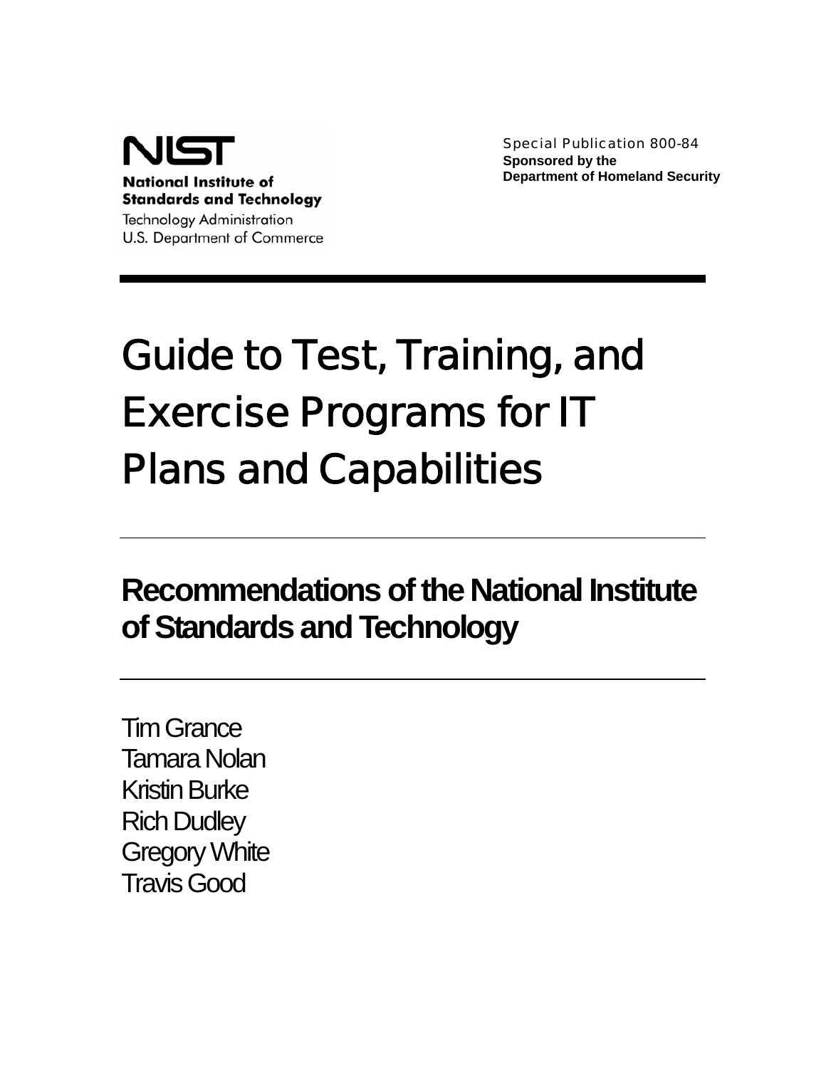NIST

**National Institute of Standards and Technology**

Technology Administration

U.S. Department of Commerce

Special Publication 800-84

**Sponsored by the Department of Homeland Security**

# Guide to Test, Training, and Exercise Programs for IT Plans and Capabilities

## Recommendations of the National Institute of Standards and Technology

Tim Grance
Tamara Nolan
Kristin Burke
Rich Dudley
Gregory White
Travis Good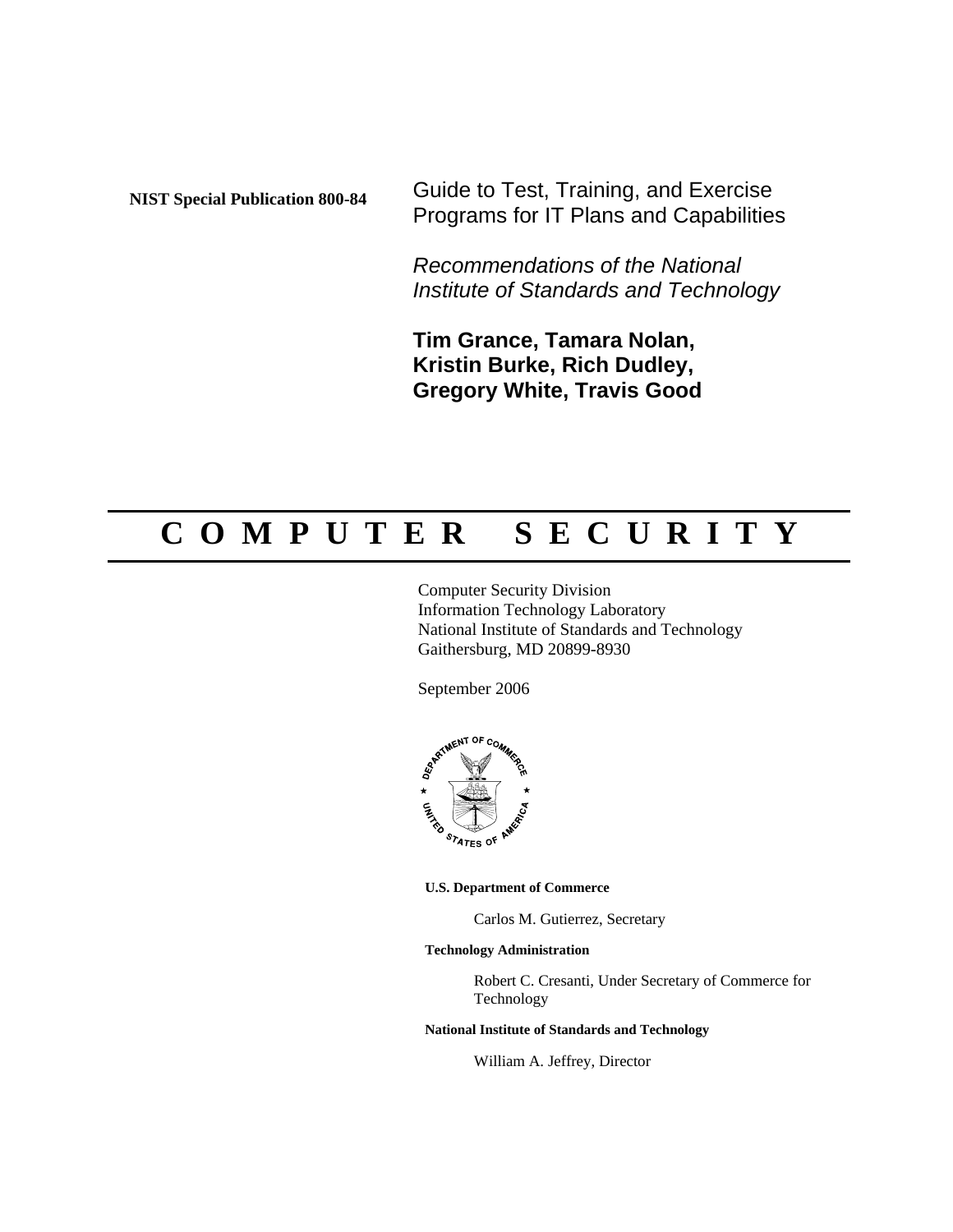**NIST Special Publication 800-84**

# Guide to Test, Training, and Exercise Programs for IT Plans and Capabilities

*Recommendations of the National Institute of Standards and Technology*

**Tim Grance, Tamara Nolan, Kristin Burke, Rich Dudley, Gregory White, Travis Good**

## C O M P U T E R   S E C U R I T Y

Computer Security Division
Information Technology Laboratory
National Institute of Standards and Technology
Gaithersburg, MD 20899-8930

September 2006

**U.S. Department of Commerce**

Carlos M. Gutierrez, Secretary

**Technology Administration**

Robert C. Cresanti, Under Secretary of Commerce for Technology

**National Institute of Standards and Technology**

William A. Jeffrey, Director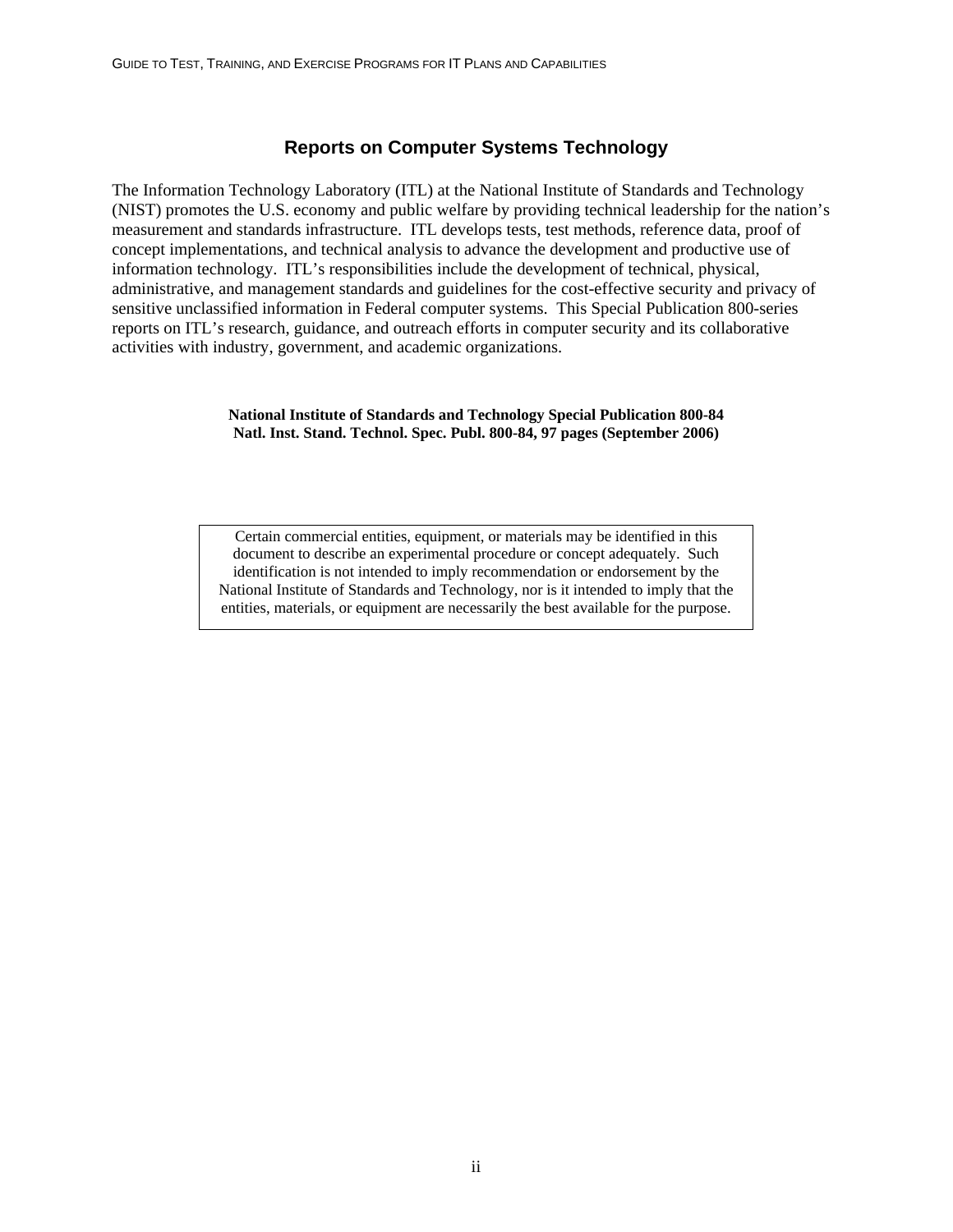## Reports on Computer Systems Technology

The Information Technology Laboratory (ITL) at the National Institute of Standards and Technology (NIST) promotes the U.S. economy and public welfare by providing technical leadership for the nation's measurement and standards infrastructure. ITL develops tests, test methods, reference data, proof of concept implementations, and technical analysis to advance the development and productive use of information technology. ITL's responsibilities include the development of technical, physical, administrative, and management standards and guidelines for the cost-effective security and privacy of sensitive unclassified information in Federal computer systems. This Special Publication 800-series reports on ITL's research, guidance, and outreach efforts in computer security and its collaborative activities with industry, government, and academic organizations.

**National Institute of Standards and Technology Special Publication 800-84**
**Natl. Inst. Stand. Technol. Spec. Publ. 800-84, 97 pages (September 2006)**

Certain commercial entities, equipment, or materials may be identified in this document to describe an experimental procedure or concept adequately. Such identification is not intended to imply recommendation or endorsement by the National Institute of Standards and Technology, nor is it intended to imply that the entities, materials, or equipment are necessarily the best available for the purpose.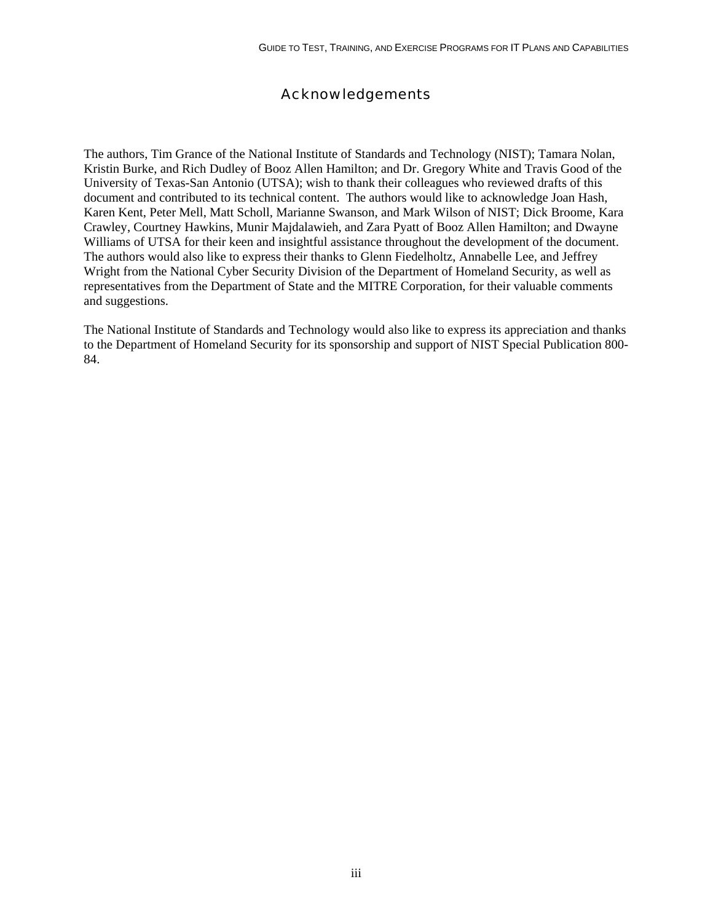# Acknowledgements

The authors, Tim Grance of the National Institute of Standards and Technology (NIST); Tamara Nolan, Kristin Burke, and Rich Dudley of Booz Allen Hamilton; and Dr. Gregory White and Travis Good of the University of Texas-San Antonio (UTSA); wish to thank their colleagues who reviewed drafts of this document and contributed to its technical content. The authors would like to acknowledge Joan Hash, Karen Kent, Peter Mell, Matt Scholl, Marianne Swanson, and Mark Wilson of NIST; Dick Broome, Kara Crawley, Courtney Hawkins, Munir Majdalawieh, and Zara Pyatt of Booz Allen Hamilton; and Dwayne Williams of UTSA for their keen and insightful assistance throughout the development of the document. The authors would also like to express their thanks to Glenn Fiedelholtz, Annabelle Lee, and Jeffrey Wright from the National Cyber Security Division of the Department of Homeland Security, as well as representatives from the Department of State and the MITRE Corporation, for their valuable comments and suggestions.

The National Institute of Standards and Technology would also like to express its appreciation and thanks to the Department of Homeland Security for its sponsorship and support of NIST Special Publication 800-84.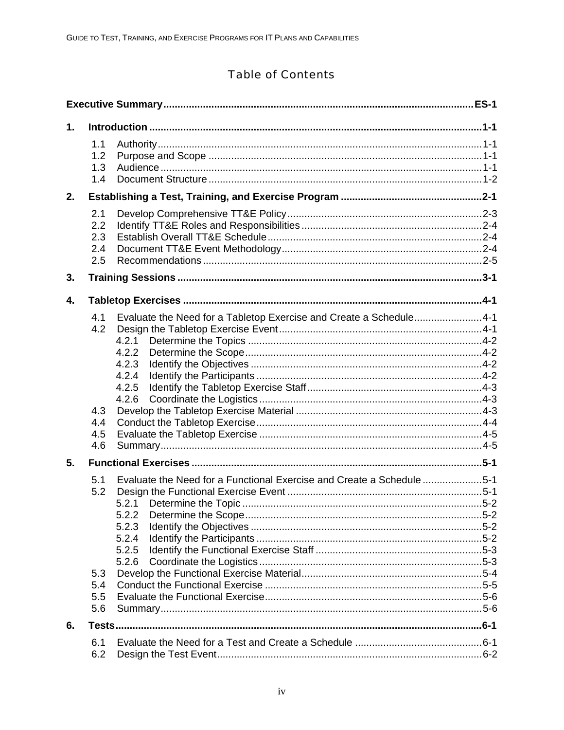## Table of Contents

**Executive Summary** ES-1

**1. Introduction** 1-1

- 1.1 Authority 1-1
- 1.2 Purpose and Scope 1-1
- 1.3 Audience 1-1
- 1.4 Document Structure 1-2

**2. Establishing a Test, Training, and Exercise Program** 2-1

- 2.1 Develop Comprehensive TT&E Policy 2-3
- 2.2 Identify TT&E Roles and Responsibilities 2-4
- 2.3 Establish Overall TT&E Schedule 2-4
- 2.4 Document TT&E Event Methodology 2-4
- 2.5 Recommendations 2-5

**3. Training Sessions** 3-1

**4. Tabletop Exercises** 4-1

- 4.1 Evaluate the Need for a Tabletop Exercise and Create a Schedule 4-1
- 4.2 Design the Tabletop Exercise Event 4-1
  - 4.2.1 Determine the Topics 4-2
  - 4.2.2 Determine the Scope 4-2
  - 4.2.3 Identify the Objectives 4-2
  - 4.2.4 Identify the Participants 4-2
  - 4.2.5 Identify the Tabletop Exercise Staff 4-3
  - 4.2.6 Coordinate the Logistics 4-3
- 4.3 Develop the Tabletop Exercise Material 4-3
- 4.4 Conduct the Tabletop Exercise 4-4
- 4.5 Evaluate the Tabletop Exercise 4-5
- 4.6 Summary 4-5

**5. Functional Exercises** 5-1

- 5.1 Evaluate the Need for a Functional Exercise and Create a Schedule 5-1
- 5.2 Design the Functional Exercise Event 5-1
  - 5.2.1 Determine the Topic 5-2
  - 5.2.2 Determine the Scope 5-2
  - 5.2.3 Identify the Objectives 5-2
  - 5.2.4 Identify the Participants 5-2
  - 5.2.5 Identify the Functional Exercise Staff 5-3
  - 5.2.6 Coordinate the Logistics 5-3
- 5.3 Develop the Functional Exercise Material 5-4
- 5.4 Conduct the Functional Exercise 5-5
- 5.5 Evaluate the Functional Exercise 5-6
- 5.6 Summary 5-6

**6. Tests** 6-1

- 6.1 Evaluate the Need for a Test and Create a Schedule 6-1
- 6.2 Design the Test Event 6-2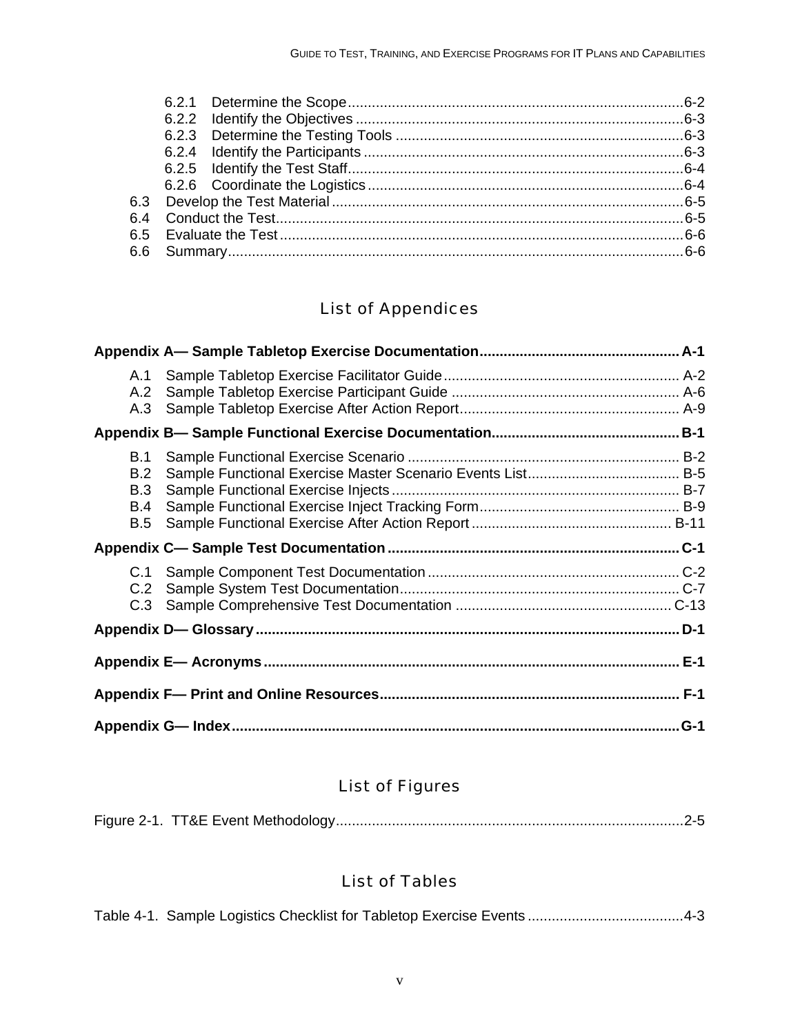- 6.2.1 Determine the Scope .......... 6-2
- 6.2.2 Identify the Objectives .......... 6-3
- 6.2.3 Determine the Testing Tools .......... 6-3
- 6.2.4 Identify the Participants .......... 6-3
- 6.2.5 Identify the Test Staff .......... 6-4
- 6.2.6 Coordinate the Logistics .......... 6-4

6.3 Develop the Test Material .......... 6-5
6.4 Conduct the Test .......... 6-5
6.5 Evaluate the Test .......... 6-6
6.6 Summary .......... 6-6

## List of Appendices

**Appendix A— Sample Tabletop Exercise Documentation .......... A-1**

- A.1 Sample Tabletop Exercise Facilitator Guide .......... A-2
- A.2 Sample Tabletop Exercise Participant Guide .......... A-6
- A.3 Sample Tabletop Exercise After Action Report .......... A-9

**Appendix B— Sample Functional Exercise Documentation .......... B-1**

- B.1 Sample Functional Exercise Scenario .......... B-2
- B.2 Sample Functional Exercise Master Scenario Events List .......... B-5
- B.3 Sample Functional Exercise Injects .......... B-7
- B.4 Sample Functional Exercise Inject Tracking Form .......... B-9
- B.5 Sample Functional Exercise After Action Report .......... B-11

**Appendix C— Sample Test Documentation .......... C-1**

- C.1 Sample Component Test Documentation .......... C-2
- C.2 Sample System Test Documentation .......... C-7
- C.3 Sample Comprehensive Test Documentation .......... C-13

**Appendix D— Glossary .......... D-1**

**Appendix E— Acronyms .......... E-1**

**Appendix F— Print and Online Resources .......... F-1**

**Appendix G— Index .......... G-1**

## List of Figures

Figure 2-1. TT&E Event Methodology .......... 2-5

## List of Tables

Table 4-1. Sample Logistics Checklist for Tabletop Exercise Events .......... 4-3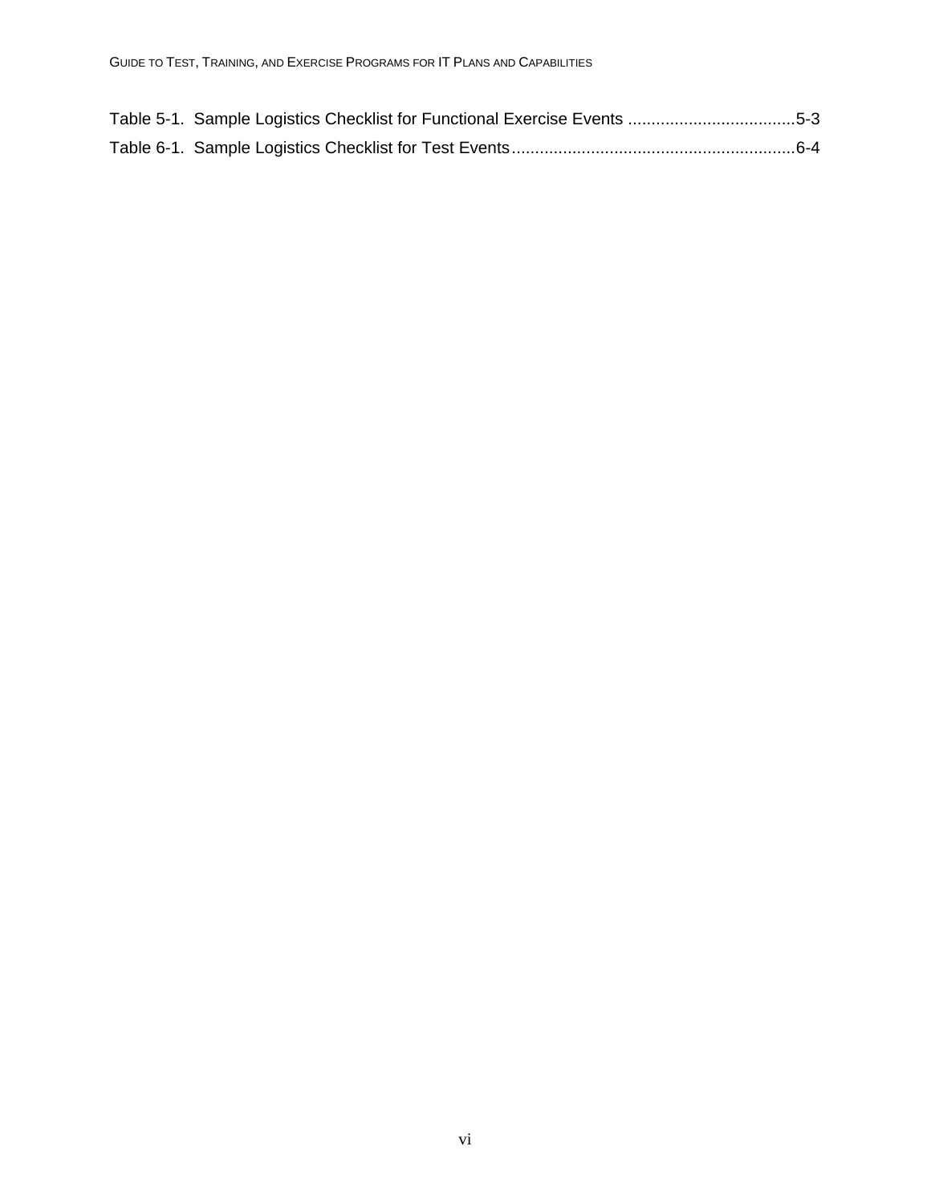Table 5-1. Sample Logistics Checklist for Functional Exercise Events ....................................5-3

Table 6-1. Sample Logistics Checklist for Test Events..............................................................6-4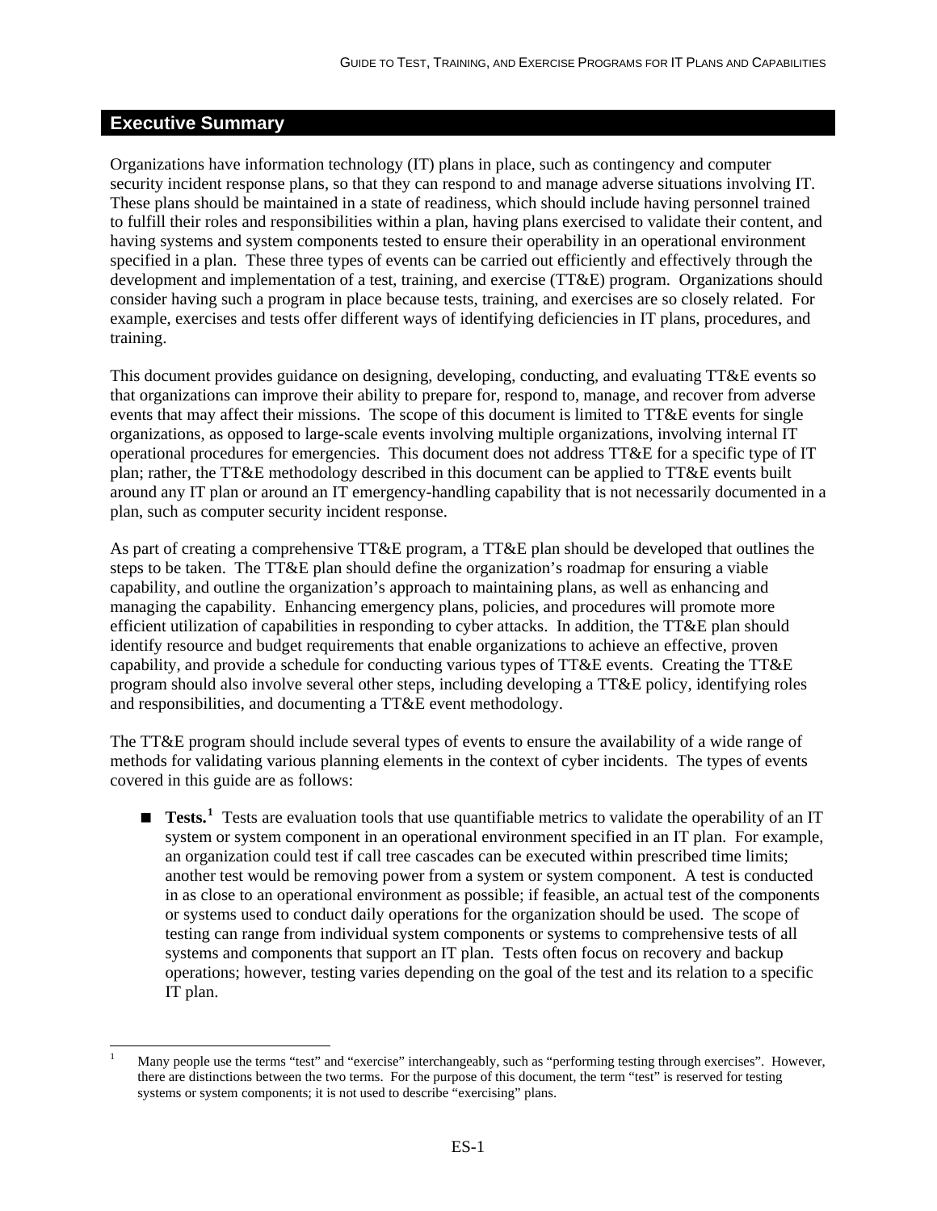## Executive Summary

Organizations have information technology (IT) plans in place, such as contingency and computer security incident response plans, so that they can respond to and manage adverse situations involving IT. These plans should be maintained in a state of readiness, which should include having personnel trained to fulfill their roles and responsibilities within a plan, having plans exercised to validate their content, and having systems and system components tested to ensure their operability in an operational environment specified in a plan. These three types of events can be carried out efficiently and effectively through the development and implementation of a test, training, and exercise (TT&E) program. Organizations should consider having such a program in place because tests, training, and exercises are so closely related. For example, exercises and tests offer different ways of identifying deficiencies in IT plans, procedures, and training.

This document provides guidance on designing, developing, conducting, and evaluating TT&E events so that organizations can improve their ability to prepare for, respond to, manage, and recover from adverse events that may affect their missions. The scope of this document is limited to TT&E events for single organizations, as opposed to large-scale events involving multiple organizations, involving internal IT operational procedures for emergencies. This document does not address TT&E for a specific type of IT plan; rather, the TT&E methodology described in this document can be applied to TT&E events built around any IT plan or around an IT emergency-handling capability that is not necessarily documented in a plan, such as computer security incident response.

As part of creating a comprehensive TT&E program, a TT&E plan should be developed that outlines the steps to be taken. The TT&E plan should define the organization's roadmap for ensuring a viable capability, and outline the organization's approach to maintaining plans, as well as enhancing and managing the capability. Enhancing emergency plans, policies, and procedures will promote more efficient utilization of capabilities in responding to cyber attacks. In addition, the TT&E plan should identify resource and budget requirements that enable organizations to achieve an effective, proven capability, and provide a schedule for conducting various types of TT&E events. Creating the TT&E program should also involve several other steps, including developing a TT&E policy, identifying roles and responsibilities, and documenting a TT&E event methodology.

The TT&E program should include several types of events to ensure the availability of a wide range of methods for validating various planning elements in the context of cyber incidents. The types of events covered in this guide are as follows:

- **Tests.**[1] Tests are evaluation tools that use quantifiable metrics to validate the operability of an IT system or system component in an operational environment specified in an IT plan. For example, an organization could test if call tree cascades can be executed within prescribed time limits; another test would be removing power from a system or system component. A test is conducted in as close to an operational environment as possible; if feasible, an actual test of the components or systems used to conduct daily operations for the organization should be used. The scope of testing can range from individual system components or systems to comprehensive tests of all systems and components that support an IT plan. Tests often focus on recovery and backup operations; however, testing varies depending on the goal of the test and its relation to a specific IT plan.

[1] Many people use the terms "test" and "exercise" interchangeably, such as "performing testing through exercises". However, there are distinctions between the two terms. For the purpose of this document, the term "test" is reserved for testing systems or system components; it is not used to describe "exercising" plans.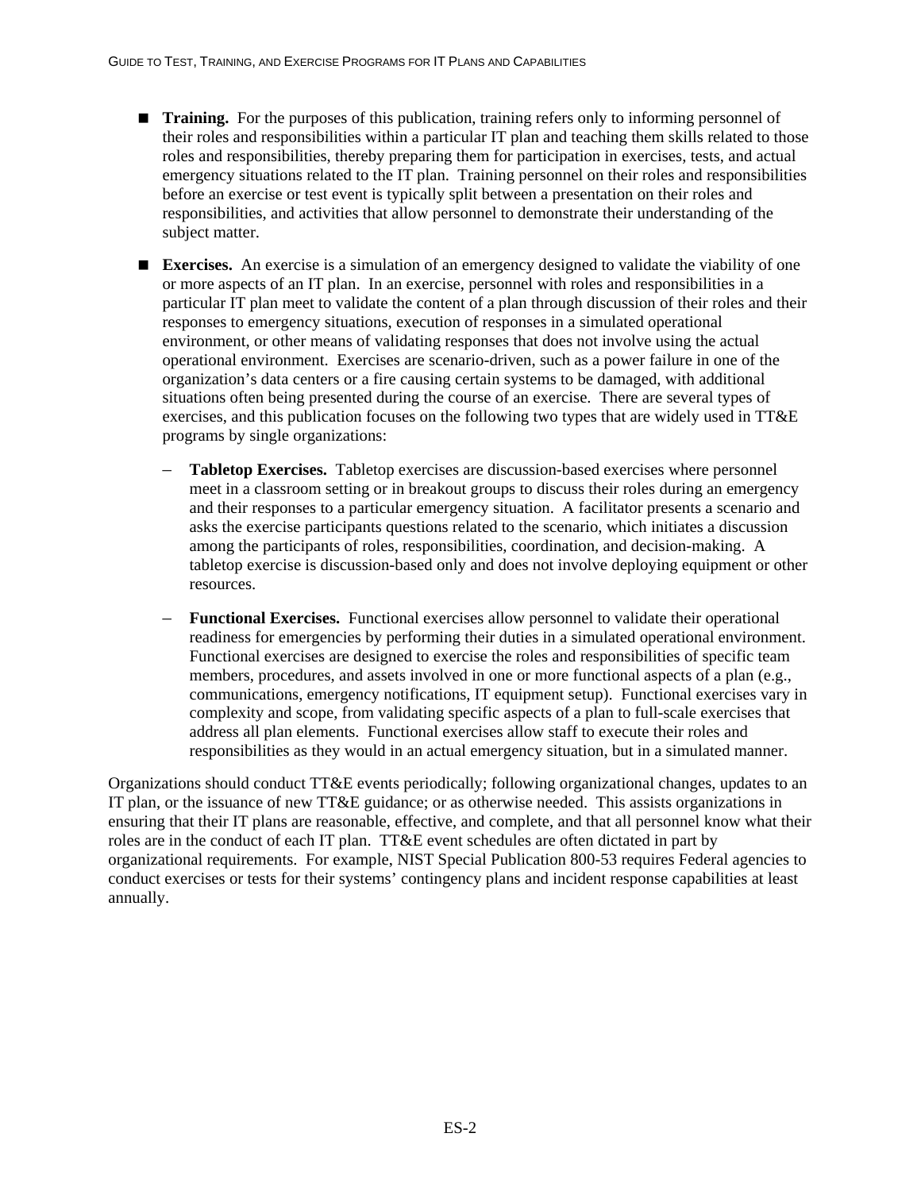- **Training.** For the purposes of this publication, training refers only to informing personnel of their roles and responsibilities within a particular IT plan and teaching them skills related to those roles and responsibilities, thereby preparing them for participation in exercises, tests, and actual emergency situations related to the IT plan. Training personnel on their roles and responsibilities before an exercise or test event is typically split between a presentation on their roles and responsibilities, and activities that allow personnel to demonstrate their understanding of the subject matter.

- **Exercises.** An exercise is a simulation of an emergency designed to validate the viability of one or more aspects of an IT plan. In an exercise, personnel with roles and responsibilities in a particular IT plan meet to validate the content of a plan through discussion of their roles and their responses to emergency situations, execution of responses in a simulated operational environment, or other means of validating responses that does not involve using the actual operational environment. Exercises are scenario-driven, such as a power failure in one of the organization's data centers or a fire causing certain systems to be damaged, with additional situations often being presented during the course of an exercise. There are several types of exercises, and this publication focuses on the following two types that are widely used in TT&E programs by single organizations:

  - **Tabletop Exercises.** Tabletop exercises are discussion-based exercises where personnel meet in a classroom setting or in breakout groups to discuss their roles during an emergency and their responses to a particular emergency situation. A facilitator presents a scenario and asks the exercise participants questions related to the scenario, which initiates a discussion among the participants of roles, responsibilities, coordination, and decision-making. A tabletop exercise is discussion-based only and does not involve deploying equipment or other resources.

  - **Functional Exercises.** Functional exercises allow personnel to validate their operational readiness for emergencies by performing their duties in a simulated operational environment. Functional exercises are designed to exercise the roles and responsibilities of specific team members, procedures, and assets involved in one or more functional aspects of a plan (e.g., communications, emergency notifications, IT equipment setup). Functional exercises vary in complexity and scope, from validating specific aspects of a plan to full-scale exercises that address all plan elements. Functional exercises allow staff to execute their roles and responsibilities as they would in an actual emergency situation, but in a simulated manner.

Organizations should conduct TT&E events periodically; following organizational changes, updates to an IT plan, or the issuance of new TT&E guidance; or as otherwise needed. This assists organizations in ensuring that their IT plans are reasonable, effective, and complete, and that all personnel know what their roles are in the conduct of each IT plan. TT&E event schedules are often dictated in part by organizational requirements. For example, NIST Special Publication 800-53 requires Federal agencies to conduct exercises or tests for their systems' contingency plans and incident response capabilities at least annually.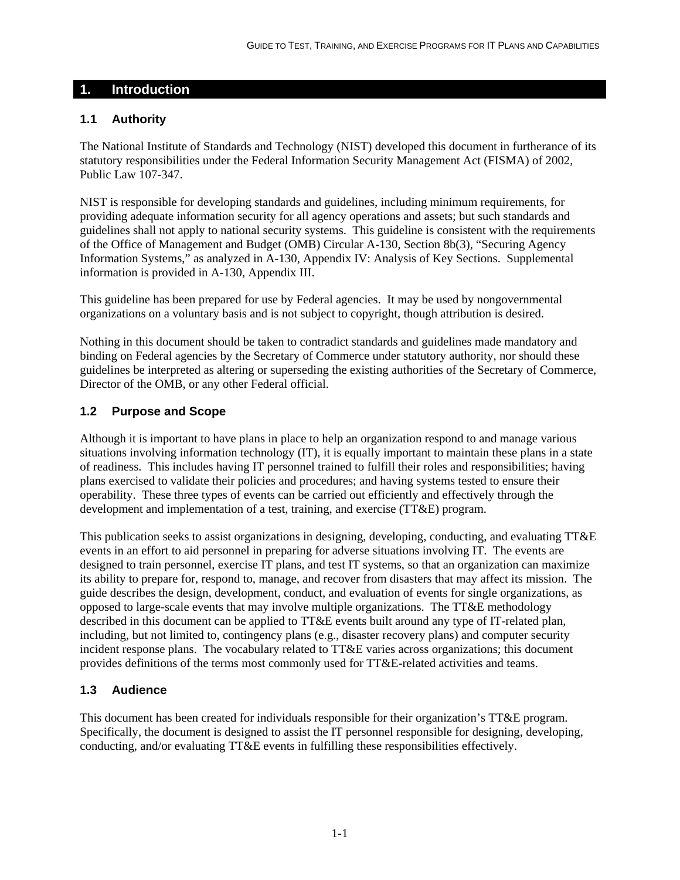# 1. Introduction

## 1.1 Authority

The National Institute of Standards and Technology (NIST) developed this document in furtherance of its statutory responsibilities under the Federal Information Security Management Act (FISMA) of 2002, Public Law 107-347.

NIST is responsible for developing standards and guidelines, including minimum requirements, for providing adequate information security for all agency operations and assets; but such standards and guidelines shall not apply to national security systems. This guideline is consistent with the requirements of the Office of Management and Budget (OMB) Circular A-130, Section 8b(3), "Securing Agency Information Systems," as analyzed in A-130, Appendix IV: Analysis of Key Sections. Supplemental information is provided in A-130, Appendix III.

This guideline has been prepared for use by Federal agencies. It may be used by nongovernmental organizations on a voluntary basis and is not subject to copyright, though attribution is desired.

Nothing in this document should be taken to contradict standards and guidelines made mandatory and binding on Federal agencies by the Secretary of Commerce under statutory authority, nor should these guidelines be interpreted as altering or superseding the existing authorities of the Secretary of Commerce, Director of the OMB, or any other Federal official.

## 1.2 Purpose and Scope

Although it is important to have plans in place to help an organization respond to and manage various situations involving information technology (IT), it is equally important to maintain these plans in a state of readiness. This includes having IT personnel trained to fulfill their roles and responsibilities; having plans exercised to validate their policies and procedures; and having systems tested to ensure their operability. These three types of events can be carried out efficiently and effectively through the development and implementation of a test, training, and exercise (TT&E) program.

This publication seeks to assist organizations in designing, developing, conducting, and evaluating TT&E events in an effort to aid personnel in preparing for adverse situations involving IT. The events are designed to train personnel, exercise IT plans, and test IT systems, so that an organization can maximize its ability to prepare for, respond to, manage, and recover from disasters that may affect its mission. The guide describes the design, development, conduct, and evaluation of events for single organizations, as opposed to large-scale events that may involve multiple organizations. The TT&E methodology described in this document can be applied to TT&E events built around any type of IT-related plan, including, but not limited to, contingency plans (e.g., disaster recovery plans) and computer security incident response plans. The vocabulary related to TT&E varies across organizations; this document provides definitions of the terms most commonly used for TT&E-related activities and teams.

## 1.3 Audience

This document has been created for individuals responsible for their organization's TT&E program. Specifically, the document is designed to assist the IT personnel responsible for designing, developing, conducting, and/or evaluating TT&E events in fulfilling these responsibilities effectively.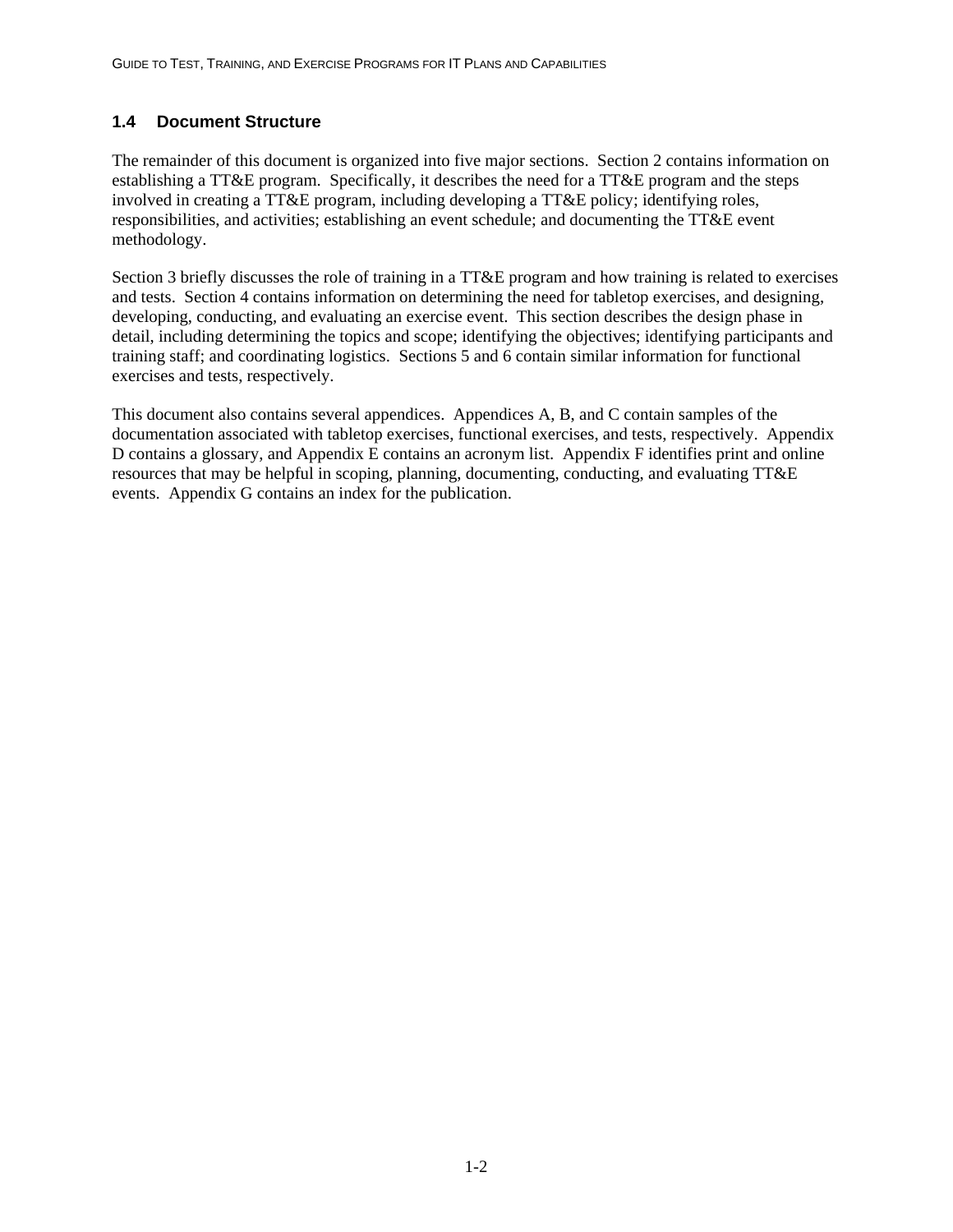## 1.4 Document Structure

The remainder of this document is organized into five major sections. Section 2 contains information on establishing a TT&E program. Specifically, it describes the need for a TT&E program and the steps involved in creating a TT&E program, including developing a TT&E policy; identifying roles, responsibilities, and activities; establishing an event schedule; and documenting the TT&E event methodology.

Section 3 briefly discusses the role of training in a TT&E program and how training is related to exercises and tests. Section 4 contains information on determining the need for tabletop exercises, and designing, developing, conducting, and evaluating an exercise event. This section describes the design phase in detail, including determining the topics and scope; identifying the objectives; identifying participants and training staff; and coordinating logistics. Sections 5 and 6 contain similar information for functional exercises and tests, respectively.

This document also contains several appendices. Appendices A, B, and C contain samples of the documentation associated with tabletop exercises, functional exercises, and tests, respectively. Appendix D contains a glossary, and Appendix E contains an acronym list. Appendix F identifies print and online resources that may be helpful in scoping, planning, documenting, conducting, and evaluating TT&E events. Appendix G contains an index for the publication.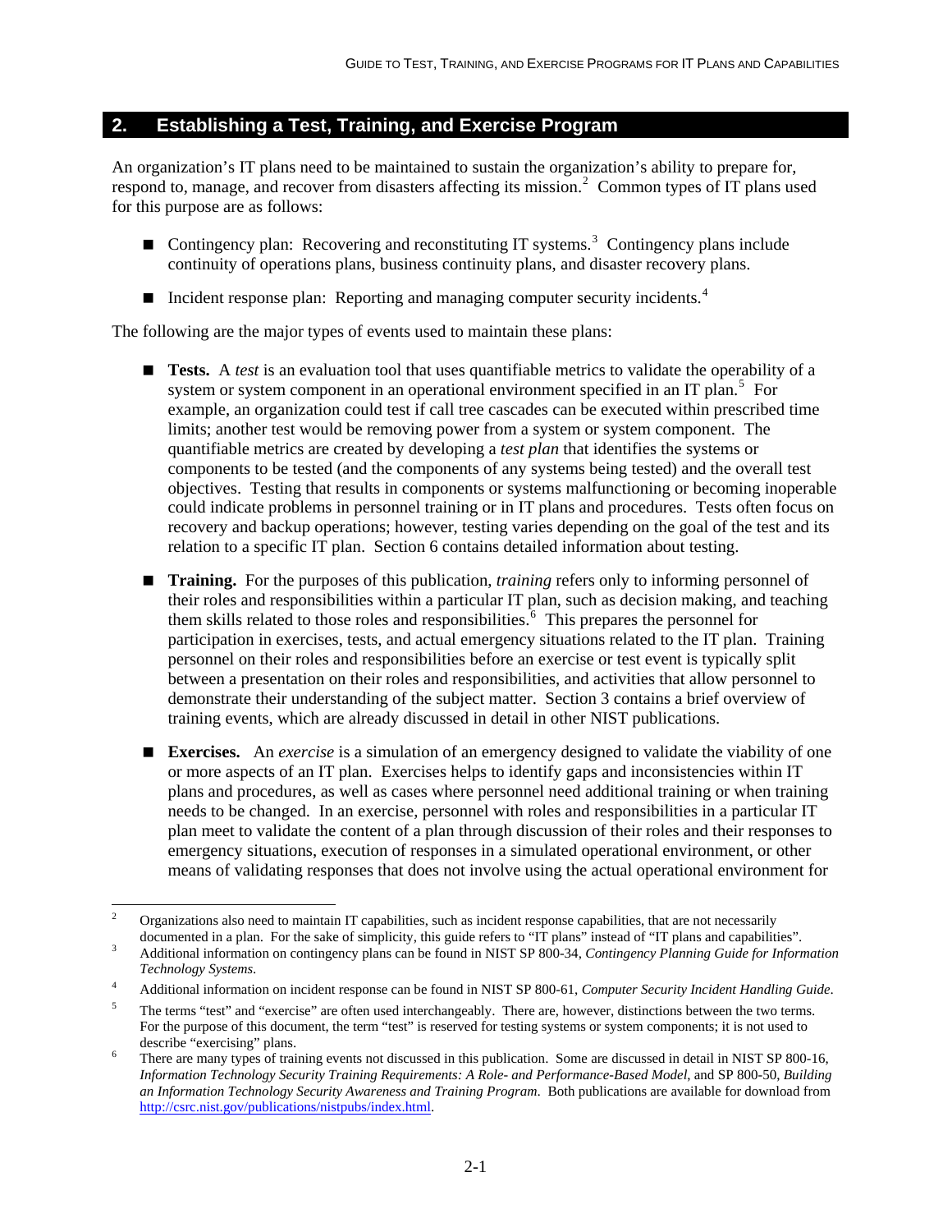## 2. Establishing a Test, Training, and Exercise Program

An organization's IT plans need to be maintained to sustain the organization's ability to prepare for, respond to, manage, and recover from disasters affecting its mission.[2] Common types of IT plans used for this purpose are as follows:

- Contingency plan: Recovering and reconstituting IT systems.[3] Contingency plans include continuity of operations plans, business continuity plans, and disaster recovery plans.
- Incident response plan: Reporting and managing computer security incidents.[4]

The following are the major types of events used to maintain these plans:

- **Tests.** A *test* is an evaluation tool that uses quantifiable metrics to validate the operability of a system or system component in an operational environment specified in an IT plan.[5] For example, an organization could test if call tree cascades can be executed within prescribed time limits; another test would be removing power from a system or system component. The quantifiable metrics are created by developing a *test plan* that identifies the systems or components to be tested (and the components of any systems being tested) and the overall test objectives. Testing that results in components or systems malfunctioning or becoming inoperable could indicate problems in personnel training or in IT plans and procedures. Tests often focus on recovery and backup operations; however, testing varies depending on the goal of the test and its relation to a specific IT plan. Section 6 contains detailed information about testing.
- **Training.** For the purposes of this publication, *training* refers only to informing personnel of their roles and responsibilities within a particular IT plan, such as decision making, and teaching them skills related to those roles and responsibilities.[6] This prepares the personnel for participation in exercises, tests, and actual emergency situations related to the IT plan. Training personnel on their roles and responsibilities before an exercise or test event is typically split between a presentation on their roles and responsibilities, and activities that allow personnel to demonstrate their understanding of the subject matter. Section 3 contains a brief overview of training events, which are already discussed in detail in other NIST publications.
- **Exercises.** An *exercise* is a simulation of an emergency designed to validate the viability of one or more aspects of an IT plan. Exercises helps to identify gaps and inconsistencies within IT plans and procedures, as well as cases where personnel need additional training or when training needs to be changed. In an exercise, personnel with roles and responsibilities in a particular IT plan meet to validate the content of a plan through discussion of their roles and their responses to emergency situations, execution of responses in a simulated operational environment, or other means of validating responses that does not involve using the actual operational environment for

---

[2] Organizations also need to maintain IT capabilities, such as incident response capabilities, that are not necessarily documented in a plan. For the sake of simplicity, this guide refers to "IT plans" instead of "IT plans and capabilities".

[3] Additional information on contingency plans can be found in NIST SP 800-34, *Contingency Planning Guide for Information Technology Systems*.

[4] Additional information on incident response can be found in NIST SP 800-61, *Computer Security Incident Handling Guide*.

[5] The terms "test" and "exercise" are often used interchangeably. There are, however, distinctions between the two terms. For the purpose of this document, the term "test" is reserved for testing systems or system components; it is not used to describe "exercising" plans.

[6] There are many types of training events not discussed in this publication. Some are discussed in detail in NIST SP 800-16, *Information Technology Security Training Requirements: A Role- and Performance-Based Model*, and SP 800-50, *Building an Information Technology Security Awareness and Training Program*. Both publications are available for download from http://csrc.nist.gov/publications/nistpubs/index.html.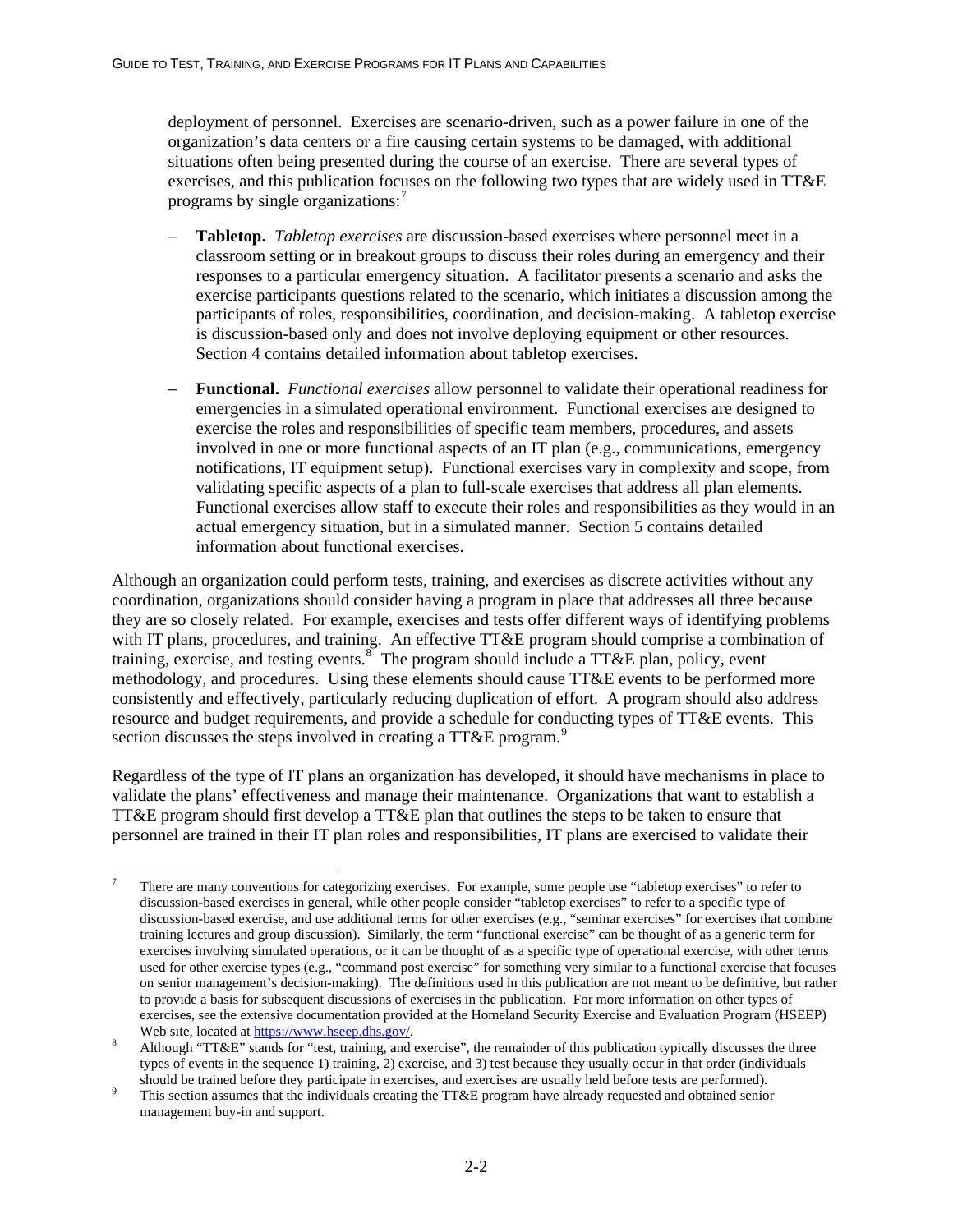deployment of personnel. Exercises are scenario-driven, such as a power failure in one of the organization's data centers or a fire causing certain systems to be damaged, with additional situations often being presented during the course of an exercise. There are several types of exercises, and this publication focuses on the following two types that are widely used in TT&E programs by single organizations:[7]

- **Tabletop.** *Tabletop exercises* are discussion-based exercises where personnel meet in a classroom setting or in breakout groups to discuss their roles during an emergency and their responses to a particular emergency situation. A facilitator presents a scenario and asks the exercise participants questions related to the scenario, which initiates a discussion among the participants of roles, responsibilities, coordination, and decision-making. A tabletop exercise is discussion-based only and does not involve deploying equipment or other resources. Section 4 contains detailed information about tabletop exercises.

- **Functional.** *Functional exercises* allow personnel to validate their operational readiness for emergencies in a simulated operational environment. Functional exercises are designed to exercise the roles and responsibilities of specific team members, procedures, and assets involved in one or more functional aspects of an IT plan (e.g., communications, emergency notifications, IT equipment setup). Functional exercises vary in complexity and scope, from validating specific aspects of a plan to full-scale exercises that address all plan elements. Functional exercises allow staff to execute their roles and responsibilities as they would in an actual emergency situation, but in a simulated manner. Section 5 contains detailed information about functional exercises.

Although an organization could perform tests, training, and exercises as discrete activities without any coordination, organizations should consider having a program in place that addresses all three because they are so closely related. For example, exercises and tests offer different ways of identifying problems with IT plans, procedures, and training. An effective TT&E program should comprise a combination of training, exercise, and testing events.[8] The program should include a TT&E plan, policy, event methodology, and procedures. Using these elements should cause TT&E events to be performed more consistently and effectively, particularly reducing duplication of effort. A program should also address resource and budget requirements, and provide a schedule for conducting types of TT&E events. This section discusses the steps involved in creating a TT&E program.[9]

Regardless of the type of IT plans an organization has developed, it should have mechanisms in place to validate the plans' effectiveness and manage their maintenance. Organizations that want to establish a TT&E program should first develop a TT&E plan that outlines the steps to be taken to ensure that personnel are trained in their IT plan roles and responsibilities, IT plans are exercised to validate their

---

[7] There are many conventions for categorizing exercises. For example, some people use "tabletop exercises" to refer to discussion-based exercises in general, while other people consider "tabletop exercises" to refer to a specific type of discussion-based exercise, and use additional terms for other exercises (e.g., "seminar exercises" for exercises that combine training lectures and group discussion). Similarly, the term "functional exercise" can be thought of as a generic term for exercises involving simulated operations, or it can be thought of as a specific type of operational exercise, with other terms used for other exercise types (e.g., "command post exercise" for something very similar to a functional exercise that focuses on senior management's decision-making). The definitions used in this publication are not meant to be definitive, but rather to provide a basis for subsequent discussions of exercises in the publication. For more information on other types of exercises, see the extensive documentation provided at the Homeland Security Exercise and Evaluation Program (HSEEP) Web site, located at https://www.hseep.dhs.gov/.

[8] Although "TT&E" stands for "test, training, and exercise", the remainder of this publication typically discusses the three types of events in the sequence 1) training, 2) exercise, and 3) test because they usually occur in that order (individuals should be trained before they participate in exercises, and exercises are usually held before tests are performed).

[9] This section assumes that the individuals creating the TT&E program have already requested and obtained senior management buy-in and support.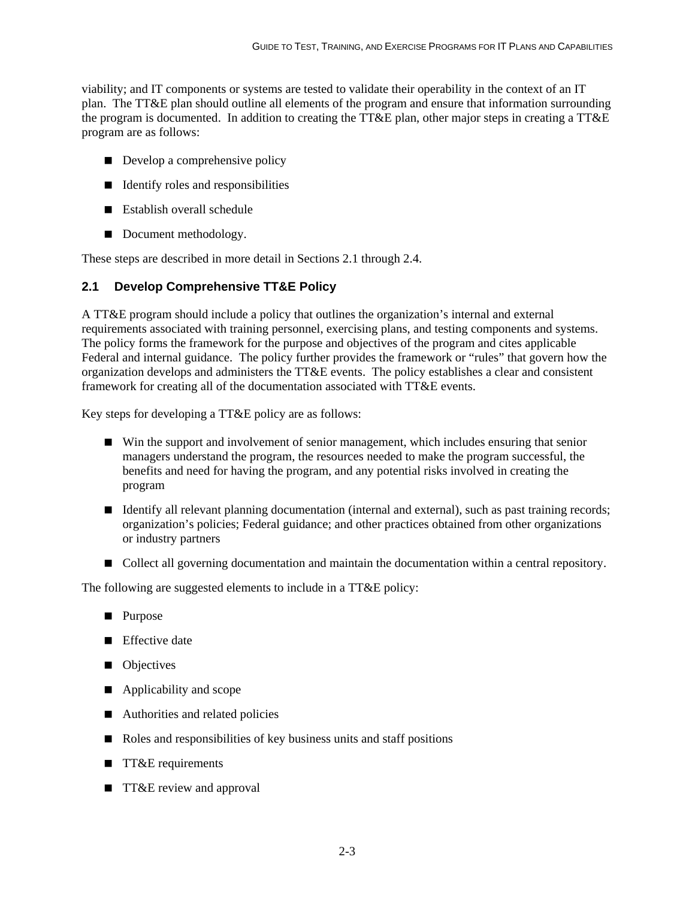viability; and IT components or systems are tested to validate their operability in the context of an IT plan. The TT&E plan should outline all elements of the program and ensure that information surrounding the program is documented. In addition to creating the TT&E plan, other major steps in creating a TT&E program are as follows:

- Develop a comprehensive policy
- Identify roles and responsibilities
- Establish overall schedule
- Document methodology.

These steps are described in more detail in Sections 2.1 through 2.4.

## 2.1 Develop Comprehensive TT&E Policy

A TT&E program should include a policy that outlines the organization's internal and external requirements associated with training personnel, exercising plans, and testing components and systems. The policy forms the framework for the purpose and objectives of the program and cites applicable Federal and internal guidance. The policy further provides the framework or "rules" that govern how the organization develops and administers the TT&E events. The policy establishes a clear and consistent framework for creating all of the documentation associated with TT&E events.

Key steps for developing a TT&E policy are as follows:

- Win the support and involvement of senior management, which includes ensuring that senior managers understand the program, the resources needed to make the program successful, the benefits and need for having the program, and any potential risks involved in creating the program
- Identify all relevant planning documentation (internal and external), such as past training records; organization's policies; Federal guidance; and other practices obtained from other organizations or industry partners
- Collect all governing documentation and maintain the documentation within a central repository.

The following are suggested elements to include in a TT&E policy:

- Purpose
- Effective date
- Objectives
- Applicability and scope
- Authorities and related policies
- Roles and responsibilities of key business units and staff positions
- TT&E requirements
- TT&E review and approval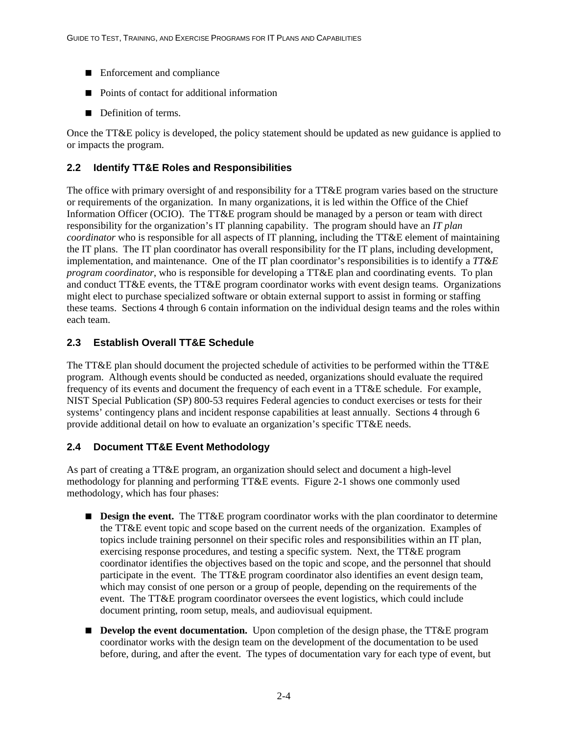- Enforcement and compliance
- Points of contact for additional information
- Definition of terms.

Once the TT&E policy is developed, the policy statement should be updated as new guidance is applied to or impacts the program.

## 2.2 Identify TT&E Roles and Responsibilities

The office with primary oversight of and responsibility for a TT&E program varies based on the structure or requirements of the organization. In many organizations, it is led within the Office of the Chief Information Officer (OCIO). The TT&E program should be managed by a person or team with direct responsibility for the organization's IT planning capability. The program should have an *IT plan coordinator* who is responsible for all aspects of IT planning, including the TT&E element of maintaining the IT plans. The IT plan coordinator has overall responsibility for the IT plans, including development, implementation, and maintenance. One of the IT plan coordinator's responsibilities is to identify a *TT&E program coordinator*, who is responsible for developing a TT&E plan and coordinating events. To plan and conduct TT&E events, the TT&E program coordinator works with event design teams. Organizations might elect to purchase specialized software or obtain external support to assist in forming or staffing these teams. Sections 4 through 6 contain information on the individual design teams and the roles within each team.

## 2.3 Establish Overall TT&E Schedule

The TT&E plan should document the projected schedule of activities to be performed within the TT&E program. Although events should be conducted as needed, organizations should evaluate the required frequency of its events and document the frequency of each event in a TT&E schedule. For example, NIST Special Publication (SP) 800-53 requires Federal agencies to conduct exercises or tests for their systems' contingency plans and incident response capabilities at least annually. Sections 4 through 6 provide additional detail on how to evaluate an organization's specific TT&E needs.

## 2.4 Document TT&E Event Methodology

As part of creating a TT&E program, an organization should select and document a high-level methodology for planning and performing TT&E events. Figure 2-1 shows one commonly used methodology, which has four phases:

- **Design the event.** The TT&E program coordinator works with the plan coordinator to determine the TT&E event topic and scope based on the current needs of the organization. Examples of topics include training personnel on their specific roles and responsibilities within an IT plan, exercising response procedures, and testing a specific system. Next, the TT&E program coordinator identifies the objectives based on the topic and scope, and the personnel that should participate in the event. The TT&E program coordinator also identifies an event design team, which may consist of one person or a group of people, depending on the requirements of the event. The TT&E program coordinator oversees the event logistics, which could include document printing, room setup, meals, and audiovisual equipment.
- **Develop the event documentation.** Upon completion of the design phase, the TT&E program coordinator works with the design team on the development of the documentation to be used before, during, and after the event. The types of documentation vary for each type of event, but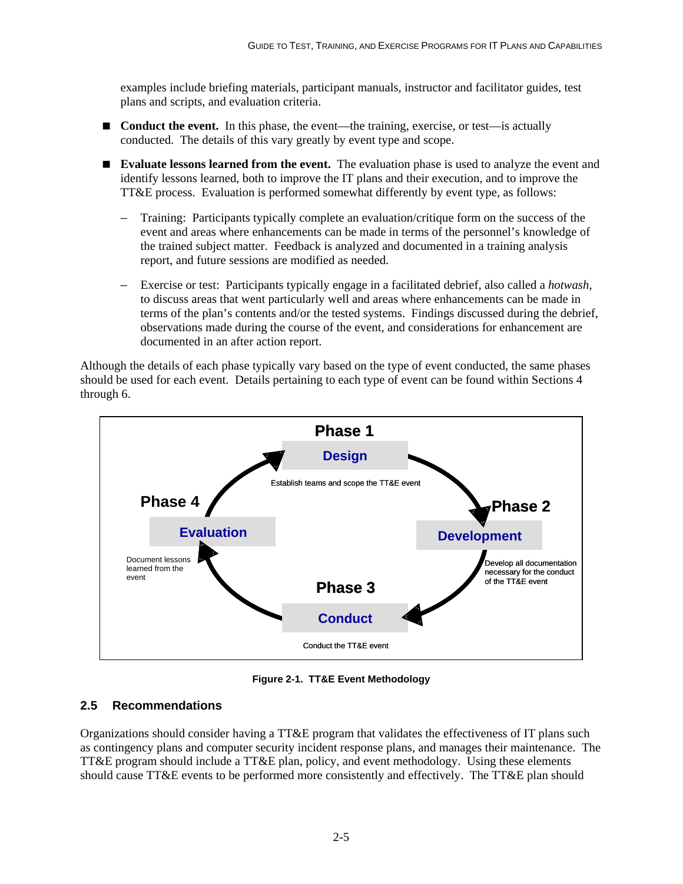examples include briefing materials, participant manuals, instructor and facilitator guides, test plans and scripts, and evaluation criteria.

- **Conduct the event.** In this phase, the event—the training, exercise, or test—is actually conducted. The details of this vary greatly by event type and scope.
- **Evaluate lessons learned from the event.** The evaluation phase is used to analyze the event and identify lessons learned, both to improve the IT plans and their execution, and to improve the TT&E process. Evaluation is performed somewhat differently by event type, as follows:
  - Training: Participants typically complete an evaluation/critique form on the success of the event and areas where enhancements can be made in terms of the personnel's knowledge of the trained subject matter. Feedback is analyzed and documented in a training analysis report, and future sessions are modified as needed.
  - Exercise or test: Participants typically engage in a facilitated debrief, also called a *hotwash*, to discuss areas that went particularly well and areas where enhancements can be made in terms of the plan's contents and/or the tested systems. Findings discussed during the debrief, observations made during the course of the event, and considerations for enhancement are documented in an after action report.

Although the details of each phase typically vary based on the type of event conducted, the same phases should be used for each event. Details pertaining to each type of event can be found within Sections 4 through 6.

Phase 1: Design — Establish teams and scope the TT&E event

Phase 2: Development — Develop all documentation necessary for the conduct of the TT&E event

Phase 3: Conduct — Conduct the TT&E event

Phase 4: Evaluation — Document lessons learned from the event

**Figure 2-1. TT&E Event Methodology**

## 2.5 Recommendations

Organizations should consider having a TT&E program that validates the effectiveness of IT plans such as contingency plans and computer security incident response plans, and manages their maintenance. The TT&E program should include a TT&E plan, policy, and event methodology. Using these elements should cause TT&E events to be performed more consistently and effectively. The TT&E plan should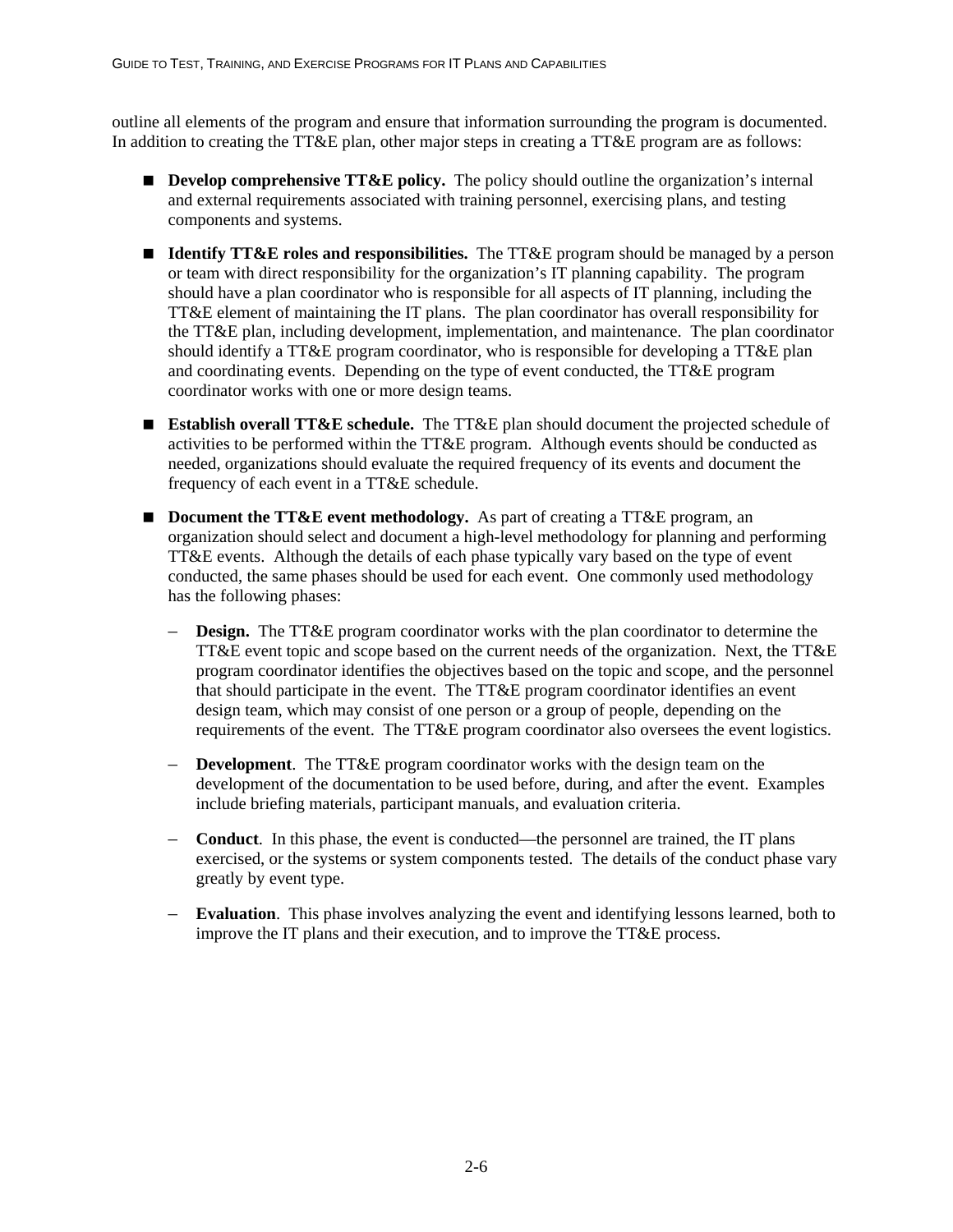outline all elements of the program and ensure that information surrounding the program is documented. In addition to creating the TT&E plan, other major steps in creating a TT&E program are as follows:

- **Develop comprehensive TT&E policy.** The policy should outline the organization's internal and external requirements associated with training personnel, exercising plans, and testing components and systems.
- **Identify TT&E roles and responsibilities.** The TT&E program should be managed by a person or team with direct responsibility for the organization's IT planning capability. The program should have a plan coordinator who is responsible for all aspects of IT planning, including the TT&E element of maintaining the IT plans. The plan coordinator has overall responsibility for the TT&E plan, including development, implementation, and maintenance. The plan coordinator should identify a TT&E program coordinator, who is responsible for developing a TT&E plan and coordinating events. Depending on the type of event conducted, the TT&E program coordinator works with one or more design teams.
- **Establish overall TT&E schedule.** The TT&E plan should document the projected schedule of activities to be performed within the TT&E program. Although events should be conducted as needed, organizations should evaluate the required frequency of its events and document the frequency of each event in a TT&E schedule.
- **Document the TT&E event methodology.** As part of creating a TT&E program, an organization should select and document a high-level methodology for planning and performing TT&E events. Although the details of each phase typically vary based on the type of event conducted, the same phases should be used for each event. One commonly used methodology has the following phases:
  - **Design.** The TT&E program coordinator works with the plan coordinator to determine the TT&E event topic and scope based on the current needs of the organization. Next, the TT&E program coordinator identifies the objectives based on the topic and scope, and the personnel that should participate in the event. The TT&E program coordinator identifies an event design team, which may consist of one person or a group of people, depending on the requirements of the event. The TT&E program coordinator also oversees the event logistics.
  - **Development**. The TT&E program coordinator works with the design team on the development of the documentation to be used before, during, and after the event. Examples include briefing materials, participant manuals, and evaluation criteria.
  - **Conduct**. In this phase, the event is conducted—the personnel are trained, the IT plans exercised, or the systems or system components tested. The details of the conduct phase vary greatly by event type.
  - **Evaluation**. This phase involves analyzing the event and identifying lessons learned, both to improve the IT plans and their execution, and to improve the TT&E process.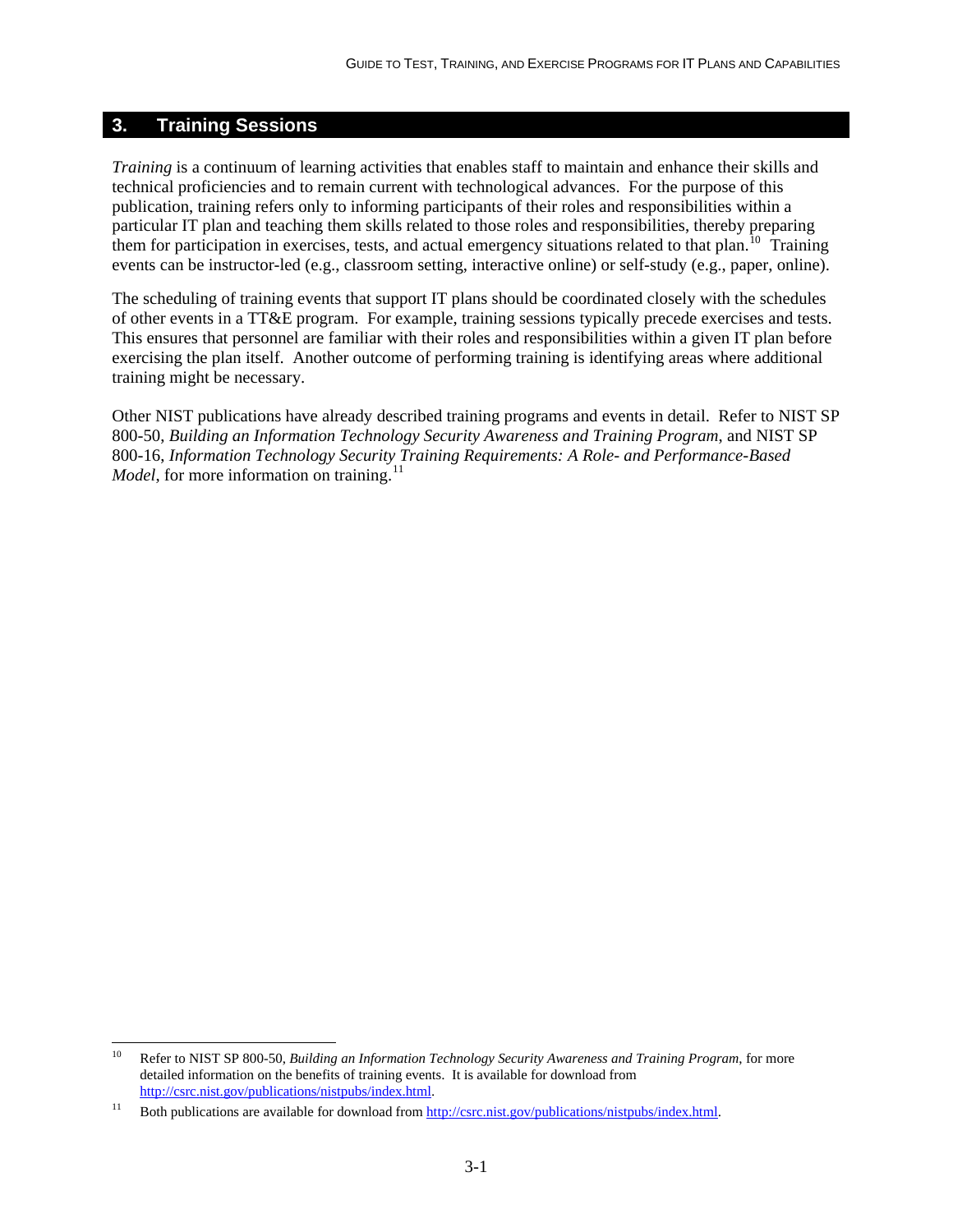## 3. Training Sessions

*Training* is a continuum of learning activities that enables staff to maintain and enhance their skills and technical proficiencies and to remain current with technological advances. For the purpose of this publication, training refers only to informing participants of their roles and responsibilities within a particular IT plan and teaching them skills related to those roles and responsibilities, thereby preparing them for participation in exercises, tests, and actual emergency situations related to that plan.[10] Training events can be instructor-led (e.g., classroom setting, interactive online) or self-study (e.g., paper, online).

The scheduling of training events that support IT plans should be coordinated closely with the schedules of other events in a TT&E program. For example, training sessions typically precede exercises and tests. This ensures that personnel are familiar with their roles and responsibilities within a given IT plan before exercising the plan itself. Another outcome of performing training is identifying areas where additional training might be necessary.

Other NIST publications have already described training programs and events in detail. Refer to NIST SP 800-50, *Building an Information Technology Security Awareness and Training Program*, and NIST SP 800-16, *Information Technology Security Training Requirements: A Role- and Performance-Based Model*, for more information on training.[11]

---

[10] Refer to NIST SP 800-50, *Building an Information Technology Security Awareness and Training Program*, for more detailed information on the benefits of training events. It is available for download from http://csrc.nist.gov/publications/nistpubs/index.html.

[11] Both publications are available for download from http://csrc.nist.gov/publications/nistpubs/index.html.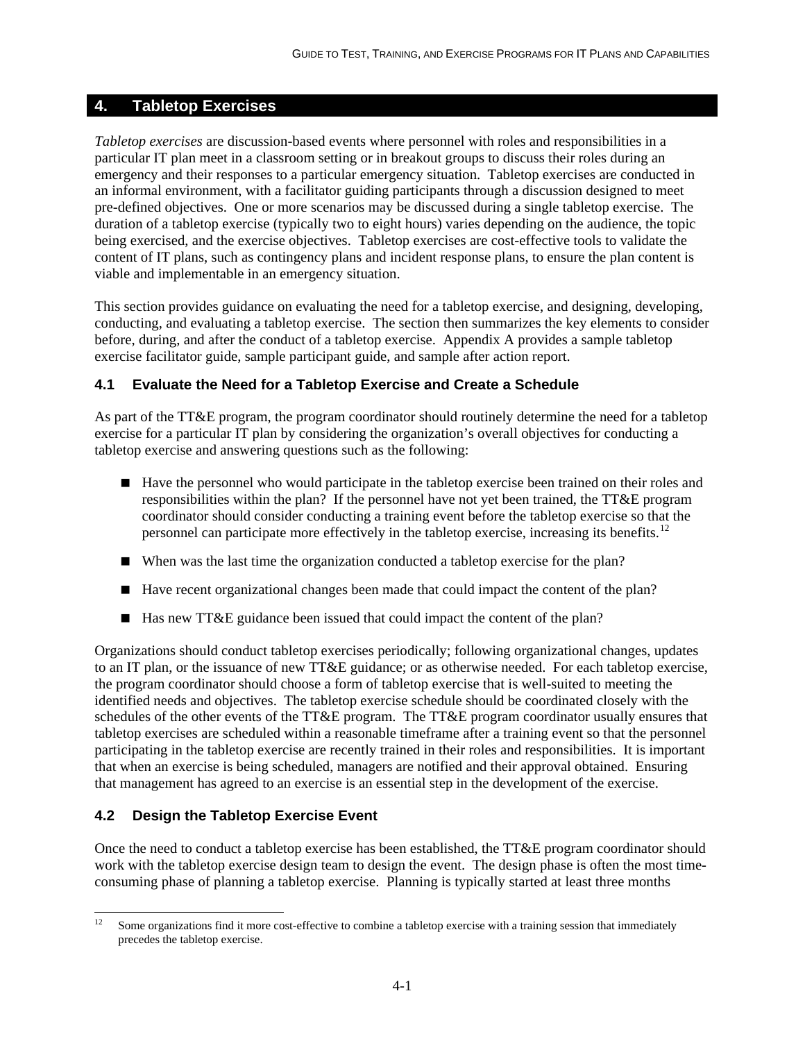# 4. Tabletop Exercises

*Tabletop exercises* are discussion-based events where personnel with roles and responsibilities in a particular IT plan meet in a classroom setting or in breakout groups to discuss their roles during an emergency and their responses to a particular emergency situation. Tabletop exercises are conducted in an informal environment, with a facilitator guiding participants through a discussion designed to meet pre-defined objectives. One or more scenarios may be discussed during a single tabletop exercise. The duration of a tabletop exercise (typically two to eight hours) varies depending on the audience, the topic being exercised, and the exercise objectives. Tabletop exercises are cost-effective tools to validate the content of IT plans, such as contingency plans and incident response plans, to ensure the plan content is viable and implementable in an emergency situation.

This section provides guidance on evaluating the need for a tabletop exercise, and designing, developing, conducting, and evaluating a tabletop exercise. The section then summarizes the key elements to consider before, during, and after the conduct of a tabletop exercise. Appendix A provides a sample tabletop exercise facilitator guide, sample participant guide, and sample after action report.

## 4.1 Evaluate the Need for a Tabletop Exercise and Create a Schedule

As part of the TT&E program, the program coordinator should routinely determine the need for a tabletop exercise for a particular IT plan by considering the organization's overall objectives for conducting a tabletop exercise and answering questions such as the following:

- Have the personnel who would participate in the tabletop exercise been trained on their roles and responsibilities within the plan? If the personnel have not yet been trained, the TT&E program coordinator should consider conducting a training event before the tabletop exercise so that the personnel can participate more effectively in the tabletop exercise, increasing its benefits.[12]
- When was the last time the organization conducted a tabletop exercise for the plan?
- Have recent organizational changes been made that could impact the content of the plan?
- Has new TT&E guidance been issued that could impact the content of the plan?

Organizations should conduct tabletop exercises periodically; following organizational changes, updates to an IT plan, or the issuance of new TT&E guidance; or as otherwise needed. For each tabletop exercise, the program coordinator should choose a form of tabletop exercise that is well-suited to meeting the identified needs and objectives. The tabletop exercise schedule should be coordinated closely with the schedules of the other events of the TT&E program. The TT&E program coordinator usually ensures that tabletop exercises are scheduled within a reasonable timeframe after a training event so that the personnel participating in the tabletop exercise are recently trained in their roles and responsibilities. It is important that when an exercise is being scheduled, managers are notified and their approval obtained. Ensuring that management has agreed to an exercise is an essential step in the development of the exercise.

## 4.2 Design the Tabletop Exercise Event

Once the need to conduct a tabletop exercise has been established, the TT&E program coordinator should work with the tabletop exercise design team to design the event. The design phase is often the most time-consuming phase of planning a tabletop exercise. Planning is typically started at least three months

[12] Some organizations find it more cost-effective to combine a tabletop exercise with a training session that immediately precedes the tabletop exercise.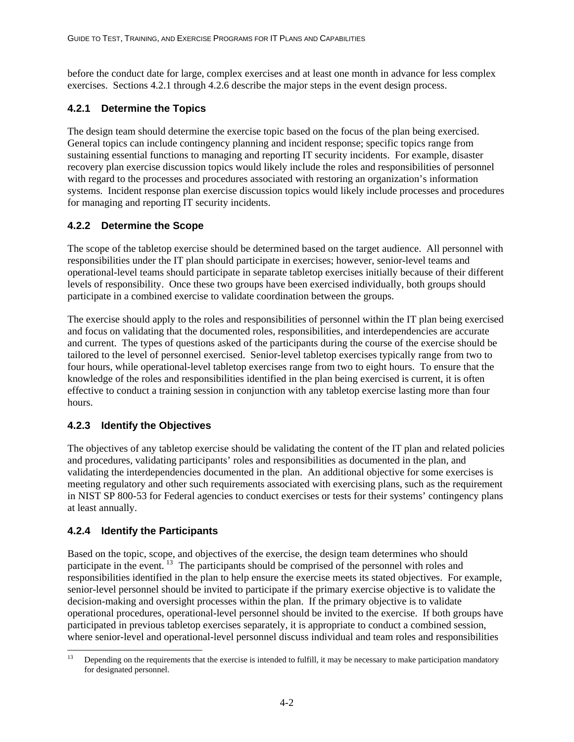before the conduct date for large, complex exercises and at least one month in advance for less complex exercises. Sections 4.2.1 through 4.2.6 describe the major steps in the event design process.

### 4.2.1 Determine the Topics

The design team should determine the exercise topic based on the focus of the plan being exercised. General topics can include contingency planning and incident response; specific topics range from sustaining essential functions to managing and reporting IT security incidents. For example, disaster recovery plan exercise discussion topics would likely include the roles and responsibilities of personnel with regard to the processes and procedures associated with restoring an organization's information systems. Incident response plan exercise discussion topics would likely include processes and procedures for managing and reporting IT security incidents.

### 4.2.2 Determine the Scope

The scope of the tabletop exercise should be determined based on the target audience. All personnel with responsibilities under the IT plan should participate in exercises; however, senior-level teams and operational-level teams should participate in separate tabletop exercises initially because of their different levels of responsibility. Once these two groups have been exercised individually, both groups should participate in a combined exercise to validate coordination between the groups.

The exercise should apply to the roles and responsibilities of personnel within the IT plan being exercised and focus on validating that the documented roles, responsibilities, and interdependencies are accurate and current. The types of questions asked of the participants during the course of the exercise should be tailored to the level of personnel exercised. Senior-level tabletop exercises typically range from two to four hours, while operational-level tabletop exercises range from two to eight hours. To ensure that the knowledge of the roles and responsibilities identified in the plan being exercised is current, it is often effective to conduct a training session in conjunction with any tabletop exercise lasting more than four hours.

### 4.2.3 Identify the Objectives

The objectives of any tabletop exercise should be validating the content of the IT plan and related policies and procedures, validating participants' roles and responsibilities as documented in the plan, and validating the interdependencies documented in the plan. An additional objective for some exercises is meeting regulatory and other such requirements associated with exercising plans, such as the requirement in NIST SP 800-53 for Federal agencies to conduct exercises or tests for their systems' contingency plans at least annually.

### 4.2.4 Identify the Participants

Based on the topic, scope, and objectives of the exercise, the design team determines who should participate in the event.[13] The participants should be comprised of the personnel with roles and responsibilities identified in the plan to help ensure the exercise meets its stated objectives. For example, senior-level personnel should be invited to participate if the primary exercise objective is to validate the decision-making and oversight processes within the plan. If the primary objective is to validate operational procedures, operational-level personnel should be invited to the exercise. If both groups have participated in previous tabletop exercises separately, it is appropriate to conduct a combined session, where senior-level and operational-level personnel discuss individual and team roles and responsibilities

[13] Depending on the requirements that the exercise is intended to fulfill, it may be necessary to make participation mandatory for designated personnel.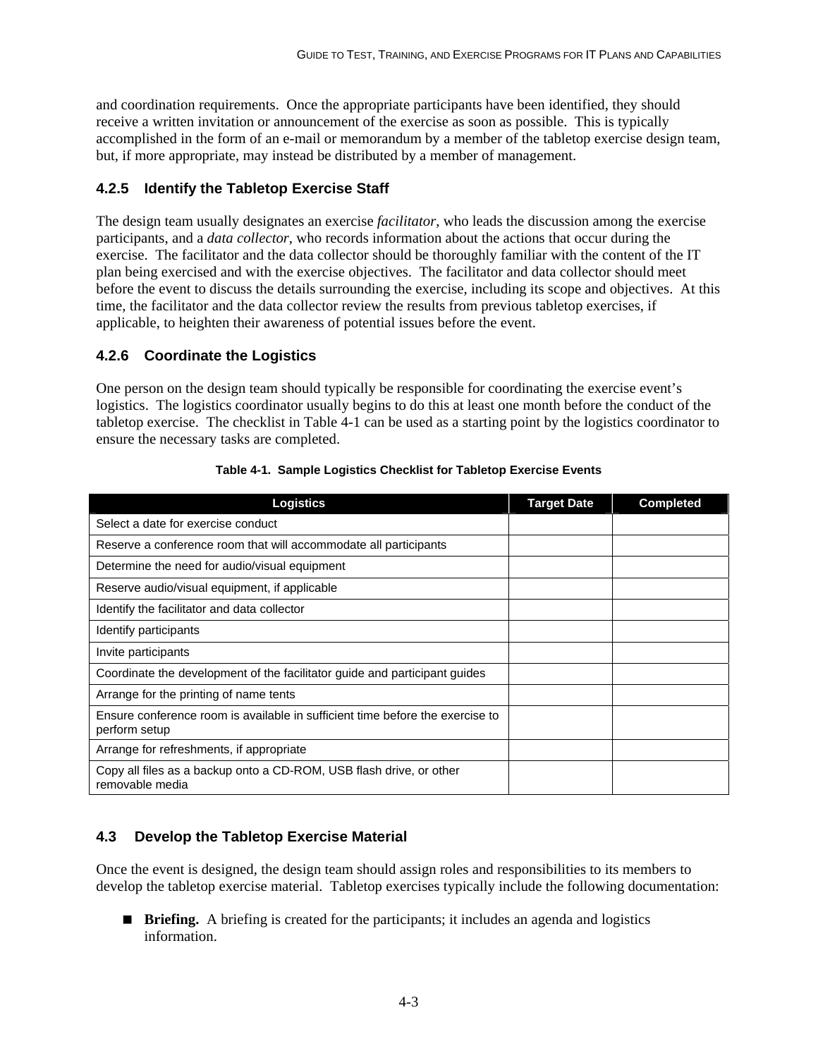and coordination requirements. Once the appropriate participants have been identified, they should receive a written invitation or announcement of the exercise as soon as possible. This is typically accomplished in the form of an e-mail or memorandum by a member of the tabletop exercise design team, but, if more appropriate, may instead be distributed by a member of management.

### 4.2.5 Identify the Tabletop Exercise Staff

The design team usually designates an exercise *facilitator*, who leads the discussion among the exercise participants, and a *data collector*, who records information about the actions that occur during the exercise. The facilitator and the data collector should be thoroughly familiar with the content of the IT plan being exercised and with the exercise objectives. The facilitator and data collector should meet before the event to discuss the details surrounding the exercise, including its scope and objectives. At this time, the facilitator and the data collector review the results from previous tabletop exercises, if applicable, to heighten their awareness of potential issues before the event.

### 4.2.6 Coordinate the Logistics

One person on the design team should typically be responsible for coordinating the exercise event's logistics. The logistics coordinator usually begins to do this at least one month before the conduct of the tabletop exercise. The checklist in Table 4-1 can be used as a starting point by the logistics coordinator to ensure the necessary tasks are completed.

**Table 4-1. Sample Logistics Checklist for Tabletop Exercise Events**

| Logistics | Target Date | Completed |
| --- | --- | --- |
| Select a date for exercise conduct | | |
| Reserve a conference room that will accommodate all participants | | |
| Determine the need for audio/visual equipment | | |
| Reserve audio/visual equipment, if applicable | | |
| Identify the facilitator and data collector | | |
| Identify participants | | |
| Invite participants | | |
| Coordinate the development of the facilitator guide and participant guides | | |
| Arrange for the printing of name tents | | |
| Ensure conference room is available in sufficient time before the exercise to perform setup | | |
| Arrange for refreshments, if appropriate | | |
| Copy all files as a backup onto a CD-ROM, USB flash drive, or other removable media | | |

## 4.3 Develop the Tabletop Exercise Material

Once the event is designed, the design team should assign roles and responsibilities to its members to develop the tabletop exercise material. Tabletop exercises typically include the following documentation:

- **Briefing.** A briefing is created for the participants; it includes an agenda and logistics information.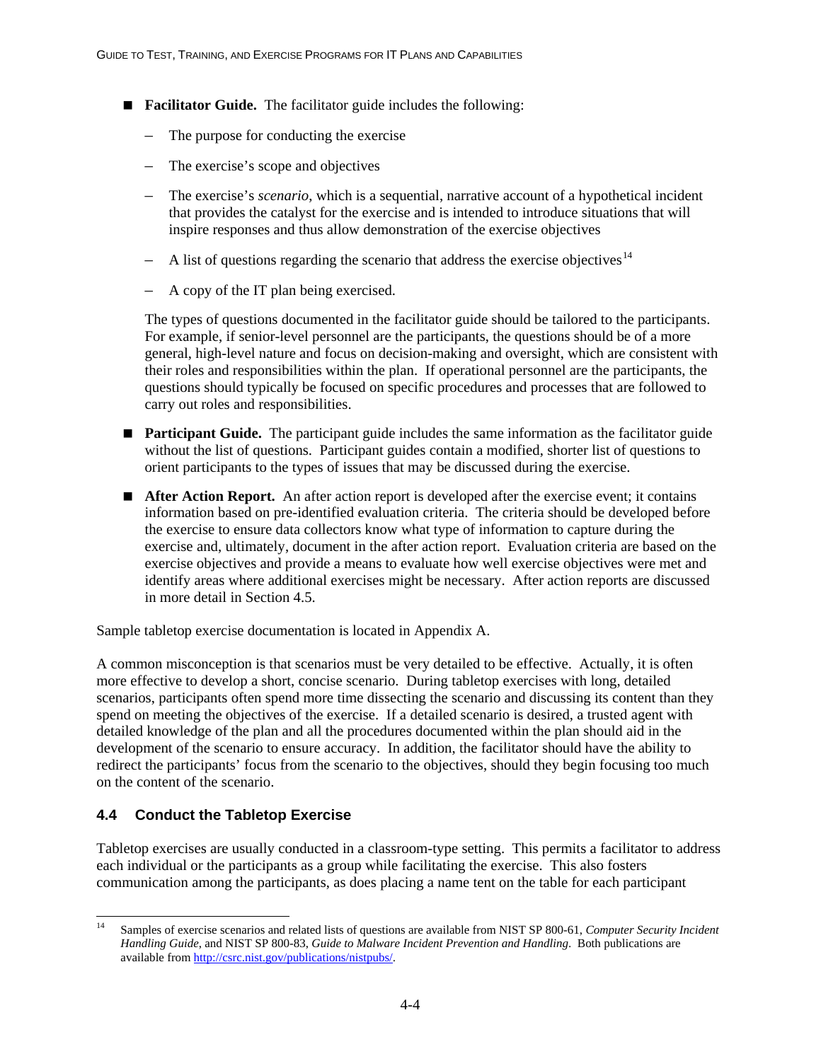- **Facilitator Guide.** The facilitator guide includes the following:
  - The purpose for conducting the exercise
  - The exercise's scope and objectives
  - The exercise's *scenario*, which is a sequential, narrative account of a hypothetical incident that provides the catalyst for the exercise and is intended to introduce situations that will inspire responses and thus allow demonstration of the exercise objectives
  - A list of questions regarding the scenario that address the exercise objectives[14]
  - A copy of the IT plan being exercised.

  The types of questions documented in the facilitator guide should be tailored to the participants. For example, if senior-level personnel are the participants, the questions should be of a more general, high-level nature and focus on decision-making and oversight, which are consistent with their roles and responsibilities within the plan. If operational personnel are the participants, the questions should typically be focused on specific procedures and processes that are followed to carry out roles and responsibilities.

- **Participant Guide.** The participant guide includes the same information as the facilitator guide without the list of questions. Participant guides contain a modified, shorter list of questions to orient participants to the types of issues that may be discussed during the exercise.

- **After Action Report.** An after action report is developed after the exercise event; it contains information based on pre-identified evaluation criteria. The criteria should be developed before the exercise to ensure data collectors know what type of information to capture during the exercise and, ultimately, document in the after action report. Evaluation criteria are based on the exercise objectives and provide a means to evaluate how well exercise objectives were met and identify areas where additional exercises might be necessary. After action reports are discussed in more detail in Section 4.5.

Sample tabletop exercise documentation is located in Appendix A.

A common misconception is that scenarios must be very detailed to be effective. Actually, it is often more effective to develop a short, concise scenario. During tabletop exercises with long, detailed scenarios, participants often spend more time dissecting the scenario and discussing its content than they spend on meeting the objectives of the exercise. If a detailed scenario is desired, a trusted agent with detailed knowledge of the plan and all the procedures documented within the plan should aid in the development of the scenario to ensure accuracy. In addition, the facilitator should have the ability to redirect the participants' focus from the scenario to the objectives, should they begin focusing too much on the content of the scenario.

## 4.4 Conduct the Tabletop Exercise

Tabletop exercises are usually conducted in a classroom-type setting. This permits a facilitator to address each individual or the participants as a group while facilitating the exercise. This also fosters communication among the participants, as does placing a name tent on the table for each participant

---

[14] Samples of exercise scenarios and related lists of questions are available from NIST SP 800-61, *Computer Security Incident Handling Guide*, and NIST SP 800-83, *Guide to Malware Incident Prevention and Handling*. Both publications are available from http://csrc.nist.gov/publications/nistpubs/.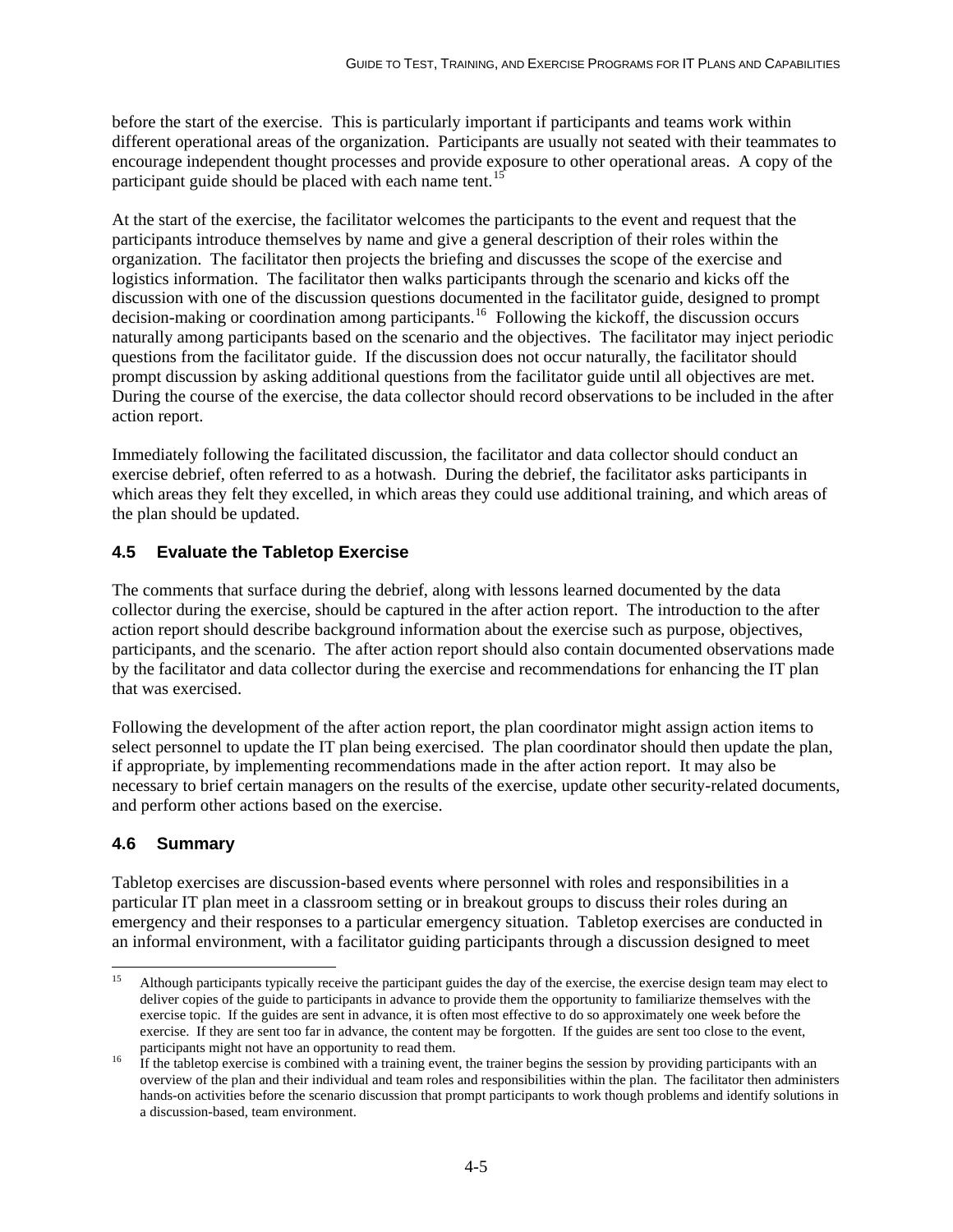before the start of the exercise. This is particularly important if participants and teams work within different operational areas of the organization. Participants are usually not seated with their teammates to encourage independent thought processes and provide exposure to other operational areas. A copy of the participant guide should be placed with each name tent.[15]

At the start of the exercise, the facilitator welcomes the participants to the event and request that the participants introduce themselves by name and give a general description of their roles within the organization. The facilitator then projects the briefing and discusses the scope of the exercise and logistics information. The facilitator then walks participants through the scenario and kicks off the discussion with one of the discussion questions documented in the facilitator guide, designed to prompt decision-making or coordination among participants.[16] Following the kickoff, the discussion occurs naturally among participants based on the scenario and the objectives. The facilitator may inject periodic questions from the facilitator guide. If the discussion does not occur naturally, the facilitator should prompt discussion by asking additional questions from the facilitator guide until all objectives are met. During the course of the exercise, the data collector should record observations to be included in the after action report.

Immediately following the facilitated discussion, the facilitator and data collector should conduct an exercise debrief, often referred to as a hotwash. During the debrief, the facilitator asks participants in which areas they felt they excelled, in which areas they could use additional training, and which areas of the plan should be updated.

## 4.5 Evaluate the Tabletop Exercise

The comments that surface during the debrief, along with lessons learned documented by the data collector during the exercise, should be captured in the after action report. The introduction to the after action report should describe background information about the exercise such as purpose, objectives, participants, and the scenario. The after action report should also contain documented observations made by the facilitator and data collector during the exercise and recommendations for enhancing the IT plan that was exercised.

Following the development of the after action report, the plan coordinator might assign action items to select personnel to update the IT plan being exercised. The plan coordinator should then update the plan, if appropriate, by implementing recommendations made in the after action report. It may also be necessary to brief certain managers on the results of the exercise, update other security-related documents, and perform other actions based on the exercise.

## 4.6 Summary

Tabletop exercises are discussion-based events where personnel with roles and responsibilities in a particular IT plan meet in a classroom setting or in breakout groups to discuss their roles during an emergency and their responses to a particular emergency situation. Tabletop exercises are conducted in an informal environment, with a facilitator guiding participants through a discussion designed to meet

---

[15] Although participants typically receive the participant guides the day of the exercise, the exercise design team may elect to deliver copies of the guide to participants in advance to provide them the opportunity to familiarize themselves with the exercise topic. If the guides are sent in advance, it is often most effective to do so approximately one week before the exercise. If they are sent too far in advance, the content may be forgotten. If the guides are sent too close to the event, participants might not have an opportunity to read them.

[16] If the tabletop exercise is combined with a training event, the trainer begins the session by providing participants with an overview of the plan and their individual and team roles and responsibilities within the plan. The facilitator then administers hands-on activities before the scenario discussion that prompt participants to work though problems and identify solutions in a discussion-based, team environment.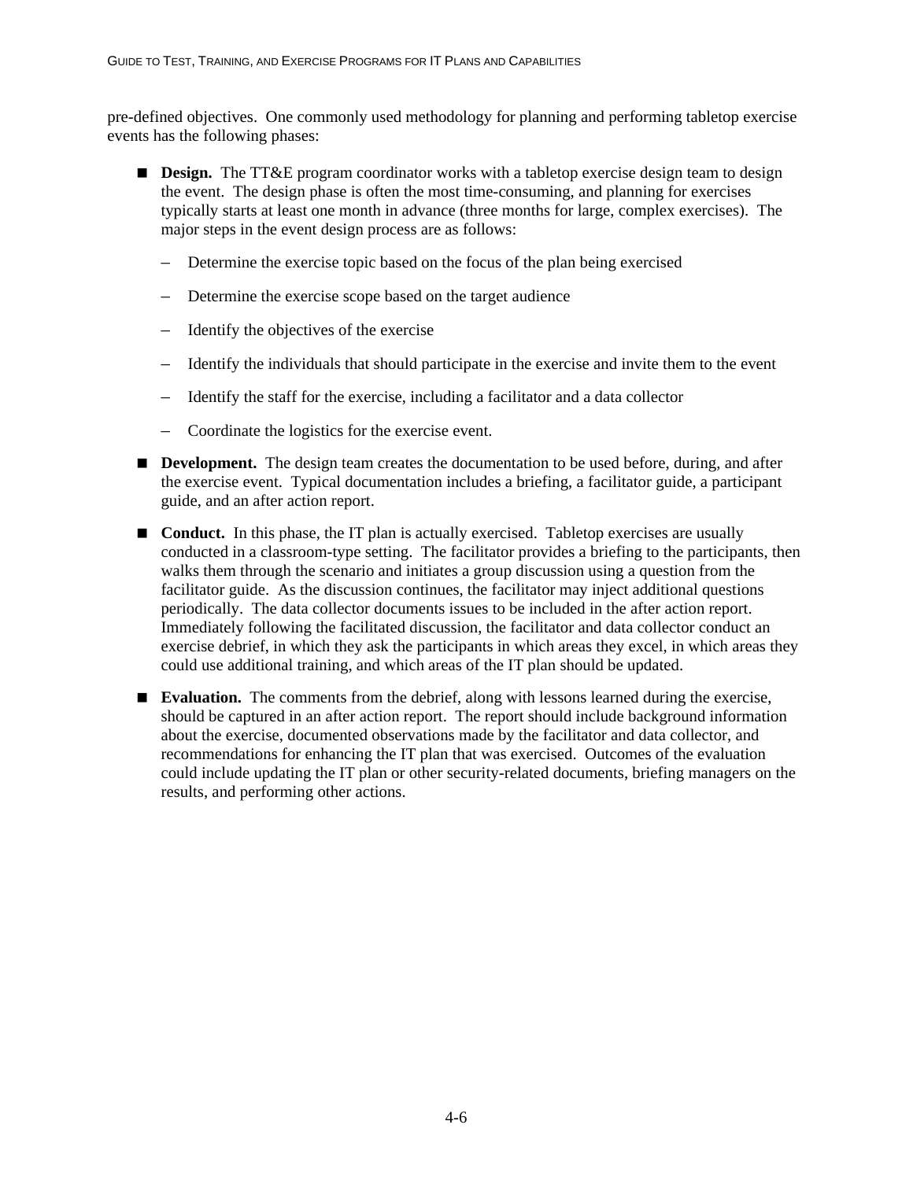pre-defined objectives. One commonly used methodology for planning and performing tabletop exercise events has the following phases:

- **Design.** The TT&E program coordinator works with a tabletop exercise design team to design the event. The design phase is often the most time-consuming, and planning for exercises typically starts at least one month in advance (three months for large, complex exercises). The major steps in the event design process are as follows:
  - Determine the exercise topic based on the focus of the plan being exercised
  - Determine the exercise scope based on the target audience
  - Identify the objectives of the exercise
  - Identify the individuals that should participate in the exercise and invite them to the event
  - Identify the staff for the exercise, including a facilitator and a data collector
  - Coordinate the logistics for the exercise event.
- **Development.** The design team creates the documentation to be used before, during, and after the exercise event. Typical documentation includes a briefing, a facilitator guide, a participant guide, and an after action report.
- **Conduct.** In this phase, the IT plan is actually exercised. Tabletop exercises are usually conducted in a classroom-type setting. The facilitator provides a briefing to the participants, then walks them through the scenario and initiates a group discussion using a question from the facilitator guide. As the discussion continues, the facilitator may inject additional questions periodically. The data collector documents issues to be included in the after action report. Immediately following the facilitated discussion, the facilitator and data collector conduct an exercise debrief, in which they ask the participants in which areas they excel, in which areas they could use additional training, and which areas of the IT plan should be updated.
- **Evaluation.** The comments from the debrief, along with lessons learned during the exercise, should be captured in an after action report. The report should include background information about the exercise, documented observations made by the facilitator and data collector, and recommendations for enhancing the IT plan that was exercised. Outcomes of the evaluation could include updating the IT plan or other security-related documents, briefing managers on the results, and performing other actions.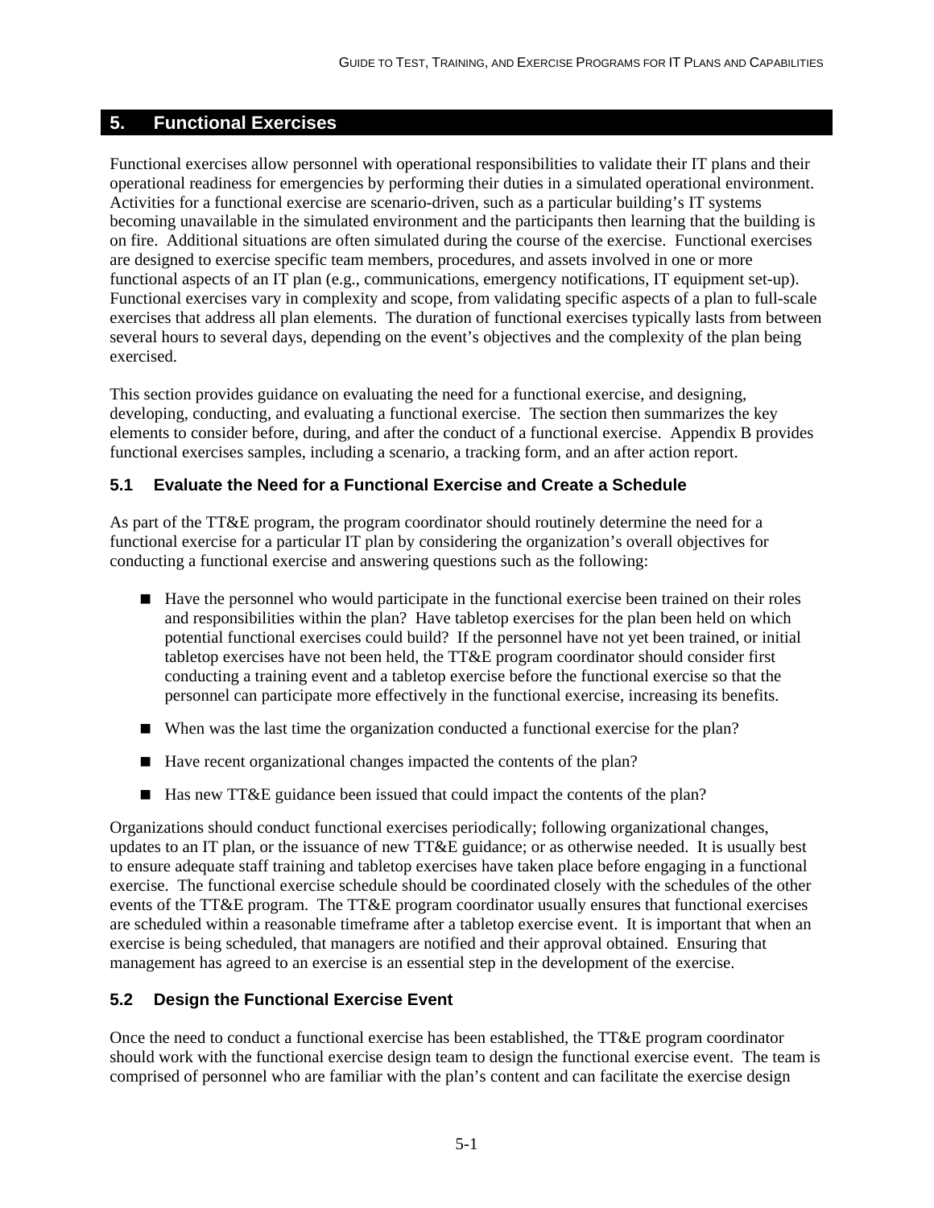# 5. Functional Exercises

Functional exercises allow personnel with operational responsibilities to validate their IT plans and their operational readiness for emergencies by performing their duties in a simulated operational environment. Activities for a functional exercise are scenario-driven, such as a particular building's IT systems becoming unavailable in the simulated environment and the participants then learning that the building is on fire. Additional situations are often simulated during the course of the exercise. Functional exercises are designed to exercise specific team members, procedures, and assets involved in one or more functional aspects of an IT plan (e.g., communications, emergency notifications, IT equipment set-up). Functional exercises vary in complexity and scope, from validating specific aspects of a plan to full-scale exercises that address all plan elements. The duration of functional exercises typically lasts from between several hours to several days, depending on the event's objectives and the complexity of the plan being exercised.

This section provides guidance on evaluating the need for a functional exercise, and designing, developing, conducting, and evaluating a functional exercise. The section then summarizes the key elements to consider before, during, and after the conduct of a functional exercise. Appendix B provides functional exercises samples, including a scenario, a tracking form, and an after action report.

## 5.1 Evaluate the Need for a Functional Exercise and Create a Schedule

As part of the TT&E program, the program coordinator should routinely determine the need for a functional exercise for a particular IT plan by considering the organization's overall objectives for conducting a functional exercise and answering questions such as the following:

- Have the personnel who would participate in the functional exercise been trained on their roles and responsibilities within the plan? Have tabletop exercises for the plan been held on which potential functional exercises could build? If the personnel have not yet been trained, or initial tabletop exercises have not been held, the TT&E program coordinator should consider first conducting a training event and a tabletop exercise before the functional exercise so that the personnel can participate more effectively in the functional exercise, increasing its benefits.
- When was the last time the organization conducted a functional exercise for the plan?
- Have recent organizational changes impacted the contents of the plan?
- Has new TT&E guidance been issued that could impact the contents of the plan?

Organizations should conduct functional exercises periodically; following organizational changes, updates to an IT plan, or the issuance of new TT&E guidance; or as otherwise needed. It is usually best to ensure adequate staff training and tabletop exercises have taken place before engaging in a functional exercise. The functional exercise schedule should be coordinated closely with the schedules of the other events of the TT&E program. The TT&E program coordinator usually ensures that functional exercises are scheduled within a reasonable timeframe after a tabletop exercise event. It is important that when an exercise is being scheduled, that managers are notified and their approval obtained. Ensuring that management has agreed to an exercise is an essential step in the development of the exercise.

## 5.2 Design the Functional Exercise Event

Once the need to conduct a functional exercise has been established, the TT&E program coordinator should work with the functional exercise design team to design the functional exercise event. The team is comprised of personnel who are familiar with the plan's content and can facilitate the exercise design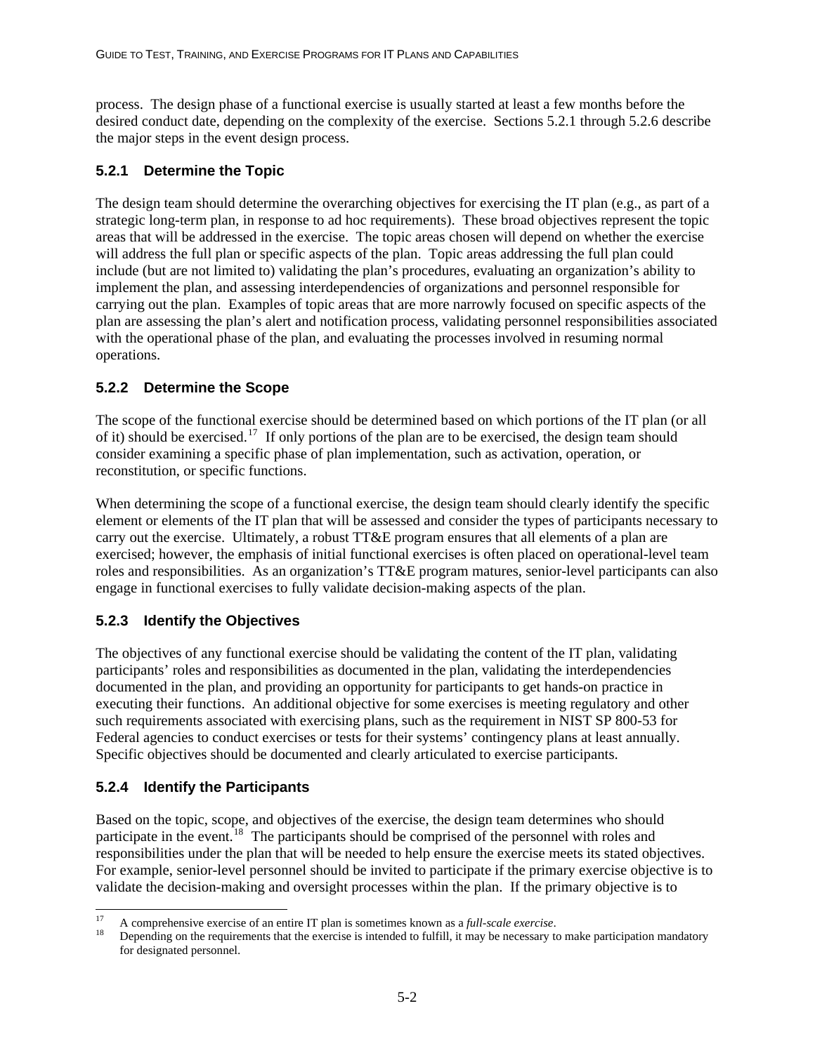process. The design phase of a functional exercise is usually started at least a few months before the desired conduct date, depending on the complexity of the exercise. Sections 5.2.1 through 5.2.6 describe the major steps in the event design process.

### 5.2.1 Determine the Topic

The design team should determine the overarching objectives for exercising the IT plan (e.g., as part of a strategic long-term plan, in response to ad hoc requirements). These broad objectives represent the topic areas that will be addressed in the exercise. The topic areas chosen will depend on whether the exercise will address the full plan or specific aspects of the plan. Topic areas addressing the full plan could include (but are not limited to) validating the plan's procedures, evaluating an organization's ability to implement the plan, and assessing interdependencies of organizations and personnel responsible for carrying out the plan. Examples of topic areas that are more narrowly focused on specific aspects of the plan are assessing the plan's alert and notification process, validating personnel responsibilities associated with the operational phase of the plan, and evaluating the processes involved in resuming normal operations.

### 5.2.2 Determine the Scope

The scope of the functional exercise should be determined based on which portions of the IT plan (or all of it) should be exercised.[17] If only portions of the plan are to be exercised, the design team should consider examining a specific phase of plan implementation, such as activation, operation, or reconstitution, or specific functions.

When determining the scope of a functional exercise, the design team should clearly identify the specific element or elements of the IT plan that will be assessed and consider the types of participants necessary to carry out the exercise. Ultimately, a robust TT&E program ensures that all elements of a plan are exercised; however, the emphasis of initial functional exercises is often placed on operational-level team roles and responsibilities. As an organization's TT&E program matures, senior-level participants can also engage in functional exercises to fully validate decision-making aspects of the plan.

### 5.2.3 Identify the Objectives

The objectives of any functional exercise should be validating the content of the IT plan, validating participants' roles and responsibilities as documented in the plan, validating the interdependencies documented in the plan, and providing an opportunity for participants to get hands-on practice in executing their functions. An additional objective for some exercises is meeting regulatory and other such requirements associated with exercising plans, such as the requirement in NIST SP 800-53 for Federal agencies to conduct exercises or tests for their systems' contingency plans at least annually. Specific objectives should be documented and clearly articulated to exercise participants.

### 5.2.4 Identify the Participants

Based on the topic, scope, and objectives of the exercise, the design team determines who should participate in the event.[18] The participants should be comprised of the personnel with roles and responsibilities under the plan that will be needed to help ensure the exercise meets its stated objectives. For example, senior-level personnel should be invited to participate if the primary exercise objective is to validate the decision-making and oversight processes within the plan. If the primary objective is to

---

[17] A comprehensive exercise of an entire IT plan is sometimes known as a *full-scale exercise*.

[18] Depending on the requirements that the exercise is intended to fulfill, it may be necessary to make participation mandatory for designated personnel.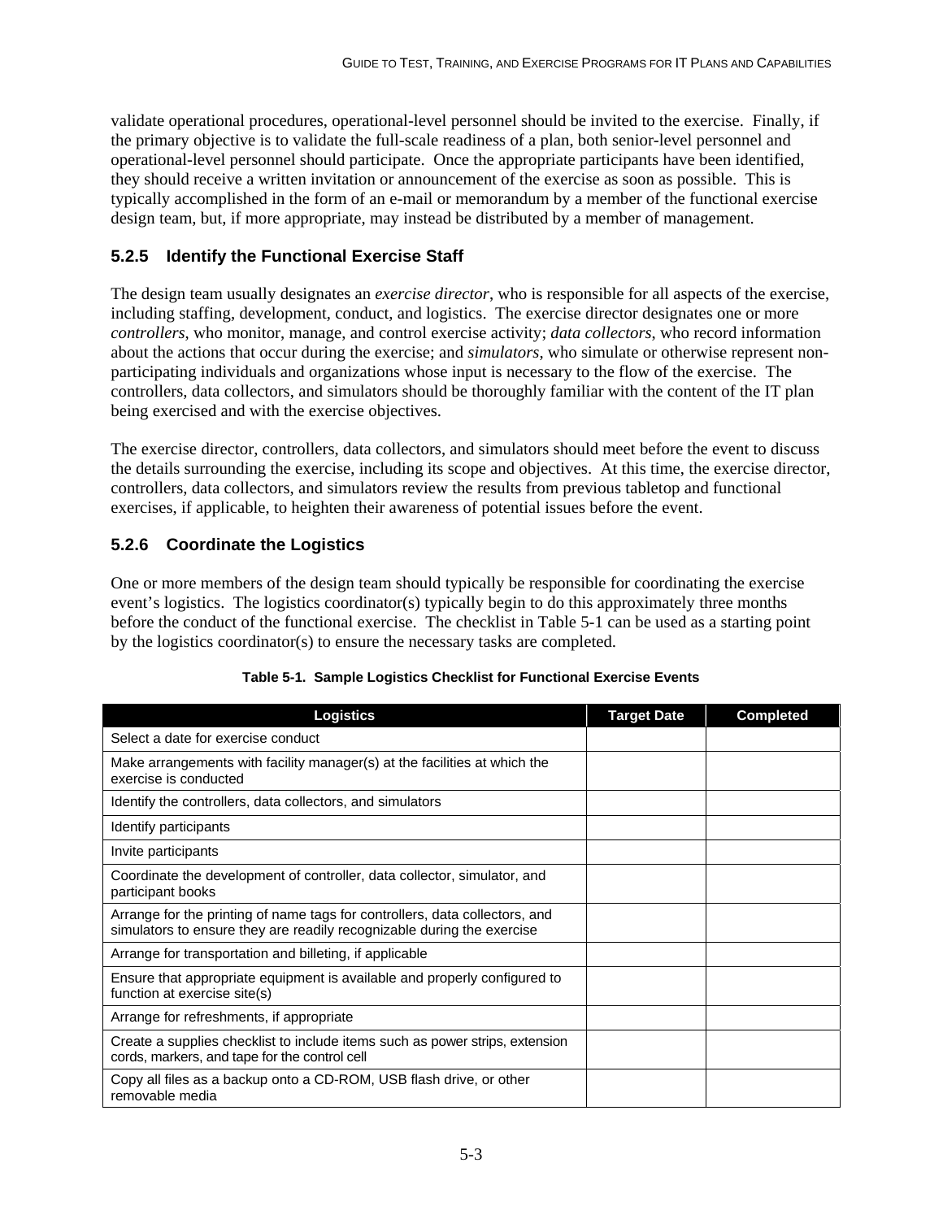validate operational procedures, operational-level personnel should be invited to the exercise. Finally, if the primary objective is to validate the full-scale readiness of a plan, both senior-level personnel and operational-level personnel should participate. Once the appropriate participants have been identified, they should receive a written invitation or announcement of the exercise as soon as possible. This is typically accomplished in the form of an e-mail or memorandum by a member of the functional exercise design team, but, if more appropriate, may instead be distributed by a member of management.

### 5.2.5 Identify the Functional Exercise Staff

The design team usually designates an *exercise director*, who is responsible for all aspects of the exercise, including staffing, development, conduct, and logistics. The exercise director designates one or more *controllers*, who monitor, manage, and control exercise activity; *data collectors*, who record information about the actions that occur during the exercise; and *simulators*, who simulate or otherwise represent non-participating individuals and organizations whose input is necessary to the flow of the exercise. The controllers, data collectors, and simulators should be thoroughly familiar with the content of the IT plan being exercised and with the exercise objectives.

The exercise director, controllers, data collectors, and simulators should meet before the event to discuss the details surrounding the exercise, including its scope and objectives. At this time, the exercise director, controllers, data collectors, and simulators review the results from previous tabletop and functional exercises, if applicable, to heighten their awareness of potential issues before the event.

### 5.2.6 Coordinate the Logistics

One or more members of the design team should typically be responsible for coordinating the exercise event's logistics. The logistics coordinator(s) typically begin to do this approximately three months before the conduct of the functional exercise. The checklist in Table 5-1 can be used as a starting point by the logistics coordinator(s) to ensure the necessary tasks are completed.

**Table 5-1. Sample Logistics Checklist for Functional Exercise Events**

| Logistics | Target Date | Completed |
|---|---|---|
| Select a date for exercise conduct | | |
| Make arrangements with facility manager(s) at the facilities at which the exercise is conducted | | |
| Identify the controllers, data collectors, and simulators | | |
| Identify participants | | |
| Invite participants | | |
| Coordinate the development of controller, data collector, simulator, and participant books | | |
| Arrange for the printing of name tags for controllers, data collectors, and simulators to ensure they are readily recognizable during the exercise | | |
| Arrange for transportation and billeting, if applicable | | |
| Ensure that appropriate equipment is available and properly configured to function at exercise site(s) | | |
| Arrange for refreshments, if appropriate | | |
| Create a supplies checklist to include items such as power strips, extension cords, markers, and tape for the control cell | | |
| Copy all files as a backup onto a CD-ROM, USB flash drive, or other removable media | | |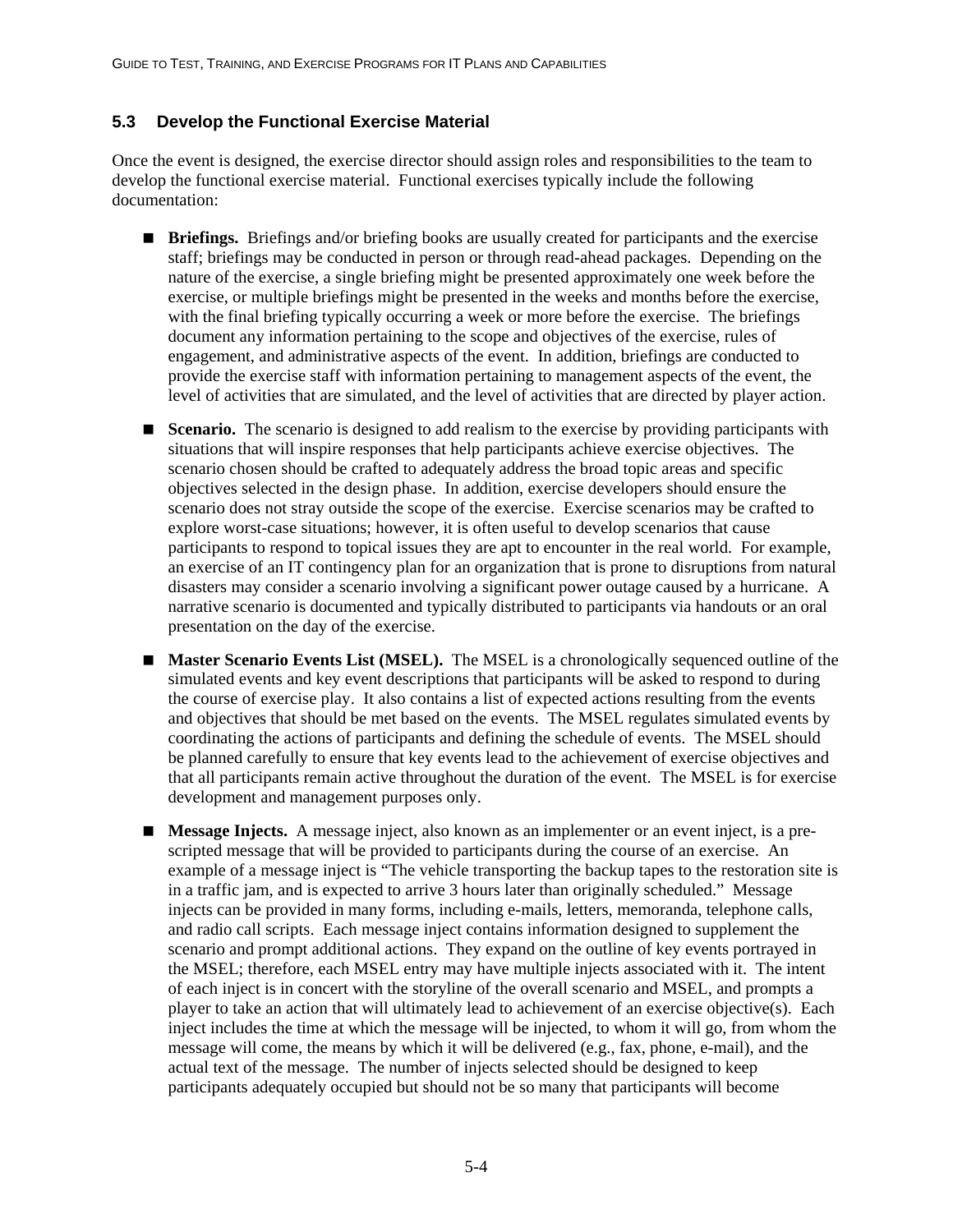### 5.3 Develop the Functional Exercise Material

Once the event is designed, the exercise director should assign roles and responsibilities to the team to develop the functional exercise material. Functional exercises typically include the following documentation:

- **Briefings.** Briefings and/or briefing books are usually created for participants and the exercise staff; briefings may be conducted in person or through read-ahead packages. Depending on the nature of the exercise, a single briefing might be presented approximately one week before the exercise, or multiple briefings might be presented in the weeks and months before the exercise, with the final briefing typically occurring a week or more before the exercise. The briefings document any information pertaining to the scope and objectives of the exercise, rules of engagement, and administrative aspects of the event. In addition, briefings are conducted to provide the exercise staff with information pertaining to management aspects of the event, the level of activities that are simulated, and the level of activities that are directed by player action.

- **Scenario.** The scenario is designed to add realism to the exercise by providing participants with situations that will inspire responses that help participants achieve exercise objectives. The scenario chosen should be crafted to adequately address the broad topic areas and specific objectives selected in the design phase. In addition, exercise developers should ensure the scenario does not stray outside the scope of the exercise. Exercise scenarios may be crafted to explore worst-case situations; however, it is often useful to develop scenarios that cause participants to respond to topical issues they are apt to encounter in the real world. For example, an exercise of an IT contingency plan for an organization that is prone to disruptions from natural disasters may consider a scenario involving a significant power outage caused by a hurricane. A narrative scenario is documented and typically distributed to participants via handouts or an oral presentation on the day of the exercise.

- **Master Scenario Events List (MSEL).** The MSEL is a chronologically sequenced outline of the simulated events and key event descriptions that participants will be asked to respond to during the course of exercise play. It also contains a list of expected actions resulting from the events and objectives that should be met based on the events. The MSEL regulates simulated events by coordinating the actions of participants and defining the schedule of events. The MSEL should be planned carefully to ensure that key events lead to the achievement of exercise objectives and that all participants remain active throughout the duration of the event. The MSEL is for exercise development and management purposes only.

- **Message Injects.** A message inject, also known as an implementer or an event inject, is a pre-scripted message that will be provided to participants during the course of an exercise. An example of a message inject is "The vehicle transporting the backup tapes to the restoration site is in a traffic jam, and is expected to arrive 3 hours later than originally scheduled." Message injects can be provided in many forms, including e-mails, letters, memoranda, telephone calls, and radio call scripts. Each message inject contains information designed to supplement the scenario and prompt additional actions. They expand on the outline of key events portrayed in the MSEL; therefore, each MSEL entry may have multiple injects associated with it. The intent of each inject is in concert with the storyline of the overall scenario and MSEL, and prompts a player to take an action that will ultimately lead to achievement of an exercise objective(s). Each inject includes the time at which the message will be injected, to whom it will go, from whom the message will come, the means by which it will be delivered (e.g., fax, phone, e-mail), and the actual text of the message. The number of injects selected should be designed to keep participants adequately occupied but should not be so many that participants will become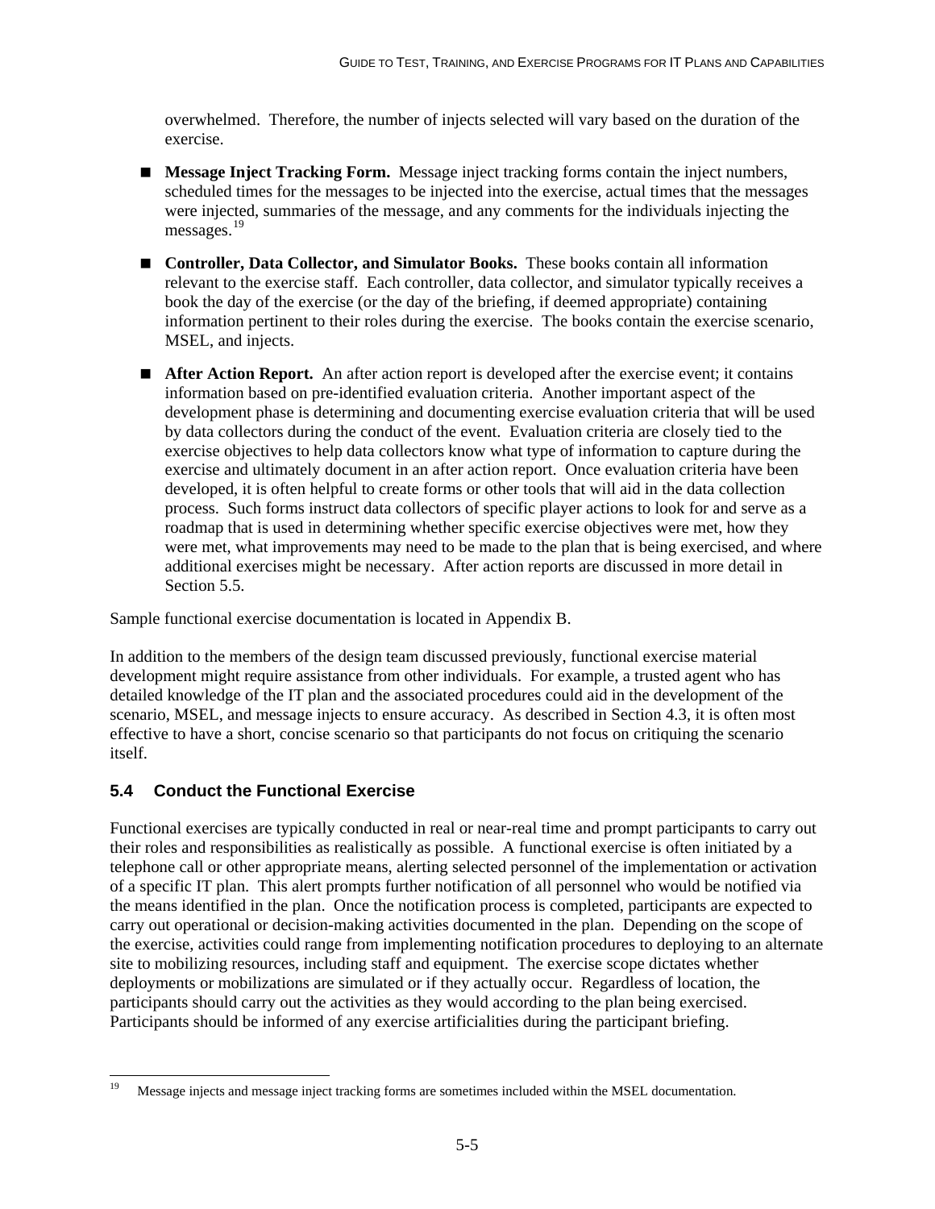overwhelmed. Therefore, the number of injects selected will vary based on the duration of the exercise.

- **Message Inject Tracking Form.** Message inject tracking forms contain the inject numbers, scheduled times for the messages to be injected into the exercise, actual times that the messages were injected, summaries of the message, and any comments for the individuals injecting the messages.[19]

- **Controller, Data Collector, and Simulator Books.** These books contain all information relevant to the exercise staff. Each controller, data collector, and simulator typically receives a book the day of the exercise (or the day of the briefing, if deemed appropriate) containing information pertinent to their roles during the exercise. The books contain the exercise scenario, MSEL, and injects.

- **After Action Report.** An after action report is developed after the exercise event; it contains information based on pre-identified evaluation criteria. Another important aspect of the development phase is determining and documenting exercise evaluation criteria that will be used by data collectors during the conduct of the event. Evaluation criteria are closely tied to the exercise objectives to help data collectors know what type of information to capture during the exercise and ultimately document in an after action report. Once evaluation criteria have been developed, it is often helpful to create forms or other tools that will aid in the data collection process. Such forms instruct data collectors of specific player actions to look for and serve as a roadmap that is used in determining whether specific exercise objectives were met, how they were met, what improvements may need to be made to the plan that is being exercised, and where additional exercises might be necessary. After action reports are discussed in more detail in Section 5.5.

Sample functional exercise documentation is located in Appendix B.

In addition to the members of the design team discussed previously, functional exercise material development might require assistance from other individuals. For example, a trusted agent who has detailed knowledge of the IT plan and the associated procedures could aid in the development of the scenario, MSEL, and message injects to ensure accuracy. As described in Section 4.3, it is often most effective to have a short, concise scenario so that participants do not focus on critiquing the scenario itself.

## 5.4 Conduct the Functional Exercise

Functional exercises are typically conducted in real or near-real time and prompt participants to carry out their roles and responsibilities as realistically as possible. A functional exercise is often initiated by a telephone call or other appropriate means, alerting selected personnel of the implementation or activation of a specific IT plan. This alert prompts further notification of all personnel who would be notified via the means identified in the plan. Once the notification process is completed, participants are expected to carry out operational or decision-making activities documented in the plan. Depending on the scope of the exercise, activities could range from implementing notification procedures to deploying to an alternate site to mobilizing resources, including staff and equipment. The exercise scope dictates whether deployments or mobilizations are simulated or if they actually occur. Regardless of location, the participants should carry out the activities as they would according to the plan being exercised. Participants should be informed of any exercise artificialities during the participant briefing.

[19] Message injects and message inject tracking forms are sometimes included within the MSEL documentation.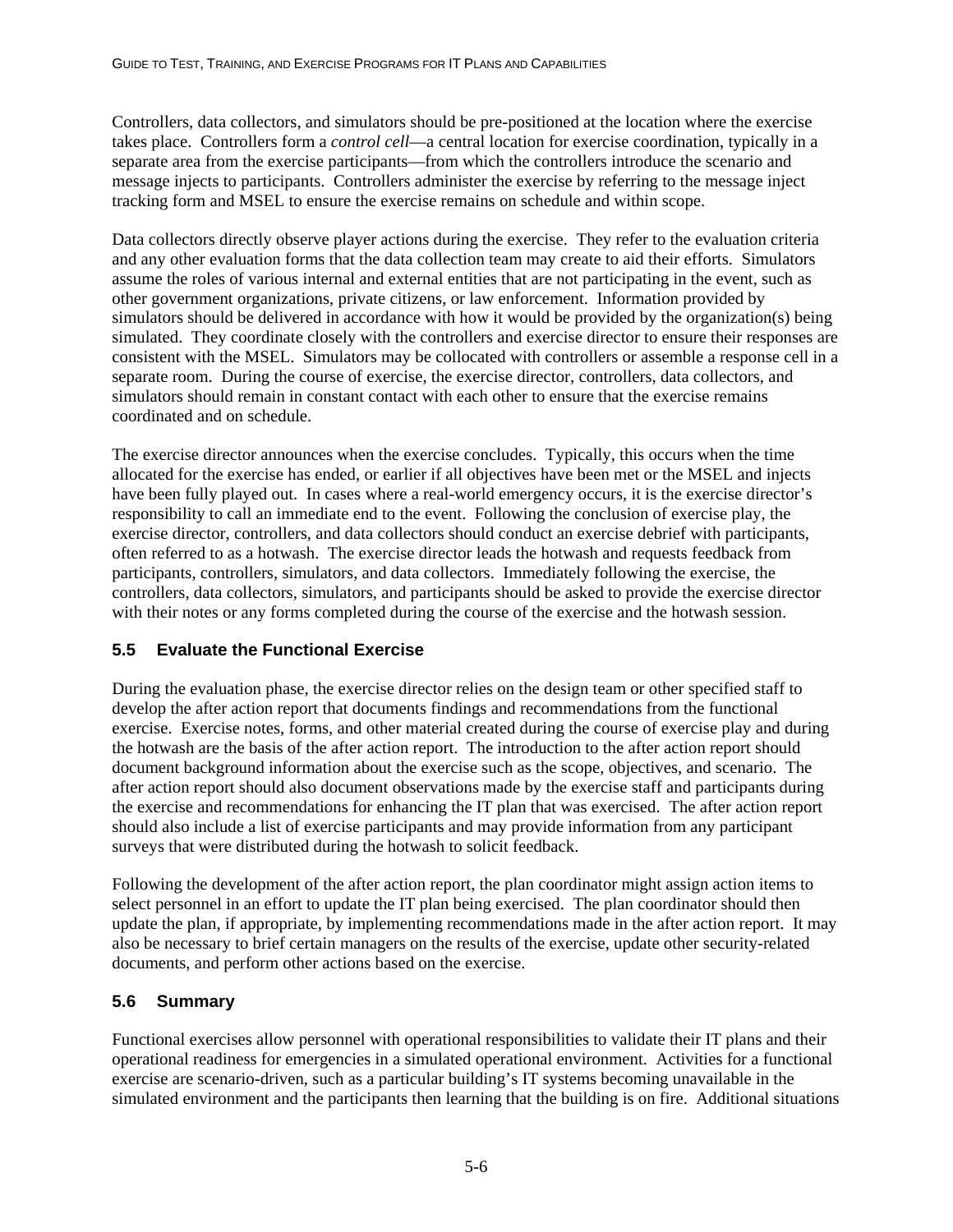Controllers, data collectors, and simulators should be pre-positioned at the location where the exercise takes place. Controllers form a *control cell*—a central location for exercise coordination, typically in a separate area from the exercise participants—from which the controllers introduce the scenario and message injects to participants. Controllers administer the exercise by referring to the message inject tracking form and MSEL to ensure the exercise remains on schedule and within scope.

Data collectors directly observe player actions during the exercise. They refer to the evaluation criteria and any other evaluation forms that the data collection team may create to aid their efforts. Simulators assume the roles of various internal and external entities that are not participating in the event, such as other government organizations, private citizens, or law enforcement. Information provided by simulators should be delivered in accordance with how it would be provided by the organization(s) being simulated. They coordinate closely with the controllers and exercise director to ensure their responses are consistent with the MSEL. Simulators may be collocated with controllers or assemble a response cell in a separate room. During the course of exercise, the exercise director, controllers, data collectors, and simulators should remain in constant contact with each other to ensure that the exercise remains coordinated and on schedule.

The exercise director announces when the exercise concludes. Typically, this occurs when the time allocated for the exercise has ended, or earlier if all objectives have been met or the MSEL and injects have been fully played out. In cases where a real-world emergency occurs, it is the exercise director's responsibility to call an immediate end to the event. Following the conclusion of exercise play, the exercise director, controllers, and data collectors should conduct an exercise debrief with participants, often referred to as a hotwash. The exercise director leads the hotwash and requests feedback from participants, controllers, simulators, and data collectors. Immediately following the exercise, the controllers, data collectors, simulators, and participants should be asked to provide the exercise director with their notes or any forms completed during the course of the exercise and the hotwash session.

## 5.5 Evaluate the Functional Exercise

During the evaluation phase, the exercise director relies on the design team or other specified staff to develop the after action report that documents findings and recommendations from the functional exercise. Exercise notes, forms, and other material created during the course of exercise play and during the hotwash are the basis of the after action report. The introduction to the after action report should document background information about the exercise such as the scope, objectives, and scenario. The after action report should also document observations made by the exercise staff and participants during the exercise and recommendations for enhancing the IT plan that was exercised. The after action report should also include a list of exercise participants and may provide information from any participant surveys that were distributed during the hotwash to solicit feedback.

Following the development of the after action report, the plan coordinator might assign action items to select personnel in an effort to update the IT plan being exercised. The plan coordinator should then update the plan, if appropriate, by implementing recommendations made in the after action report. It may also be necessary to brief certain managers on the results of the exercise, update other security-related documents, and perform other actions based on the exercise.

## 5.6 Summary

Functional exercises allow personnel with operational responsibilities to validate their IT plans and their operational readiness for emergencies in a simulated operational environment. Activities for a functional exercise are scenario-driven, such as a particular building's IT systems becoming unavailable in the simulated environment and the participants then learning that the building is on fire. Additional situations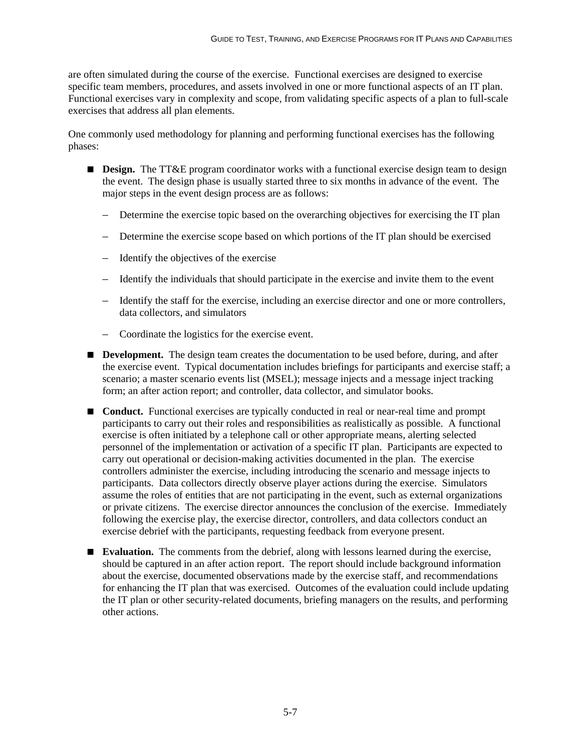are often simulated during the course of the exercise. Functional exercises are designed to exercise specific team members, procedures, and assets involved in one or more functional aspects of an IT plan. Functional exercises vary in complexity and scope, from validating specific aspects of a plan to full-scale exercises that address all plan elements.

One commonly used methodology for planning and performing functional exercises has the following phases:

- **Design.** The TT&E program coordinator works with a functional exercise design team to design the event. The design phase is usually started three to six months in advance of the event. The major steps in the event design process are as follows:
  - Determine the exercise topic based on the overarching objectives for exercising the IT plan
  - Determine the exercise scope based on which portions of the IT plan should be exercised
  - Identify the objectives of the exercise
  - Identify the individuals that should participate in the exercise and invite them to the event
  - Identify the staff for the exercise, including an exercise director and one or more controllers, data collectors, and simulators
  - Coordinate the logistics for the exercise event.
- **Development.** The design team creates the documentation to be used before, during, and after the exercise event. Typical documentation includes briefings for participants and exercise staff; a scenario; a master scenario events list (MSEL); message injects and a message inject tracking form; an after action report; and controller, data collector, and simulator books.
- **Conduct.** Functional exercises are typically conducted in real or near-real time and prompt participants to carry out their roles and responsibilities as realistically as possible. A functional exercise is often initiated by a telephone call or other appropriate means, alerting selected personnel of the implementation or activation of a specific IT plan. Participants are expected to carry out operational or decision-making activities documented in the plan. The exercise controllers administer the exercise, including introducing the scenario and message injects to participants. Data collectors directly observe player actions during the exercise. Simulators assume the roles of entities that are not participating in the event, such as external organizations or private citizens. The exercise director announces the conclusion of the exercise. Immediately following the exercise play, the exercise director, controllers, and data collectors conduct an exercise debrief with the participants, requesting feedback from everyone present.
- **Evaluation.** The comments from the debrief, along with lessons learned during the exercise, should be captured in an after action report. The report should include background information about the exercise, documented observations made by the exercise staff, and recommendations for enhancing the IT plan that was exercised. Outcomes of the evaluation could include updating the IT plan or other security-related documents, briefing managers on the results, and performing other actions.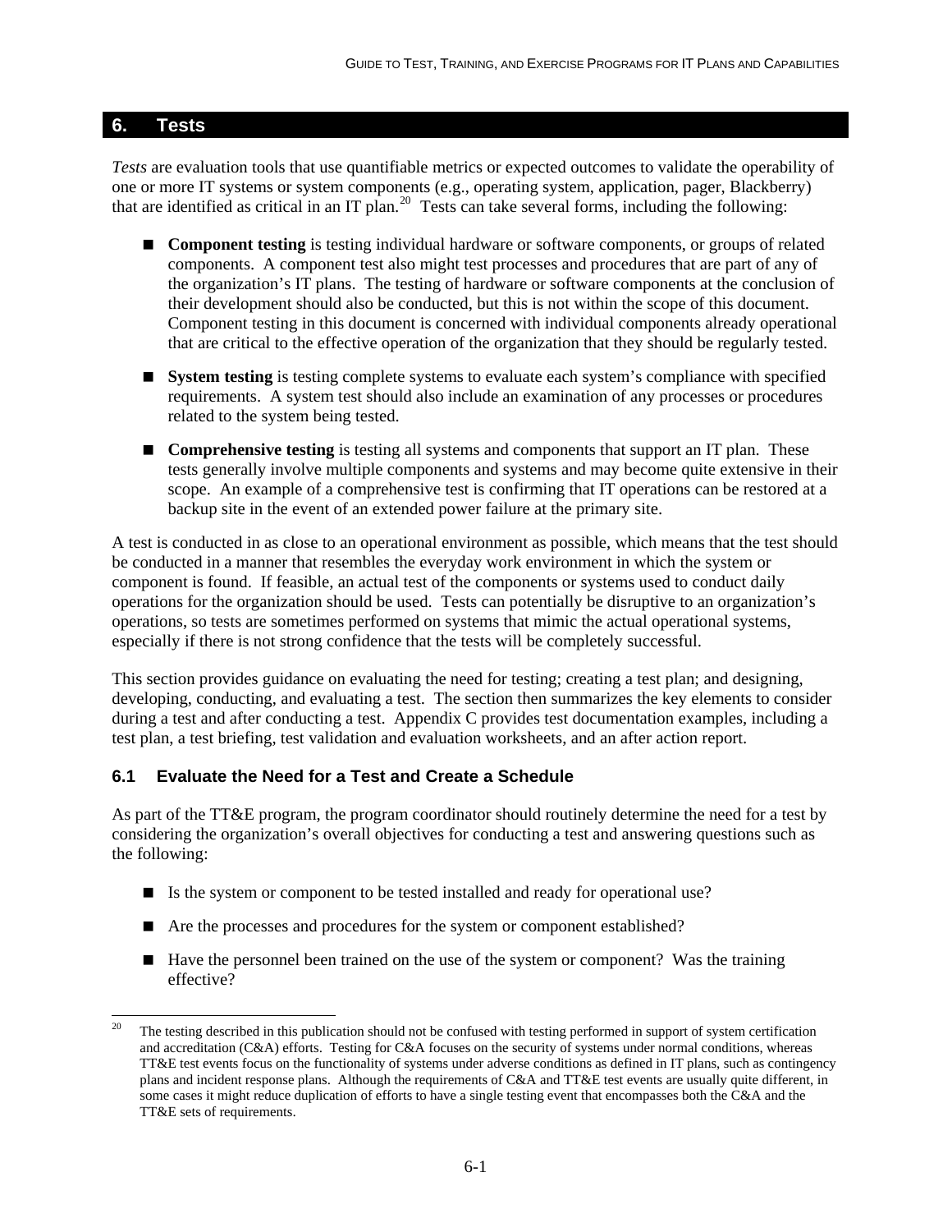## 6. Tests

*Tests* are evaluation tools that use quantifiable metrics or expected outcomes to validate the operability of one or more IT systems or system components (e.g., operating system, application, pager, Blackberry) that are identified as critical in an IT plan.[20] Tests can take several forms, including the following:

- **Component testing** is testing individual hardware or software components, or groups of related components. A component test also might test processes and procedures that are part of any of the organization's IT plans. The testing of hardware or software components at the conclusion of their development should also be conducted, but this is not within the scope of this document. Component testing in this document is concerned with individual components already operational that are critical to the effective operation of the organization that they should be regularly tested.
- **System testing** is testing complete systems to evaluate each system's compliance with specified requirements. A system test should also include an examination of any processes or procedures related to the system being tested.
- **Comprehensive testing** is testing all systems and components that support an IT plan. These tests generally involve multiple components and systems and may become quite extensive in their scope. An example of a comprehensive test is confirming that IT operations can be restored at a backup site in the event of an extended power failure at the primary site.

A test is conducted in as close to an operational environment as possible, which means that the test should be conducted in a manner that resembles the everyday work environment in which the system or component is found. If feasible, an actual test of the components or systems used to conduct daily operations for the organization should be used. Tests can potentially be disruptive to an organization's operations, so tests are sometimes performed on systems that mimic the actual operational systems, especially if there is not strong confidence that the tests will be completely successful.

This section provides guidance on evaluating the need for testing; creating a test plan; and designing, developing, conducting, and evaluating a test. The section then summarizes the key elements to consider during a test and after conducting a test. Appendix C provides test documentation examples, including a test plan, a test briefing, test validation and evaluation worksheets, and an after action report.

### 6.1 Evaluate the Need for a Test and Create a Schedule

As part of the TT&E program, the program coordinator should routinely determine the need for a test by considering the organization's overall objectives for conducting a test and answering questions such as the following:

- Is the system or component to be tested installed and ready for operational use?
- Are the processes and procedures for the system or component established?
- Have the personnel been trained on the use of the system or component? Was the training effective?

[20] The testing described in this publication should not be confused with testing performed in support of system certification and accreditation (C&A) efforts. Testing for C&A focuses on the security of systems under normal conditions, whereas TT&E test events focus on the functionality of systems under adverse conditions as defined in IT plans, such as contingency plans and incident response plans. Although the requirements of C&A and TT&E test events are usually quite different, in some cases it might reduce duplication of efforts to have a single testing event that encompasses both the C&A and the TT&E sets of requirements.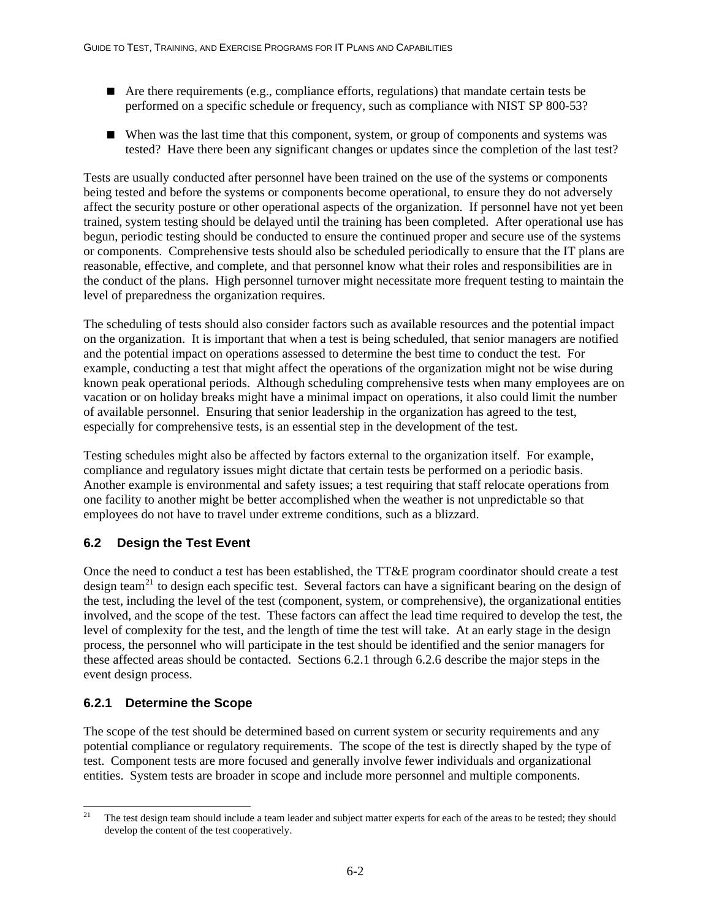- Are there requirements (e.g., compliance efforts, regulations) that mandate certain tests be performed on a specific schedule or frequency, such as compliance with NIST SP 800-53?
- When was the last time that this component, system, or group of components and systems was tested? Have there been any significant changes or updates since the completion of the last test?

Tests are usually conducted after personnel have been trained on the use of the systems or components being tested and before the systems or components become operational, to ensure they do not adversely affect the security posture or other operational aspects of the organization. If personnel have not yet been trained, system testing should be delayed until the training has been completed. After operational use has begun, periodic testing should be conducted to ensure the continued proper and secure use of the systems or components. Comprehensive tests should also be scheduled periodically to ensure that the IT plans are reasonable, effective, and complete, and that personnel know what their roles and responsibilities are in the conduct of the plans. High personnel turnover might necessitate more frequent testing to maintain the level of preparedness the organization requires.

The scheduling of tests should also consider factors such as available resources and the potential impact on the organization. It is important that when a test is being scheduled, that senior managers are notified and the potential impact on operations assessed to determine the best time to conduct the test. For example, conducting a test that might affect the operations of the organization might not be wise during known peak operational periods. Although scheduling comprehensive tests when many employees are on vacation or on holiday breaks might have a minimal impact on operations, it also could limit the number of available personnel. Ensuring that senior leadership in the organization has agreed to the test, especially for comprehensive tests, is an essential step in the development of the test.

Testing schedules might also be affected by factors external to the organization itself. For example, compliance and regulatory issues might dictate that certain tests be performed on a periodic basis. Another example is environmental and safety issues; a test requiring that staff relocate operations from one facility to another might be better accomplished when the weather is not unpredictable so that employees do not have to travel under extreme conditions, such as a blizzard.

## 6.2 Design the Test Event

Once the need to conduct a test has been established, the TT&E program coordinator should create a test design team[21] to design each specific test. Several factors can have a significant bearing on the design of the test, including the level of the test (component, system, or comprehensive), the organizational entities involved, and the scope of the test. These factors can affect the lead time required to develop the test, the level of complexity for the test, and the length of time the test will take. At an early stage in the design process, the personnel who will participate in the test should be identified and the senior managers for these affected areas should be contacted. Sections 6.2.1 through 6.2.6 describe the major steps in the event design process.

### 6.2.1 Determine the Scope

The scope of the test should be determined based on current system or security requirements and any potential compliance or regulatory requirements. The scope of the test is directly shaped by the type of test. Component tests are more focused and generally involve fewer individuals and organizational entities. System tests are broader in scope and include more personnel and multiple components.

[21] The test design team should include a team leader and subject matter experts for each of the areas to be tested; they should develop the content of the test cooperatively.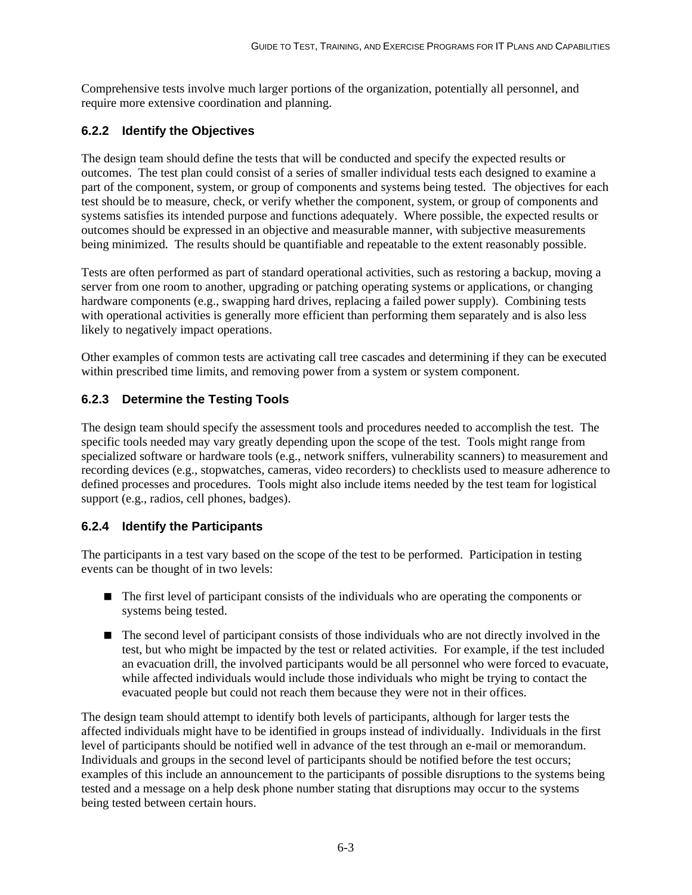Comprehensive tests involve much larger portions of the organization, potentially all personnel, and require more extensive coordination and planning.

### 6.2.2 Identify the Objectives

The design team should define the tests that will be conducted and specify the expected results or outcomes. The test plan could consist of a series of smaller individual tests each designed to examine a part of the component, system, or group of components and systems being tested. The objectives for each test should be to measure, check, or verify whether the component, system, or group of components and systems satisfies its intended purpose and functions adequately. Where possible, the expected results or outcomes should be expressed in an objective and measurable manner, with subjective measurements being minimized. The results should be quantifiable and repeatable to the extent reasonably possible.

Tests are often performed as part of standard operational activities, such as restoring a backup, moving a server from one room to another, upgrading or patching operating systems or applications, or changing hardware components (e.g., swapping hard drives, replacing a failed power supply). Combining tests with operational activities is generally more efficient than performing them separately and is also less likely to negatively impact operations.

Other examples of common tests are activating call tree cascades and determining if they can be executed within prescribed time limits, and removing power from a system or system component.

### 6.2.3 Determine the Testing Tools

The design team should specify the assessment tools and procedures needed to accomplish the test. The specific tools needed may vary greatly depending upon the scope of the test. Tools might range from specialized software or hardware tools (e.g., network sniffers, vulnerability scanners) to measurement and recording devices (e.g., stopwatches, cameras, video recorders) to checklists used to measure adherence to defined processes and procedures. Tools might also include items needed by the test team for logistical support (e.g., radios, cell phones, badges).

### 6.2.4 Identify the Participants

The participants in a test vary based on the scope of the test to be performed. Participation in testing events can be thought of in two levels:

- The first level of participant consists of the individuals who are operating the components or systems being tested.
- The second level of participant consists of those individuals who are not directly involved in the test, but who might be impacted by the test or related activities. For example, if the test included an evacuation drill, the involved participants would be all personnel who were forced to evacuate, while affected individuals would include those individuals who might be trying to contact the evacuated people but could not reach them because they were not in their offices.

The design team should attempt to identify both levels of participants, although for larger tests the affected individuals might have to be identified in groups instead of individually. Individuals in the first level of participants should be notified well in advance of the test through an e-mail or memorandum. Individuals and groups in the second level of participants should be notified before the test occurs; examples of this include an announcement to the participants of possible disruptions to the systems being tested and a message on a help desk phone number stating that disruptions may occur to the systems being tested between certain hours.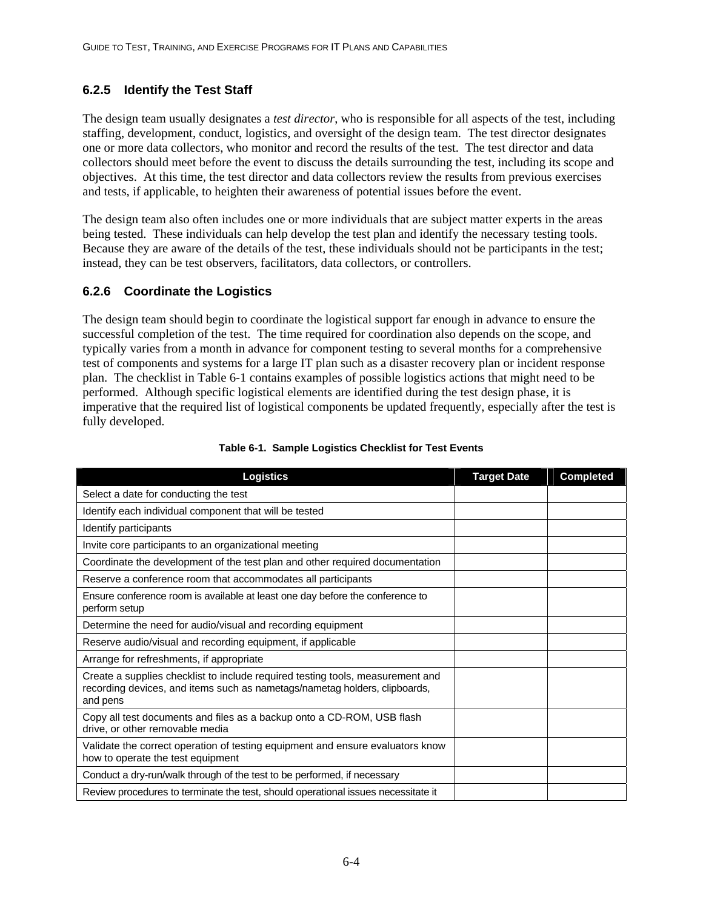### 6.2.5 Identify the Test Staff

The design team usually designates a *test director*, who is responsible for all aspects of the test, including staffing, development, conduct, logistics, and oversight of the design team. The test director designates one or more data collectors, who monitor and record the results of the test. The test director and data collectors should meet before the event to discuss the details surrounding the test, including its scope and objectives. At this time, the test director and data collectors review the results from previous exercises and tests, if applicable, to heighten their awareness of potential issues before the event.

The design team also often includes one or more individuals that are subject matter experts in the areas being tested. These individuals can help develop the test plan and identify the necessary testing tools. Because they are aware of the details of the test, these individuals should not be participants in the test; instead, they can be test observers, facilitators, data collectors, or controllers.

### 6.2.6 Coordinate the Logistics

The design team should begin to coordinate the logistical support far enough in advance to ensure the successful completion of the test. The time required for coordination also depends on the scope, and typically varies from a month in advance for component testing to several months for a comprehensive test of components and systems for a large IT plan such as a disaster recovery plan or incident response plan. The checklist in Table 6-1 contains examples of possible logistics actions that might need to be performed. Although specific logistical elements are identified during the test design phase, it is imperative that the required list of logistical components be updated frequently, especially after the test is fully developed.

**Table 6-1. Sample Logistics Checklist for Test Events**

| Logistics | Target Date | Completed |
|---|---|---|
| Select a date for conducting the test | | |
| Identify each individual component that will be tested | | |
| Identify participants | | |
| Invite core participants to an organizational meeting | | |
| Coordinate the development of the test plan and other required documentation | | |
| Reserve a conference room that accommodates all participants | | |
| Ensure conference room is available at least one day before the conference to perform setup | | |
| Determine the need for audio/visual and recording equipment | | |
| Reserve audio/visual and recording equipment, if applicable | | |
| Arrange for refreshments, if appropriate | | |
| Create a supplies checklist to include required testing tools, measurement and recording devices, and items such as nametags/nametag holders, clipboards, and pens | | |
| Copy all test documents and files as a backup onto a CD-ROM, USB flash drive, or other removable media | | |
| Validate the correct operation of testing equipment and ensure evaluators know how to operate the test equipment | | |
| Conduct a dry-run/walk through of the test to be performed, if necessary | | |
| Review procedures to terminate the test, should operational issues necessitate it | | |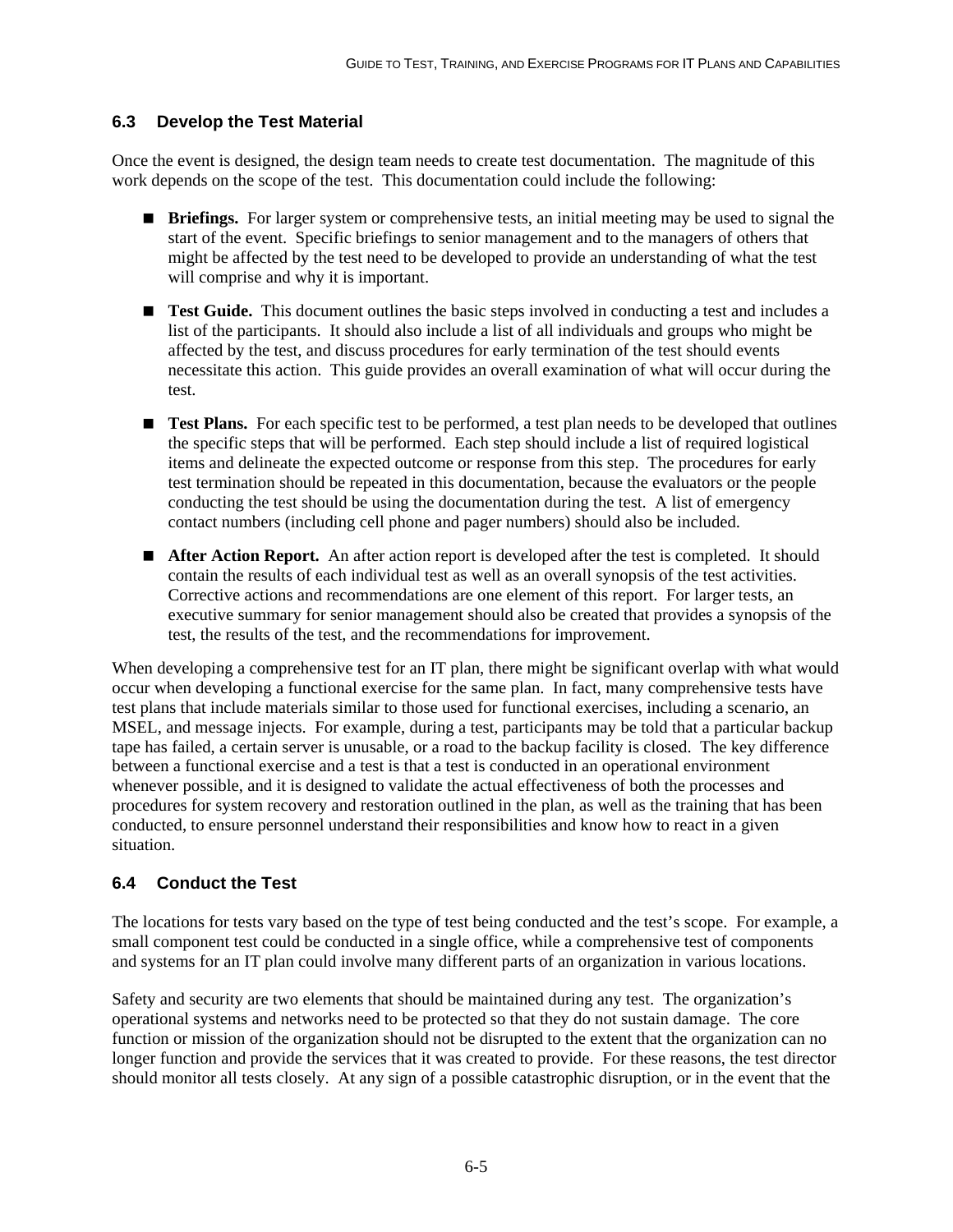## 6.3 Develop the Test Material

Once the event is designed, the design team needs to create test documentation. The magnitude of this work depends on the scope of the test. This documentation could include the following:

- **Briefings.** For larger system or comprehensive tests, an initial meeting may be used to signal the start of the event. Specific briefings to senior management and to the managers of others that might be affected by the test need to be developed to provide an understanding of what the test will comprise and why it is important.

- **Test Guide.** This document outlines the basic steps involved in conducting a test and includes a list of the participants. It should also include a list of all individuals and groups who might be affected by the test, and discuss procedures for early termination of the test should events necessitate this action. This guide provides an overall examination of what will occur during the test.

- **Test Plans.** For each specific test to be performed, a test plan needs to be developed that outlines the specific steps that will be performed. Each step should include a list of required logistical items and delineate the expected outcome or response from this step. The procedures for early test termination should be repeated in this documentation, because the evaluators or the people conducting the test should be using the documentation during the test. A list of emergency contact numbers (including cell phone and pager numbers) should also be included.

- **After Action Report.** An after action report is developed after the test is completed. It should contain the results of each individual test as well as an overall synopsis of the test activities. Corrective actions and recommendations are one element of this report. For larger tests, an executive summary for senior management should also be created that provides a synopsis of the test, the results of the test, and the recommendations for improvement.

When developing a comprehensive test for an IT plan, there might be significant overlap with what would occur when developing a functional exercise for the same plan. In fact, many comprehensive tests have test plans that include materials similar to those used for functional exercises, including a scenario, an MSEL, and message injects. For example, during a test, participants may be told that a particular backup tape has failed, a certain server is unusable, or a road to the backup facility is closed. The key difference between a functional exercise and a test is that a test is conducted in an operational environment whenever possible, and it is designed to validate the actual effectiveness of both the processes and procedures for system recovery and restoration outlined in the plan, as well as the training that has been conducted, to ensure personnel understand their responsibilities and know how to react in a given situation.

## 6.4 Conduct the Test

The locations for tests vary based on the type of test being conducted and the test's scope. For example, a small component test could be conducted in a single office, while a comprehensive test of components and systems for an IT plan could involve many different parts of an organization in various locations.

Safety and security are two elements that should be maintained during any test. The organization's operational systems and networks need to be protected so that they do not sustain damage. The core function or mission of the organization should not be disrupted to the extent that the organization can no longer function and provide the services that it was created to provide. For these reasons, the test director should monitor all tests closely. At any sign of a possible catastrophic disruption, or in the event that the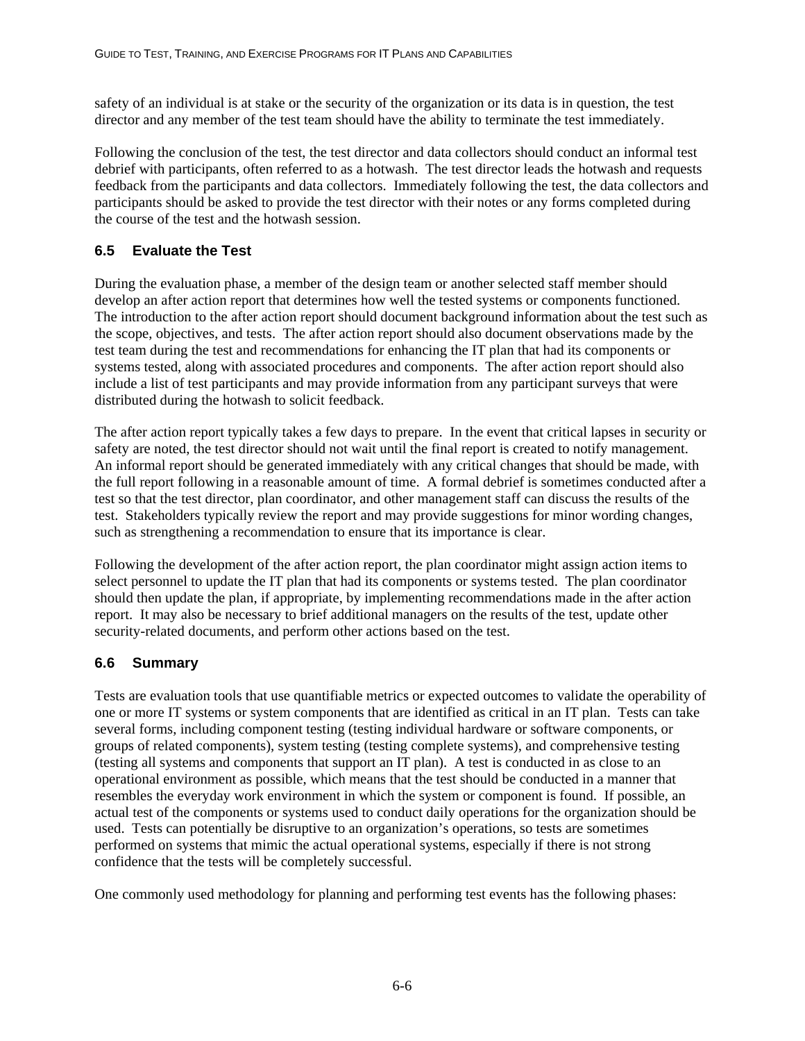safety of an individual is at stake or the security of the organization or its data is in question, the test director and any member of the test team should have the ability to terminate the test immediately.

Following the conclusion of the test, the test director and data collectors should conduct an informal test debrief with participants, often referred to as a hotwash. The test director leads the hotwash and requests feedback from the participants and data collectors. Immediately following the test, the data collectors and participants should be asked to provide the test director with their notes or any forms completed during the course of the test and the hotwash session.

### 6.5 Evaluate the Test

During the evaluation phase, a member of the design team or another selected staff member should develop an after action report that determines how well the tested systems or components functioned. The introduction to the after action report should document background information about the test such as the scope, objectives, and tests. The after action report should also document observations made by the test team during the test and recommendations for enhancing the IT plan that had its components or systems tested, along with associated procedures and components. The after action report should also include a list of test participants and may provide information from any participant surveys that were distributed during the hotwash to solicit feedback.

The after action report typically takes a few days to prepare. In the event that critical lapses in security or safety are noted, the test director should not wait until the final report is created to notify management. An informal report should be generated immediately with any critical changes that should be made, with the full report following in a reasonable amount of time. A formal debrief is sometimes conducted after a test so that the test director, plan coordinator, and other management staff can discuss the results of the test. Stakeholders typically review the report and may provide suggestions for minor wording changes, such as strengthening a recommendation to ensure that its importance is clear.

Following the development of the after action report, the plan coordinator might assign action items to select personnel to update the IT plan that had its components or systems tested. The plan coordinator should then update the plan, if appropriate, by implementing recommendations made in the after action report. It may also be necessary to brief additional managers on the results of the test, update other security-related documents, and perform other actions based on the test.

### 6.6 Summary

Tests are evaluation tools that use quantifiable metrics or expected outcomes to validate the operability of one or more IT systems or system components that are identified as critical in an IT plan. Tests can take several forms, including component testing (testing individual hardware or software components, or groups of related components), system testing (testing complete systems), and comprehensive testing (testing all systems and components that support an IT plan). A test is conducted in as close to an operational environment as possible, which means that the test should be conducted in a manner that resembles the everyday work environment in which the system or component is found. If possible, an actual test of the components or systems used to conduct daily operations for the organization should be used. Tests can potentially be disruptive to an organization's operations, so tests are sometimes performed on systems that mimic the actual operational systems, especially if there is not strong confidence that the tests will be completely successful.

One commonly used methodology for planning and performing test events has the following phases: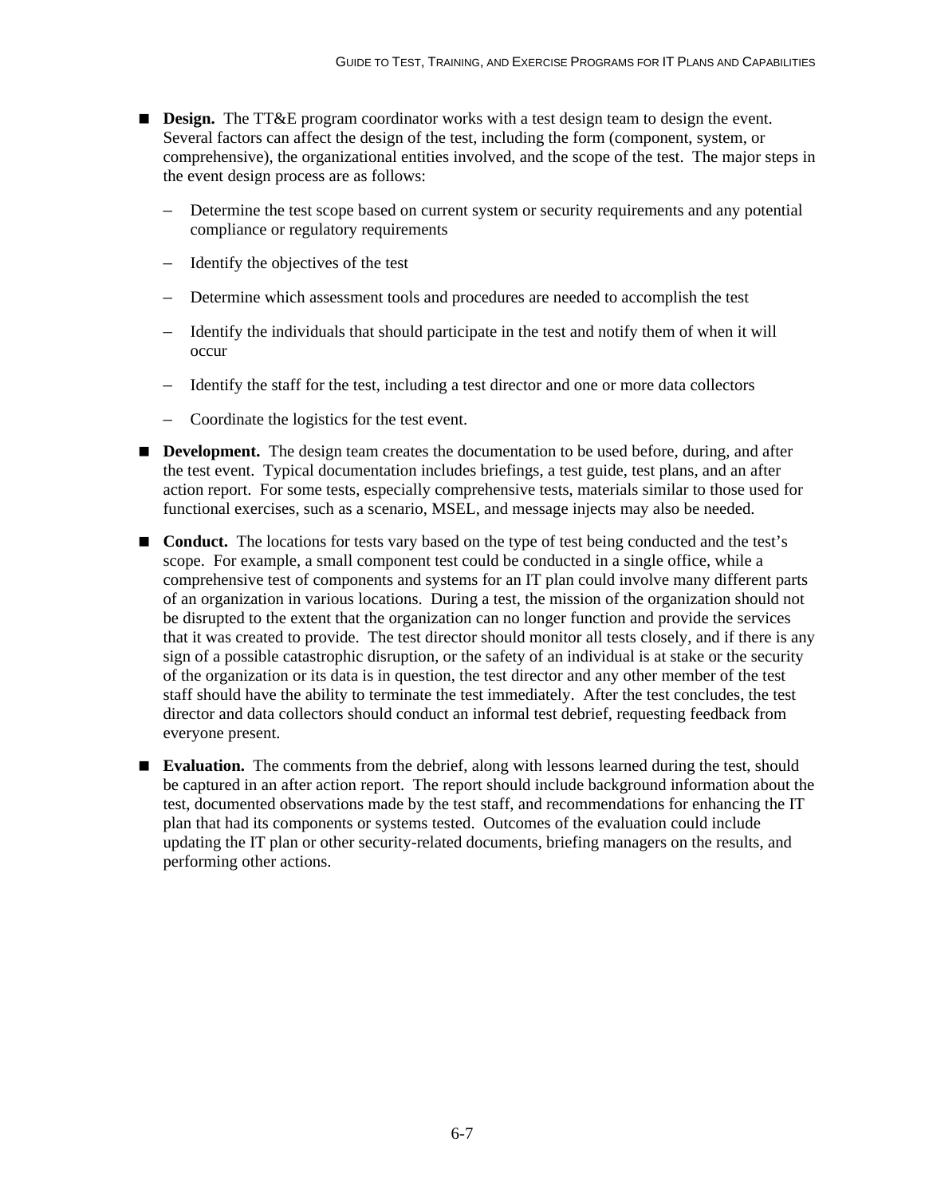- **Design.** The TT&E program coordinator works with a test design team to design the event. Several factors can affect the design of the test, including the form (component, system, or comprehensive), the organizational entities involved, and the scope of the test. The major steps in the event design process are as follows:
  - Determine the test scope based on current system or security requirements and any potential compliance or regulatory requirements
  - Identify the objectives of the test
  - Determine which assessment tools and procedures are needed to accomplish the test
  - Identify the individuals that should participate in the test and notify them of when it will occur
  - Identify the staff for the test, including a test director and one or more data collectors
  - Coordinate the logistics for the test event.
- **Development.** The design team creates the documentation to be used before, during, and after the test event. Typical documentation includes briefings, a test guide, test plans, and an after action report. For some tests, especially comprehensive tests, materials similar to those used for functional exercises, such as a scenario, MSEL, and message injects may also be needed.
- **Conduct.** The locations for tests vary based on the type of test being conducted and the test's scope. For example, a small component test could be conducted in a single office, while a comprehensive test of components and systems for an IT plan could involve many different parts of an organization in various locations. During a test, the mission of the organization should not be disrupted to the extent that the organization can no longer function and provide the services that it was created to provide. The test director should monitor all tests closely, and if there is any sign of a possible catastrophic disruption, or the safety of an individual is at stake or the security of the organization or its data is in question, the test director and any other member of the test staff should have the ability to terminate the test immediately. After the test concludes, the test director and data collectors should conduct an informal test debrief, requesting feedback from everyone present.
- **Evaluation.** The comments from the debrief, along with lessons learned during the test, should be captured in an after action report. The report should include background information about the test, documented observations made by the test staff, and recommendations for enhancing the IT plan that had its components or systems tested. Outcomes of the evaluation could include updating the IT plan or other security-related documents, briefing managers on the results, and performing other actions.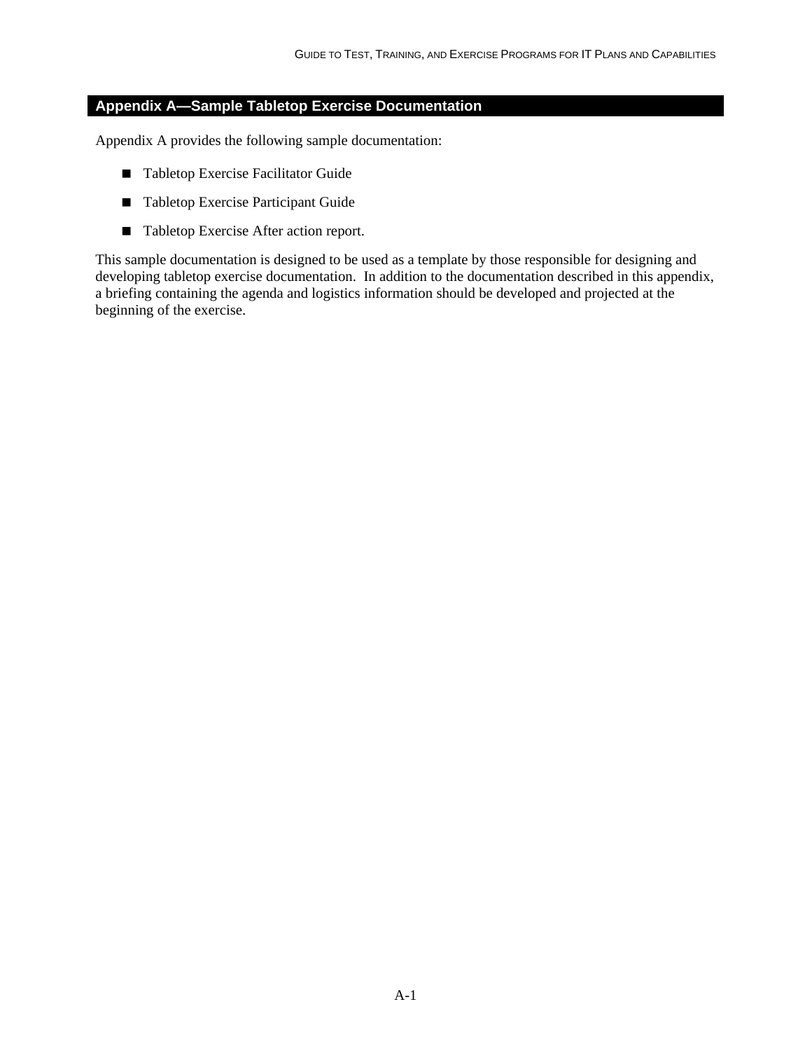# Appendix A—Sample Tabletop Exercise Documentation

Appendix A provides the following sample documentation:

- Tabletop Exercise Facilitator Guide
- Tabletop Exercise Participant Guide
- Tabletop Exercise After action report.

This sample documentation is designed to be used as a template by those responsible for designing and developing tabletop exercise documentation. In addition to the documentation described in this appendix, a briefing containing the agenda and logistics information should be developed and projected at the beginning of the exercise.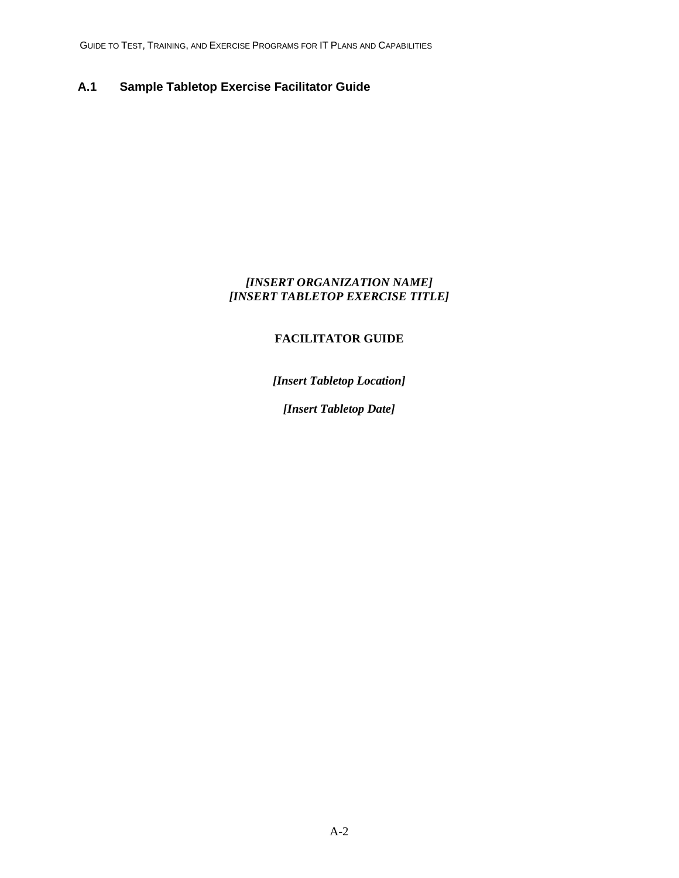## A.1 Sample Tabletop Exercise Facilitator Guide

***[INSERT ORGANIZATION NAME]***
***[INSERT TABLETOP EXERCISE TITLE]***

**FACILITATOR GUIDE**

***[Insert Tabletop Location]***

***[Insert Tabletop Date]***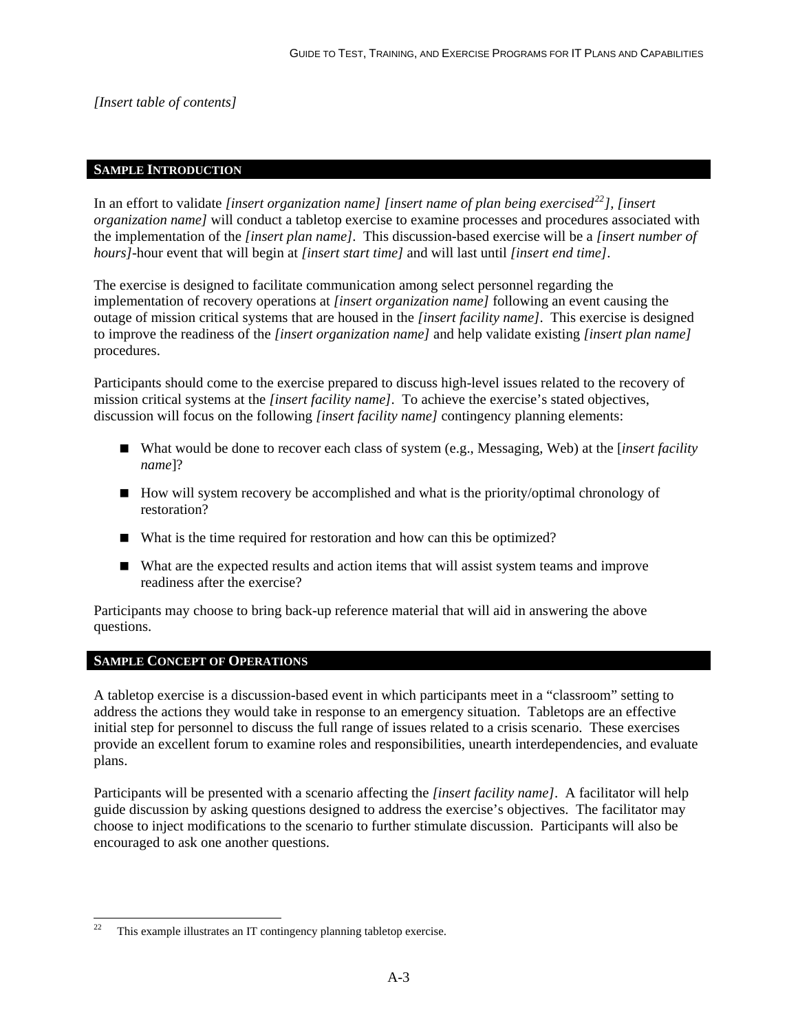*[Insert table of contents]*

## SAMPLE INTRODUCTION

In an effort to validate *[insert organization name] [insert name of plan being exercised*[22]*], [insert organization name]* will conduct a tabletop exercise to examine processes and procedures associated with the implementation of the *[insert plan name]*. This discussion-based exercise will be a *[insert number of hours]*-hour event that will begin at *[insert start time]* and will last until *[insert end time]*.

The exercise is designed to facilitate communication among select personnel regarding the implementation of recovery operations at *[insert organization name]* following an event causing the outage of mission critical systems that are housed in the *[insert facility name]*. This exercise is designed to improve the readiness of the *[insert organization name]* and help validate existing *[insert plan name]* procedures.

Participants should come to the exercise prepared to discuss high-level issues related to the recovery of mission critical systems at the *[insert facility name]*. To achieve the exercise's stated objectives, discussion will focus on the following *[insert facility name]* contingency planning elements:

- What would be done to recover each class of system (e.g., Messaging, Web) at the [*insert facility name*]?
- How will system recovery be accomplished and what is the priority/optimal chronology of restoration?
- What is the time required for restoration and how can this be optimized?
- What are the expected results and action items that will assist system teams and improve readiness after the exercise?

Participants may choose to bring back-up reference material that will aid in answering the above questions.

## SAMPLE CONCEPT OF OPERATIONS

A tabletop exercise is a discussion-based event in which participants meet in a "classroom" setting to address the actions they would take in response to an emergency situation. Tabletops are an effective initial step for personnel to discuss the full range of issues related to a crisis scenario. These exercises provide an excellent forum to examine roles and responsibilities, unearth interdependencies, and evaluate plans.

Participants will be presented with a scenario affecting the *[insert facility name]*. A facilitator will help guide discussion by asking questions designed to address the exercise's objectives. The facilitator may choose to inject modifications to the scenario to further stimulate discussion. Participants will also be encouraged to ask one another questions.

---

[22] This example illustrates an IT contingency planning tabletop exercise.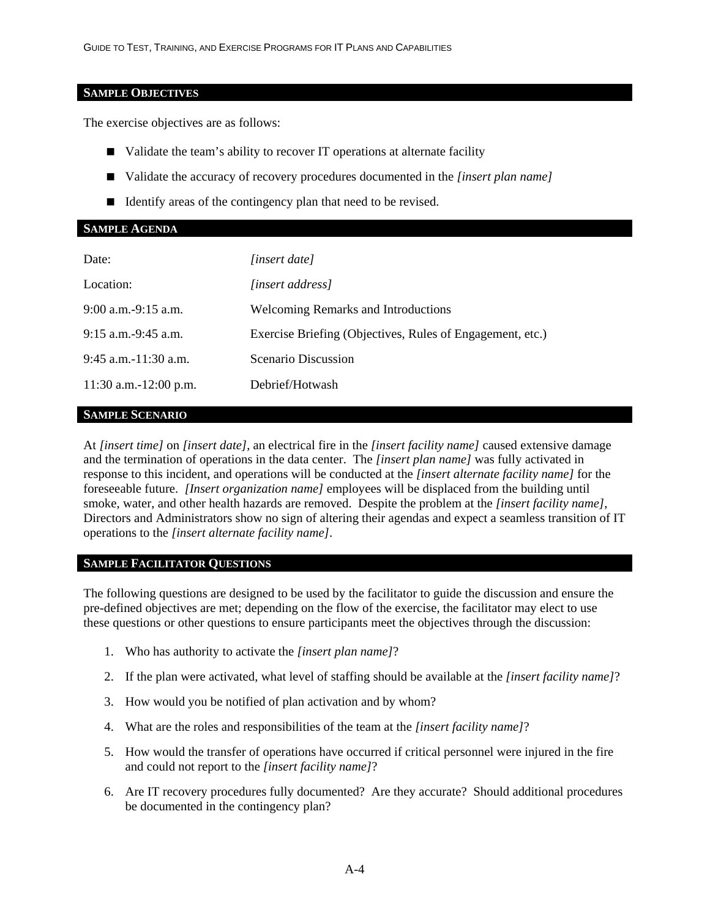## SAMPLE OBJECTIVES

The exercise objectives are as follows:

- Validate the team's ability to recover IT operations at alternate facility
- Validate the accuracy of recovery procedures documented in the *[insert plan name]*
- Identify areas of the contingency plan that need to be revised.

## SAMPLE AGENDA

| | |
|---|---|
| Date: | *[insert date]* |
| Location: | *[insert address]* |
| 9:00 a.m.-9:15 a.m. | Welcoming Remarks and Introductions |
| 9:15 a.m.-9:45 a.m. | Exercise Briefing (Objectives, Rules of Engagement, etc.) |
| 9:45 a.m.-11:30 a.m. | Scenario Discussion |
| 11:30 a.m.-12:00 p.m. | Debrief/Hotwash |

## SAMPLE SCENARIO

At *[insert time]* on *[insert date]*, an electrical fire in the *[insert facility name]* caused extensive damage and the termination of operations in the data center. The *[insert plan name]* was fully activated in response to this incident, and operations will be conducted at the *[insert alternate facility name]* for the foreseeable future. *[Insert organization name]* employees will be displaced from the building until smoke, water, and other health hazards are removed. Despite the problem at the *[insert facility name]*, Directors and Administrators show no sign of altering their agendas and expect a seamless transition of IT operations to the *[insert alternate facility name]*.

## SAMPLE FACILITATOR QUESTIONS

The following questions are designed to be used by the facilitator to guide the discussion and ensure the pre-defined objectives are met; depending on the flow of the exercise, the facilitator may elect to use these questions or other questions to ensure participants meet the objectives through the discussion:

1. Who has authority to activate the *[insert plan name]*?
2. If the plan were activated, what level of staffing should be available at the *[insert facility name]*?
3. How would you be notified of plan activation and by whom?
4. What are the roles and responsibilities of the team at the *[insert facility name]*?
5. How would the transfer of operations have occurred if critical personnel were injured in the fire and could not report to the *[insert facility name]*?
6. Are IT recovery procedures fully documented? Are they accurate? Should additional procedures be documented in the contingency plan?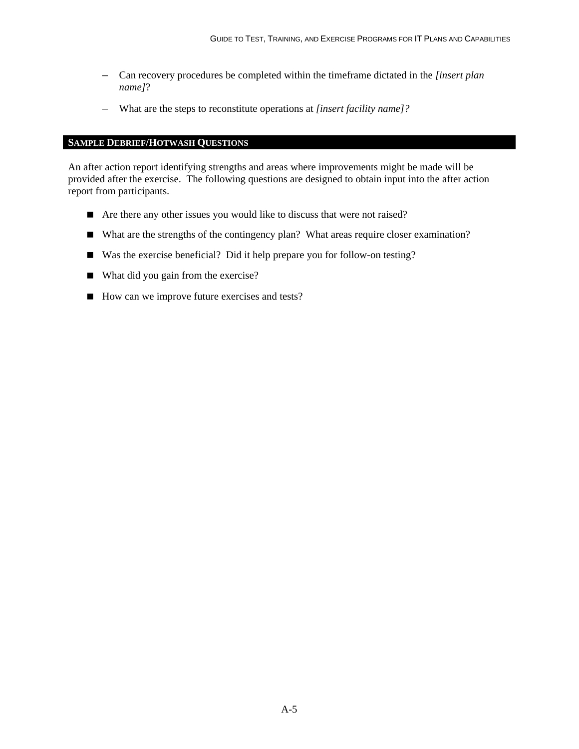- Can recovery procedures be completed within the timeframe dictated in the *[insert plan name]*?
  - What are the steps to reconstitute operations at *[insert facility name]?*

## SAMPLE DEBRIEF/HOTWASH QUESTIONS

An after action report identifying strengths and areas where improvements might be made will be provided after the exercise. The following questions are designed to obtain input into the after action report from participants.

- Are there any other issues you would like to discuss that were not raised?
- What are the strengths of the contingency plan? What areas require closer examination?
- Was the exercise beneficial? Did it help prepare you for follow-on testing?
- What did you gain from the exercise?
- How can we improve future exercises and tests?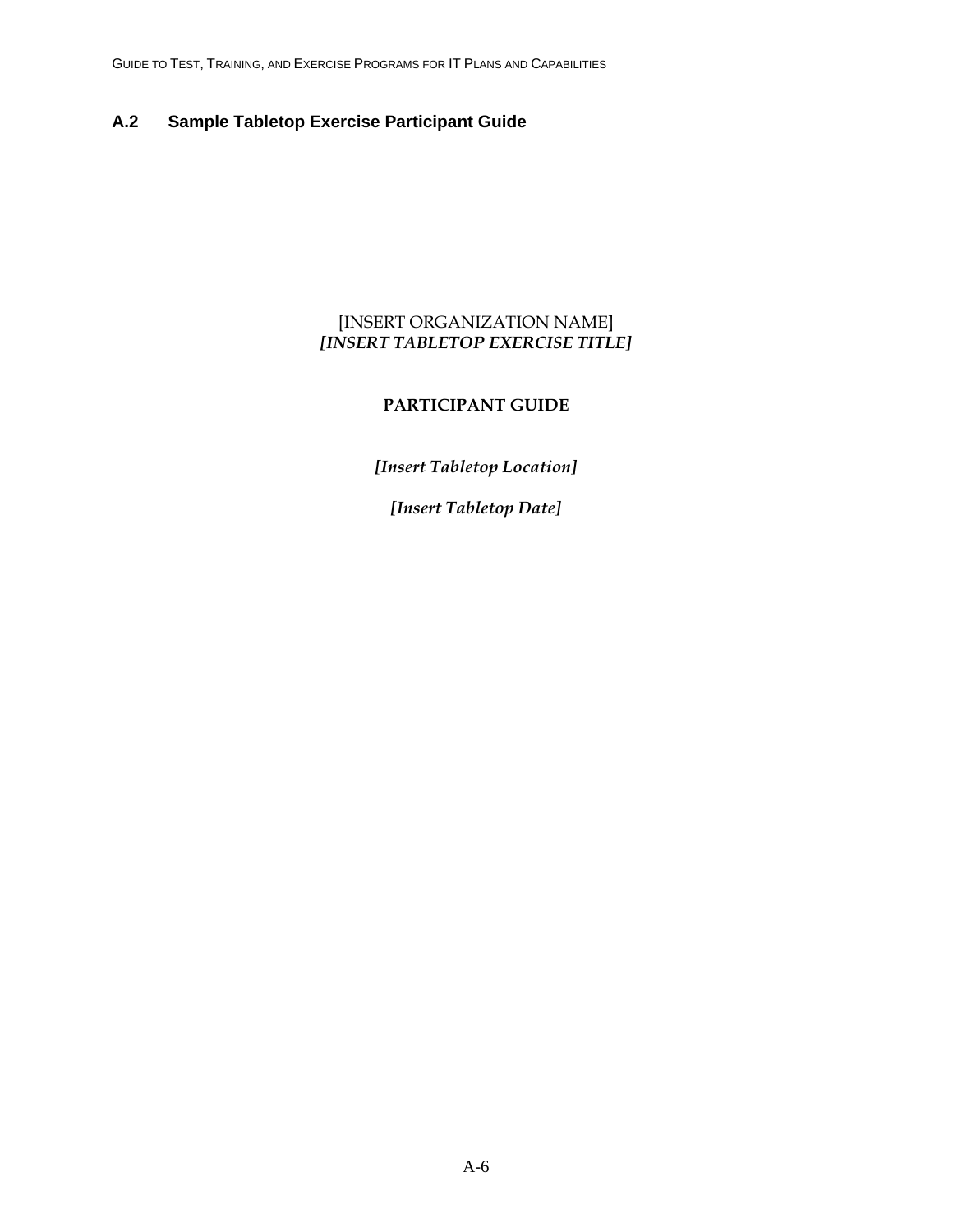## A.2 Sample Tabletop Exercise Participant Guide

[INSERT ORGANIZATION NAME]
***[INSERT TABLETOP EXERCISE TITLE]***

**PARTICIPANT GUIDE**

***[Insert Tabletop Location]***

***[Insert Tabletop Date]***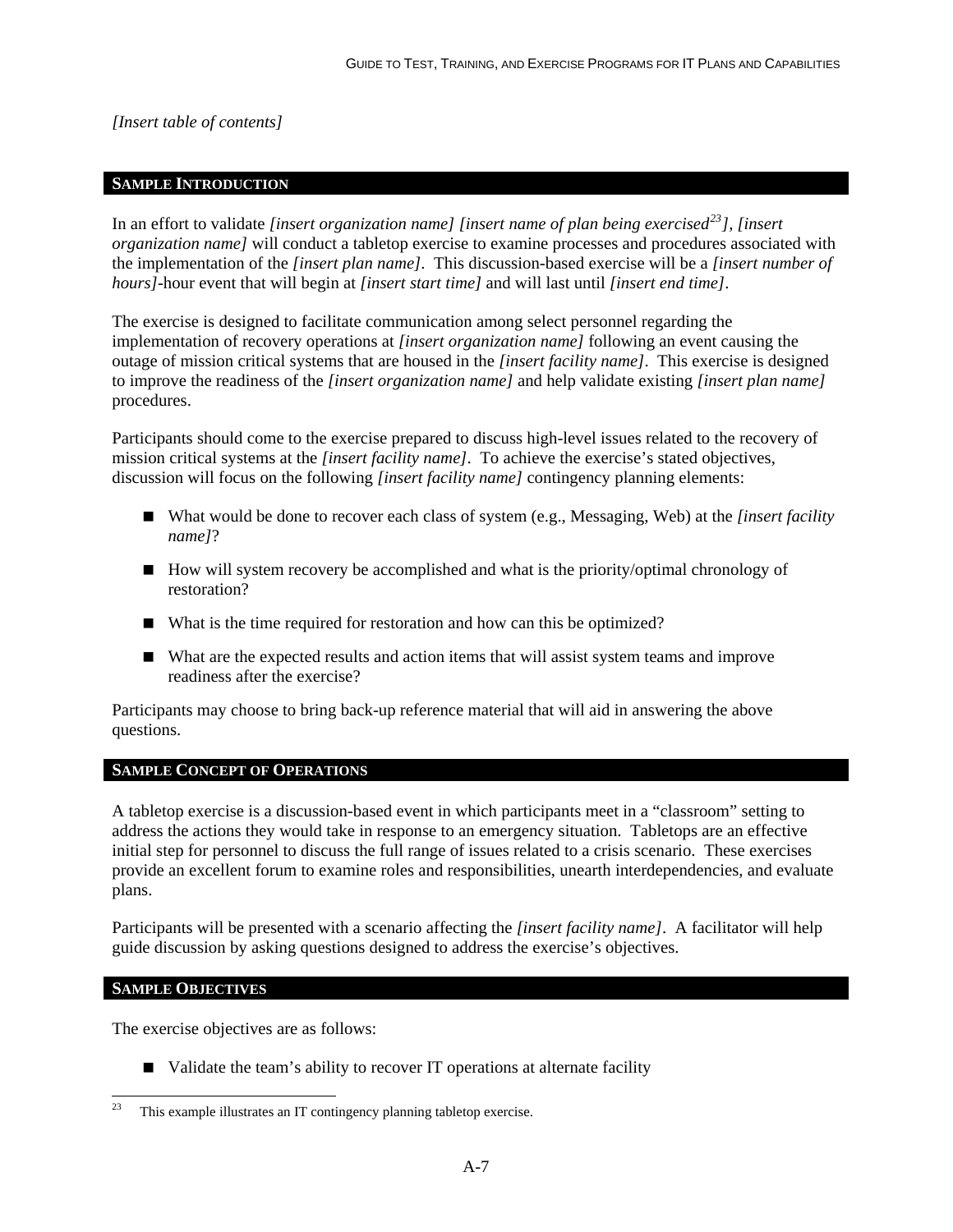*[Insert table of contents]*

## SAMPLE INTRODUCTION

In an effort to validate *[insert organization name] [insert name of plan being exercised[23]], [insert organization name]* will conduct a tabletop exercise to examine processes and procedures associated with the implementation of the *[insert plan name]*. This discussion-based exercise will be a *[insert number of hours]*-hour event that will begin at *[insert start time]* and will last until *[insert end time]*.

The exercise is designed to facilitate communication among select personnel regarding the implementation of recovery operations at *[insert organization name]* following an event causing the outage of mission critical systems that are housed in the *[insert facility name]*. This exercise is designed to improve the readiness of the *[insert organization name]* and help validate existing *[insert plan name]* procedures.

Participants should come to the exercise prepared to discuss high-level issues related to the recovery of mission critical systems at the *[insert facility name]*. To achieve the exercise's stated objectives, discussion will focus on the following *[insert facility name]* contingency planning elements:

- What would be done to recover each class of system (e.g., Messaging, Web) at the *[insert facility name]*?
- How will system recovery be accomplished and what is the priority/optimal chronology of restoration?
- What is the time required for restoration and how can this be optimized?
- What are the expected results and action items that will assist system teams and improve readiness after the exercise?

Participants may choose to bring back-up reference material that will aid in answering the above questions.

## SAMPLE CONCEPT OF OPERATIONS

A tabletop exercise is a discussion-based event in which participants meet in a "classroom" setting to address the actions they would take in response to an emergency situation. Tabletops are an effective initial step for personnel to discuss the full range of issues related to a crisis scenario. These exercises provide an excellent forum to examine roles and responsibilities, unearth interdependencies, and evaluate plans.

Participants will be presented with a scenario affecting the *[insert facility name]*. A facilitator will help guide discussion by asking questions designed to address the exercise's objectives.

## SAMPLE OBJECTIVES

The exercise objectives are as follows:

- Validate the team's ability to recover IT operations at alternate facility

[23] This example illustrates an IT contingency planning tabletop exercise.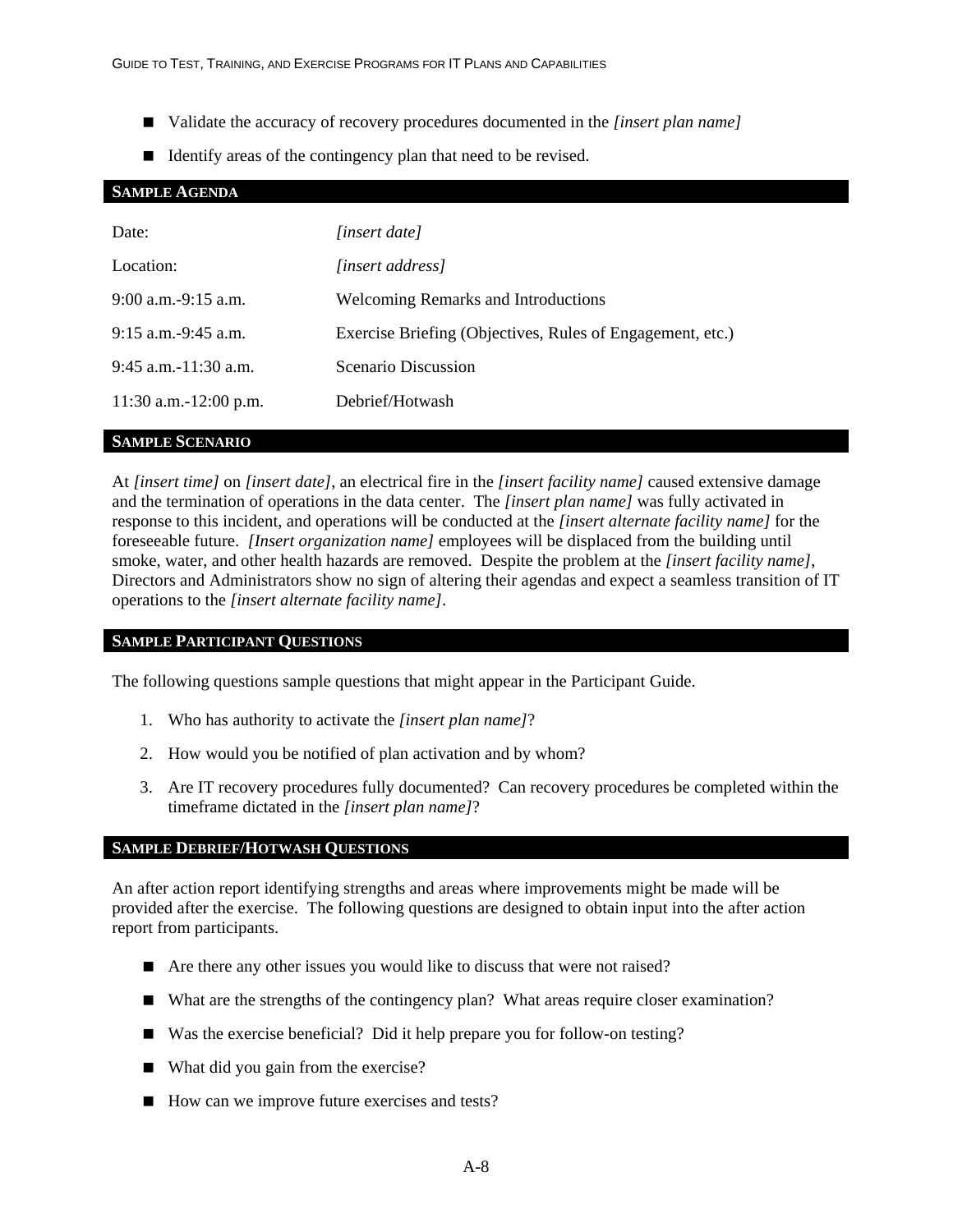- Validate the accuracy of recovery procedures documented in the *[insert plan name]*
- Identify areas of the contingency plan that need to be revised.

### SAMPLE AGENDA

| | |
|---|---|
| Date: | *[insert date]* |
| Location: | *[insert address]* |
| 9:00 a.m.-9:15 a.m. | Welcoming Remarks and Introductions |
| 9:15 a.m.-9:45 a.m. | Exercise Briefing (Objectives, Rules of Engagement, etc.) |
| 9:45 a.m.-11:30 a.m. | Scenario Discussion |
| 11:30 a.m.-12:00 p.m. | Debrief/Hotwash |

### SAMPLE SCENARIO

At *[insert time]* on *[insert date]*, an electrical fire in the *[insert facility name]* caused extensive damage and the termination of operations in the data center. The *[insert plan name]* was fully activated in response to this incident, and operations will be conducted at the *[insert alternate facility name]* for the foreseeable future. *[Insert organization name]* employees will be displaced from the building until smoke, water, and other health hazards are removed. Despite the problem at the *[insert facility name]*, Directors and Administrators show no sign of altering their agendas and expect a seamless transition of IT operations to the *[insert alternate facility name]*.

### SAMPLE PARTICIPANT QUESTIONS

The following questions sample questions that might appear in the Participant Guide.

1. Who has authority to activate the *[insert plan name]*?
2. How would you be notified of plan activation and by whom?
3. Are IT recovery procedures fully documented? Can recovery procedures be completed within the timeframe dictated in the *[insert plan name]*?

### SAMPLE DEBRIEF/HOTWASH QUESTIONS

An after action report identifying strengths and areas where improvements might be made will be provided after the exercise. The following questions are designed to obtain input into the after action report from participants.

- Are there any other issues you would like to discuss that were not raised?
- What are the strengths of the contingency plan? What areas require closer examination?
- Was the exercise beneficial? Did it help prepare you for follow-on testing?
- What did you gain from the exercise?
- How can we improve future exercises and tests?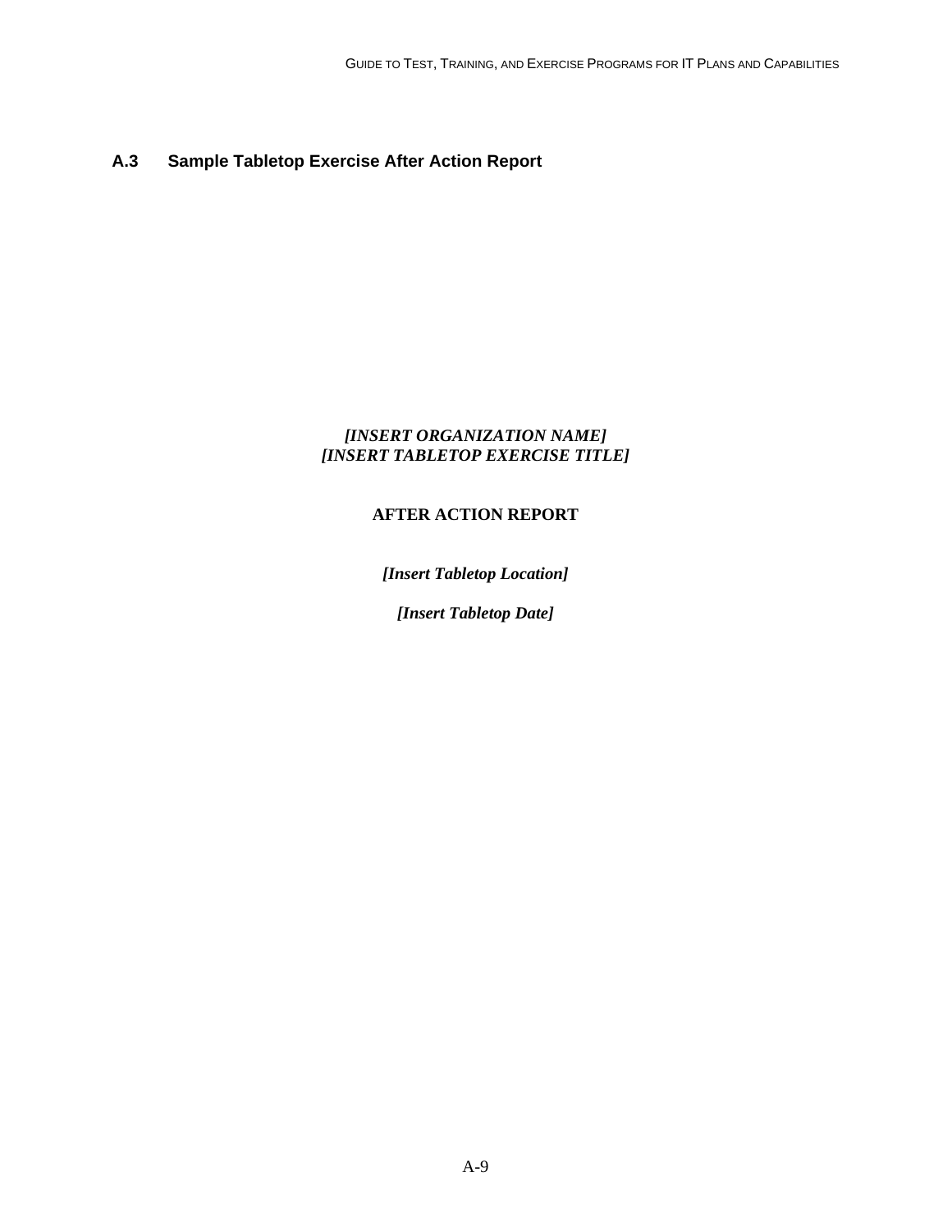## A.3 Sample Tabletop Exercise After Action Report

***[INSERT ORGANIZATION NAME]***
***[INSERT TABLETOP EXERCISE TITLE]***

**AFTER ACTION REPORT**

***[Insert Tabletop Location]***

***[Insert Tabletop Date]***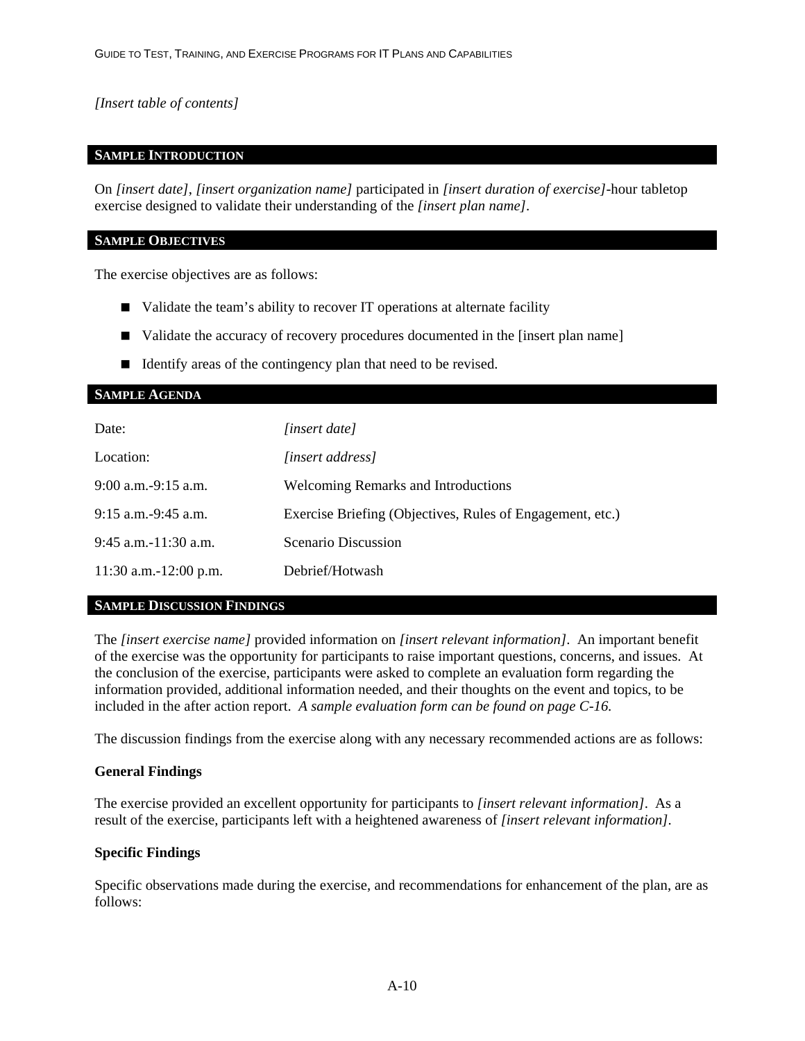*[Insert table of contents]*

## SAMPLE INTRODUCTION

On *[insert date]*, *[insert organization name]* participated in *[insert duration of exercise]*-hour tabletop exercise designed to validate their understanding of the *[insert plan name]*.

## SAMPLE OBJECTIVES

The exercise objectives are as follows:

- Validate the team's ability to recover IT operations at alternate facility
- Validate the accuracy of recovery procedures documented in the [insert plan name]
- Identify areas of the contingency plan that need to be revised.

## SAMPLE AGENDA

| | |
|---|---|
| Date: | *[insert date]* |
| Location: | *[insert address]* |
| 9:00 a.m.-9:15 a.m. | Welcoming Remarks and Introductions |
| 9:15 a.m.-9:45 a.m. | Exercise Briefing (Objectives, Rules of Engagement, etc.) |
| 9:45 a.m.-11:30 a.m. | Scenario Discussion |
| 11:30 a.m.-12:00 p.m. | Debrief/Hotwash |

## SAMPLE DISCUSSION FINDINGS

The *[insert exercise name]* provided information on *[insert relevant information]*. An important benefit of the exercise was the opportunity for participants to raise important questions, concerns, and issues. At the conclusion of the exercise, participants were asked to complete an evaluation form regarding the information provided, additional information needed, and their thoughts on the event and topics, to be included in the after action report. *A sample evaluation form can be found on page C-16.*

The discussion findings from the exercise along with any necessary recommended actions are as follows:

**General Findings**

The exercise provided an excellent opportunity for participants to *[insert relevant information]*. As a result of the exercise, participants left with a heightened awareness of *[insert relevant information]*.

**Specific Findings**

Specific observations made during the exercise, and recommendations for enhancement of the plan, are as follows: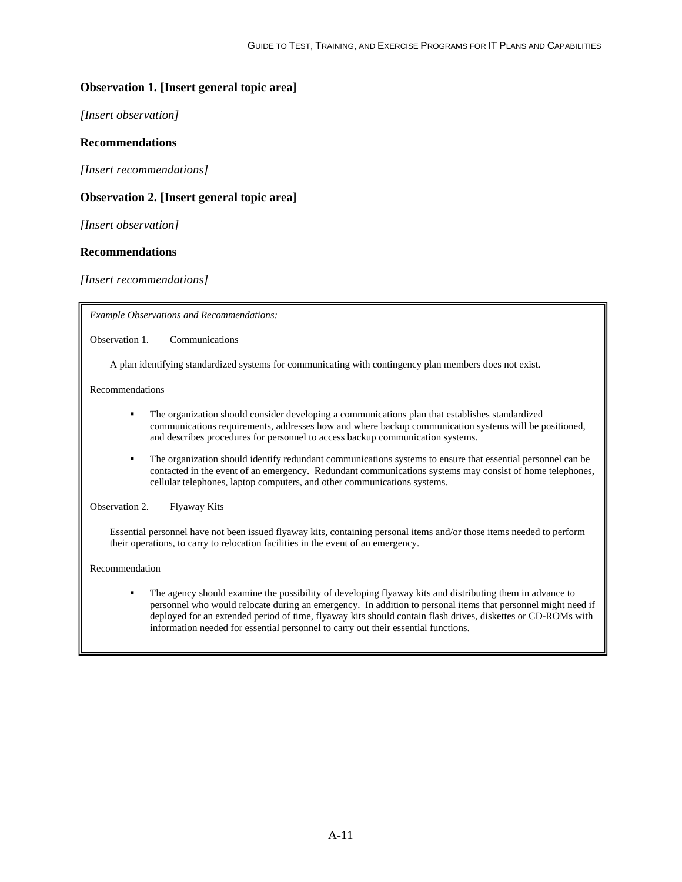### Observation 1. [Insert general topic area]

*[Insert observation]*

### Recommendations

*[Insert recommendations]*

### Observation 2. [Insert general topic area]

*[Insert observation]*

### Recommendations

*[Insert recommendations]*

---

*Example Observations and Recommendations:*

Observation 1. Communications

A plan identifying standardized systems for communicating with contingency plan members does not exist.

Recommendations

- The organization should consider developing a communications plan that establishes standardized communications requirements, addresses how and where backup communication systems will be positioned, and describes procedures for personnel to access backup communication systems.
- The organization should identify redundant communications systems to ensure that essential personnel can be contacted in the event of an emergency. Redundant communications systems may consist of home telephones, cellular telephones, laptop computers, and other communications systems.

Observation 2. Flyaway Kits

Essential personnel have not been issued flyaway kits, containing personal items and/or those items needed to perform their operations, to carry to relocation facilities in the event of an emergency.

Recommendation

- The agency should examine the possibility of developing flyaway kits and distributing them in advance to personnel who would relocate during an emergency. In addition to personal items that personnel might need if deployed for an extended period of time, flyaway kits should contain flash drives, diskettes or CD-ROMs with information needed for essential personnel to carry out their essential functions.

---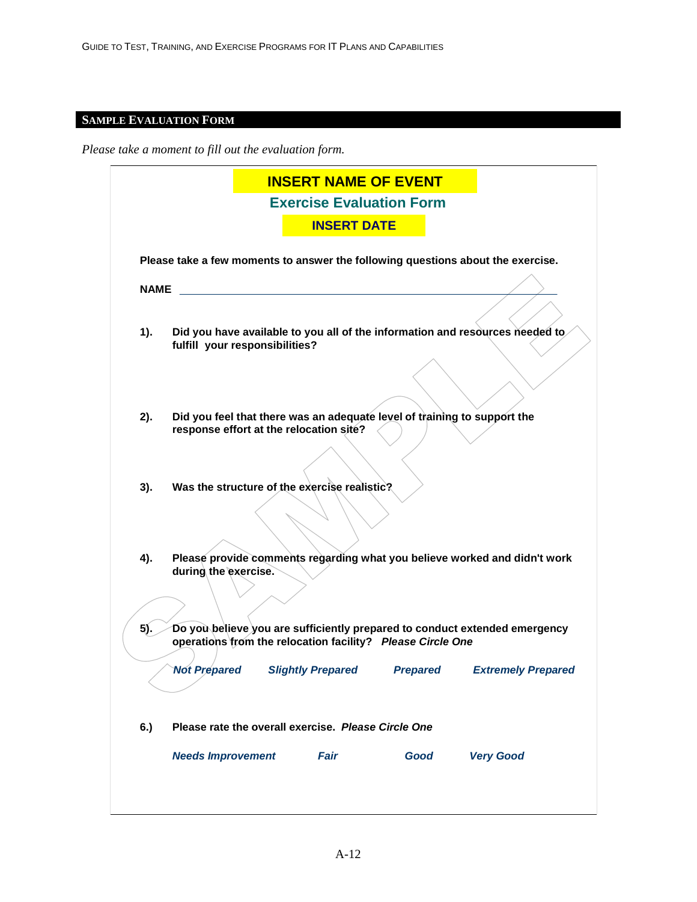## Sample Evaluation Form

*Please take a moment to fill out the evaluation form.*

**INSERT NAME OF EVENT**

**Exercise Evaluation Form**

**INSERT DATE**

**Please take a few moments to answer the following questions about the exercise.**

**NAME** ______________________________________________________________

**1).** **Did you have available to you all of the information and resources needed to fulfill your responsibilities?**

**2).** **Did you feel that there was an adequate level of training to support the response effort at the relocation site?**

**3).** **Was the structure of the exercise realistic?**

**4).** **Please provide comments regarding what you believe worked and didn't work during the exercise.**

**5).** **Do you believe you are sufficiently prepared to conduct extended emergency operations from the relocation facility?** ***Please Circle One***

***Not Prepared*** ***Slightly Prepared*** ***Prepared*** ***Extremely Prepared***

**6.)** **Please rate the overall exercise.** ***Please Circle One***

***Needs Improvement*** ***Fair*** ***Good*** ***Very Good***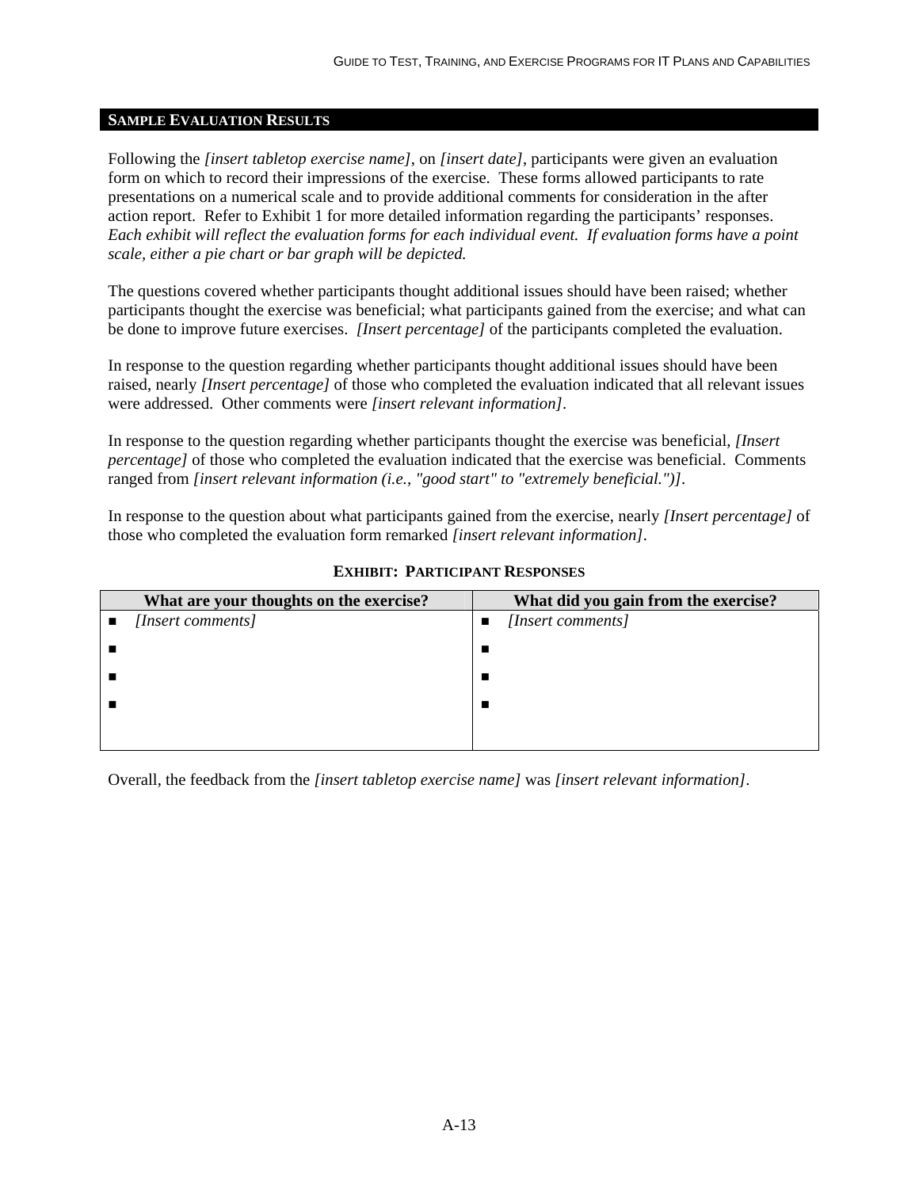## Sample Evaluation Results

Following the *[insert tabletop exercise name]*, on *[insert date]*, participants were given an evaluation form on which to record their impressions of the exercise. These forms allowed participants to rate presentations on a numerical scale and to provide additional comments for consideration in the after action report. Refer to Exhibit 1 for more detailed information regarding the participants' responses. *Each exhibit will reflect the evaluation forms for each individual event. If evaluation forms have a point scale, either a pie chart or bar graph will be depicted.*

The questions covered whether participants thought additional issues should have been raised; whether participants thought the exercise was beneficial; what participants gained from the exercise; and what can be done to improve future exercises. *[Insert percentage]* of the participants completed the evaluation.

In response to the question regarding whether participants thought additional issues should have been raised, nearly *[Insert percentage]* of those who completed the evaluation indicated that all relevant issues were addressed. Other comments were *[insert relevant information]*.

In response to the question regarding whether participants thought the exercise was beneficial, *[Insert percentage]* of those who completed the evaluation indicated that the exercise was beneficial. Comments ranged from *[insert relevant information (i.e., "good start" to "extremely beneficial.")]*.

In response to the question about what participants gained from the exercise, nearly *[Insert percentage]* of those who completed the evaluation form remarked *[insert relevant information]*.

**Exhibit: Participant Responses**

| What are your thoughts on the exercise? | What did you gain from the exercise? |
|---|---|
| ■ *[Insert comments]* | ■ *[Insert comments]* |
| ■ | ■ |
| ■ | ■ |
| ■ | ■ |

Overall, the feedback from the *[insert tabletop exercise name]* was *[insert relevant information]*.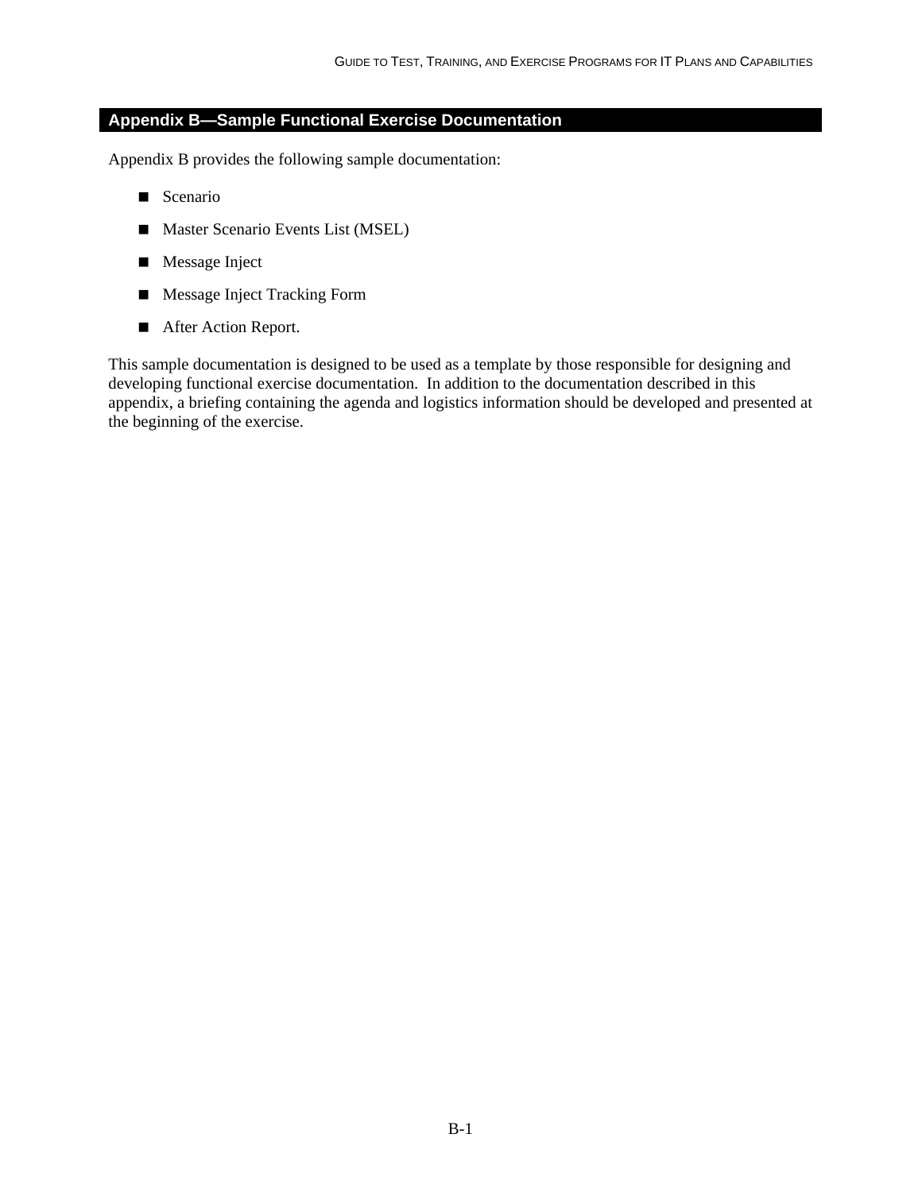## Appendix B—Sample Functional Exercise Documentation

Appendix B provides the following sample documentation:

- Scenario
- Master Scenario Events List (MSEL)
- Message Inject
- Message Inject Tracking Form
- After Action Report.

This sample documentation is designed to be used as a template by those responsible for designing and developing functional exercise documentation. In addition to the documentation described in this appendix, a briefing containing the agenda and logistics information should be developed and presented at the beginning of the exercise.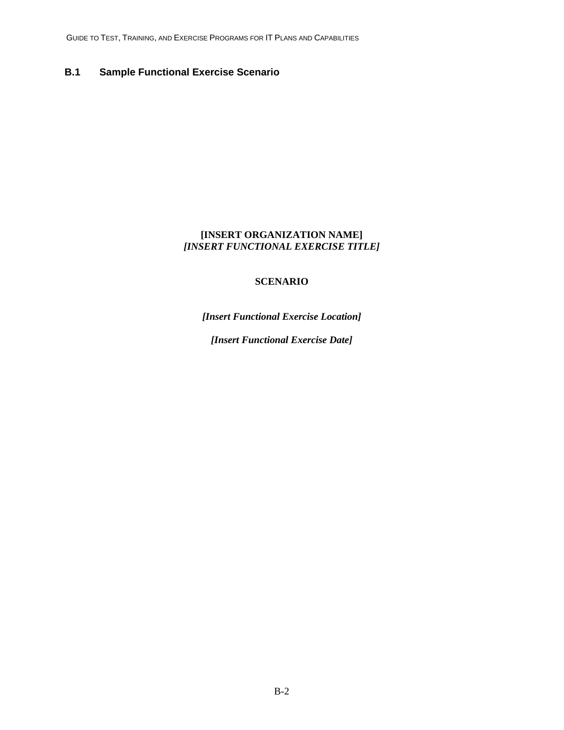## B.1 Sample Functional Exercise Scenario

**[INSERT ORGANIZATION NAME]**
***[INSERT FUNCTIONAL EXERCISE TITLE]***

**SCENARIO**

***[Insert Functional Exercise Location]***

***[Insert Functional Exercise Date]***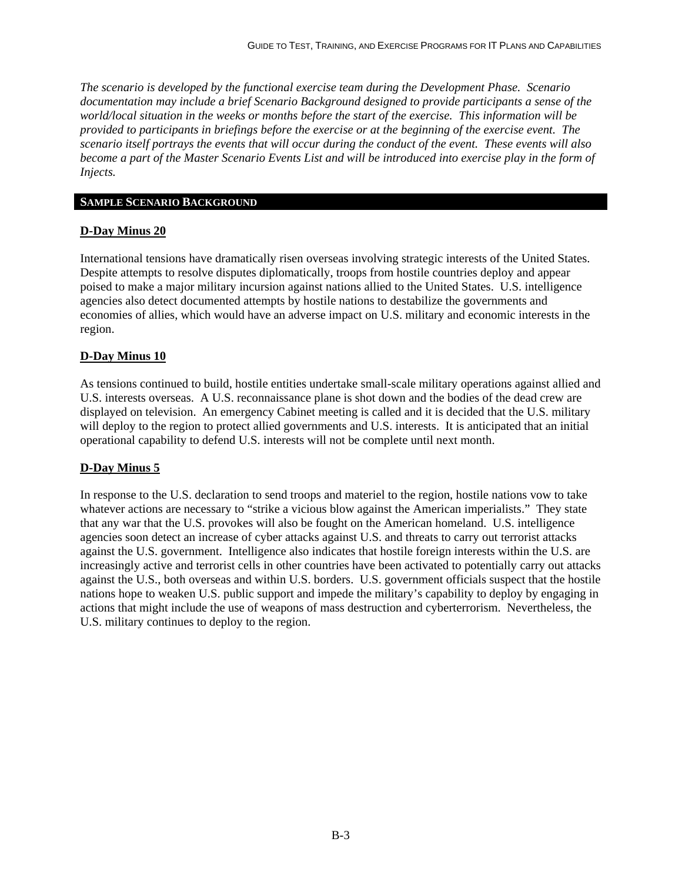*The scenario is developed by the functional exercise team during the Development Phase. Scenario documentation may include a brief Scenario Background designed to provide participants a sense of the world/local situation in the weeks or months before the start of the exercise. This information will be provided to participants in briefings before the exercise or at the beginning of the exercise event. The scenario itself portrays the events that will occur during the conduct of the event. These events will also become a part of the Master Scenario Events List and will be introduced into exercise play in the form of Injects.*

## SAMPLE SCENARIO BACKGROUND

### D-Day Minus 20

International tensions have dramatically risen overseas involving strategic interests of the United States. Despite attempts to resolve disputes diplomatically, troops from hostile countries deploy and appear poised to make a major military incursion against nations allied to the United States. U.S. intelligence agencies also detect documented attempts by hostile nations to destabilize the governments and economies of allies, which would have an adverse impact on U.S. military and economic interests in the region.

### D-Day Minus 10

As tensions continued to build, hostile entities undertake small-scale military operations against allied and U.S. interests overseas. A U.S. reconnaissance plane is shot down and the bodies of the dead crew are displayed on television. An emergency Cabinet meeting is called and it is decided that the U.S. military will deploy to the region to protect allied governments and U.S. interests. It is anticipated that an initial operational capability to defend U.S. interests will not be complete until next month.

### D-Day Minus 5

In response to the U.S. declaration to send troops and materiel to the region, hostile nations vow to take whatever actions are necessary to "strike a vicious blow against the American imperialists." They state that any war that the U.S. provokes will also be fought on the American homeland. U.S. intelligence agencies soon detect an increase of cyber attacks against U.S. and threats to carry out terrorist attacks against the U.S. government. Intelligence also indicates that hostile foreign interests within the U.S. are increasingly active and terrorist cells in other countries have been activated to potentially carry out attacks against the U.S., both overseas and within U.S. borders. U.S. government officials suspect that the hostile nations hope to weaken U.S. public support and impede the military's capability to deploy by engaging in actions that might include the use of weapons of mass destruction and cyberterrorism. Nevertheless, the U.S. military continues to deploy to the region.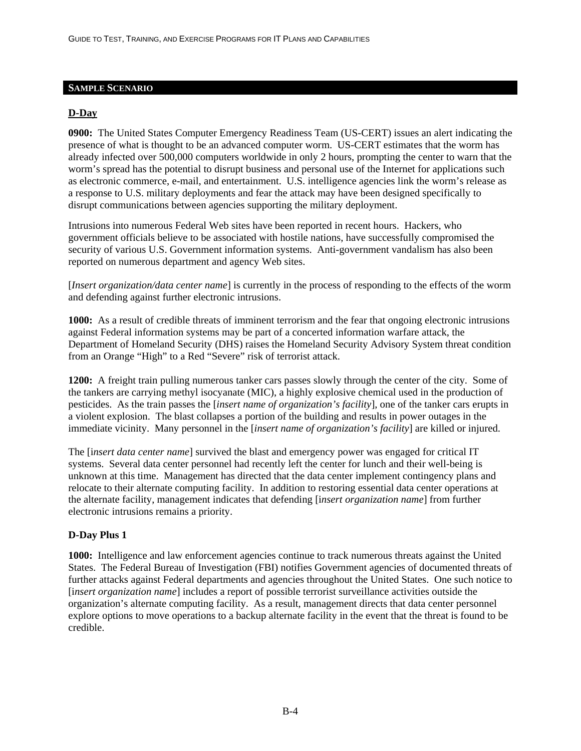## SAMPLE SCENARIO

### <u>D-Day</u>

**0900:** The United States Computer Emergency Readiness Team (US-CERT) issues an alert indicating the presence of what is thought to be an advanced computer worm. US-CERT estimates that the worm has already infected over 500,000 computers worldwide in only 2 hours, prompting the center to warn that the worm's spread has the potential to disrupt business and personal use of the Internet for applications such as electronic commerce, e-mail, and entertainment. U.S. intelligence agencies link the worm's release as a response to U.S. military deployments and fear the attack may have been designed specifically to disrupt communications between agencies supporting the military deployment.

Intrusions into numerous Federal Web sites have been reported in recent hours. Hackers, who government officials believe to be associated with hostile nations, have successfully compromised the security of various U.S. Government information systems. Anti-government vandalism has also been reported on numerous department and agency Web sites.

[*Insert organization/data center name*] is currently in the process of responding to the effects of the worm and defending against further electronic intrusions.

**1000:** As a result of credible threats of imminent terrorism and the fear that ongoing electronic intrusions against Federal information systems may be part of a concerted information warfare attack, the Department of Homeland Security (DHS) raises the Homeland Security Advisory System threat condition from an Orange "High" to a Red "Severe" risk of terrorist attack.

**1200:** A freight train pulling numerous tanker cars passes slowly through the center of the city. Some of the tankers are carrying methyl isocyanate (MIC), a highly explosive chemical used in the production of pesticides. As the train passes the [*insert name of organization's facility*], one of the tanker cars erupts in a violent explosion. The blast collapses a portion of the building and results in power outages in the immediate vicinity. Many personnel in the [*insert name of organization's facility*] are killed or injured.

The [i*nsert data center name*] survived the blast and emergency power was engaged for critical IT systems. Several data center personnel had recently left the center for lunch and their well-being is unknown at this time. Management has directed that the data center implement contingency plans and relocate to their alternate computing facility. In addition to restoring essential data center operations at the alternate facility, management indicates that defending [i*nsert organization name*] from further electronic intrusions remains a priority.

### D-Day Plus 1

**1000:** Intelligence and law enforcement agencies continue to track numerous threats against the United States. The Federal Bureau of Investigation (FBI) notifies Government agencies of documented threats of further attacks against Federal departments and agencies throughout the United States. One such notice to [i*nsert organization name*] includes a report of possible terrorist surveillance activities outside the organization's alternate computing facility. As a result, management directs that data center personnel explore options to move operations to a backup alternate facility in the event that the threat is found to be credible.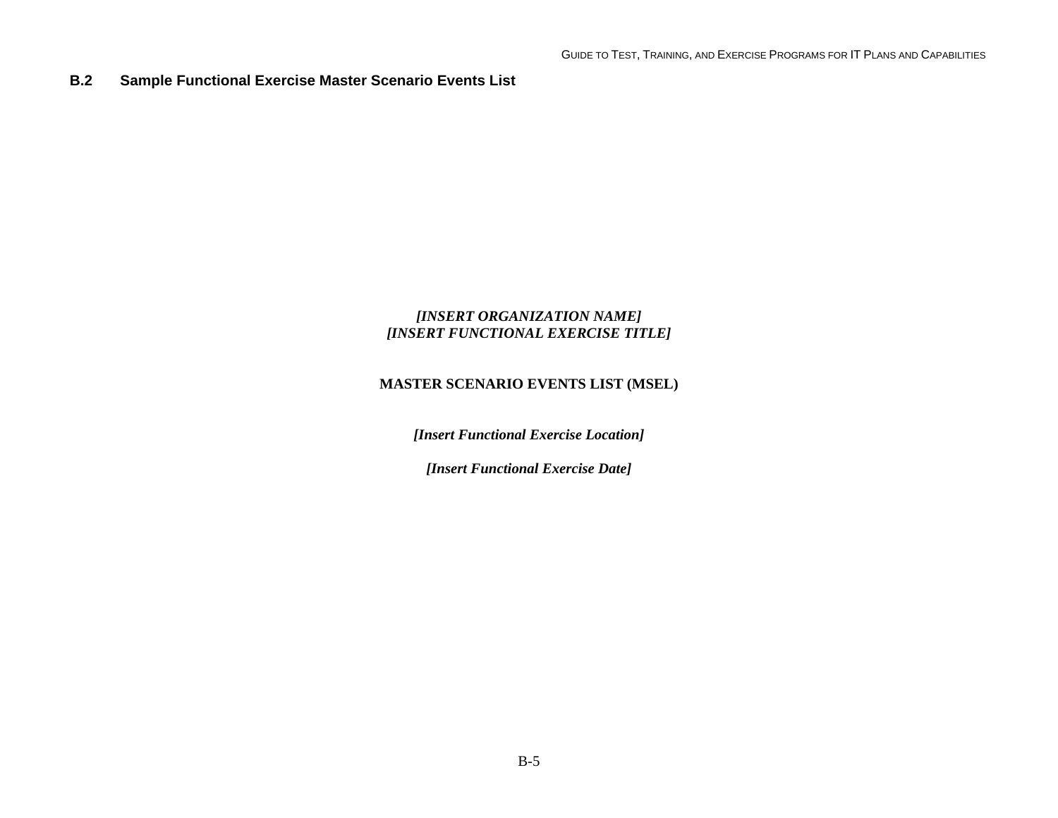## B.2 Sample Functional Exercise Master Scenario Events List

***[INSERT ORGANIZATION NAME]***
***[INSERT FUNCTIONAL EXERCISE TITLE]***

**MASTER SCENARIO EVENTS LIST (MSEL)**

***[Insert Functional Exercise Location]***

***[Insert Functional Exercise Date]***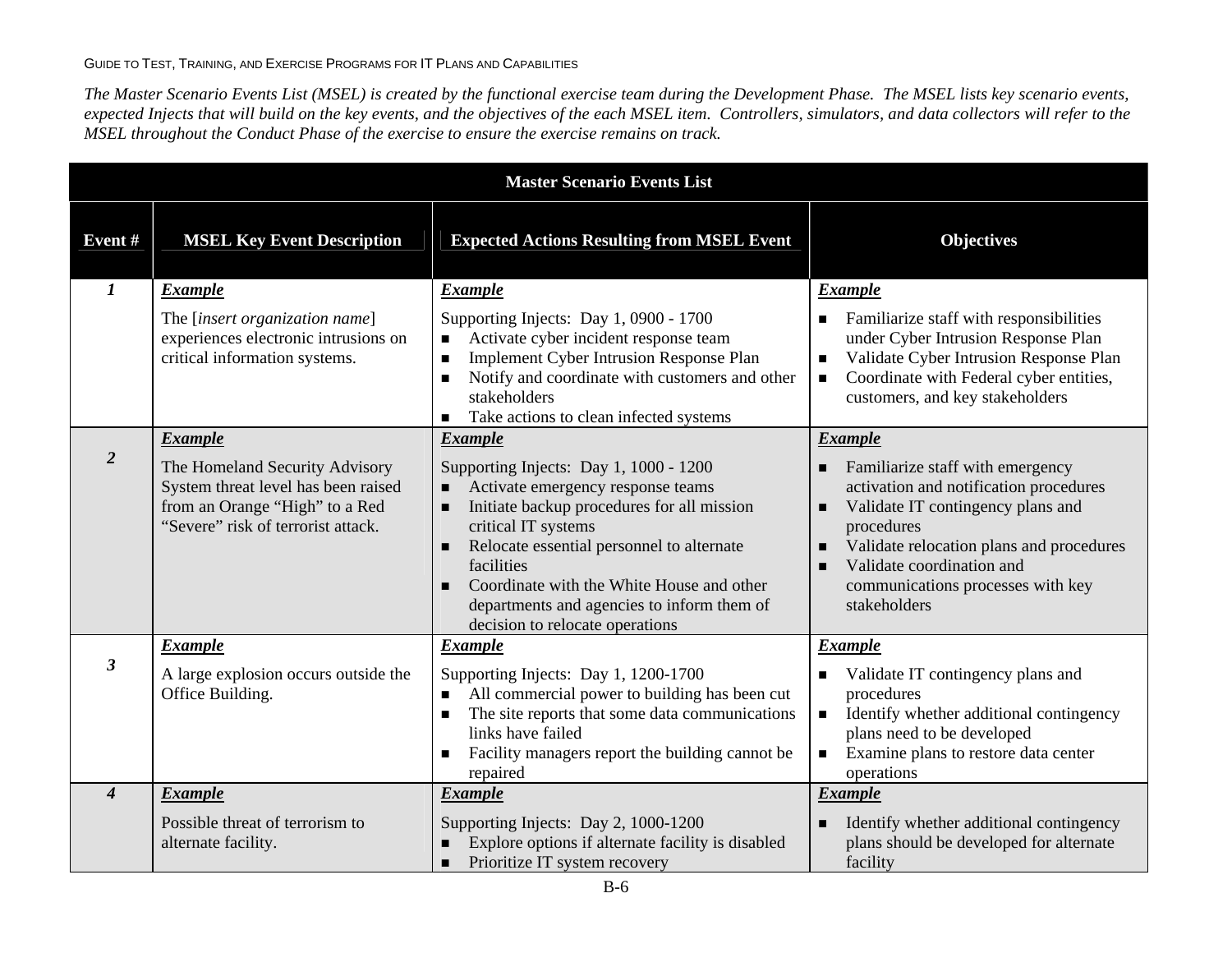*The Master Scenario Events List (MSEL) is created by the functional exercise team during the Development Phase. The MSEL lists key scenario events, expected Injects that will build on the key events, and the objectives of the each MSEL item. Controllers, simulators, and data collectors will refer to the MSEL throughout the Conduct Phase of the exercise to ensure the exercise remains on track.*

| **Master Scenario Events List** | | | |
|---|---|---|---|
| **Event #** | **MSEL Key Event Description** | **Expected Actions Resulting from MSEL Event** | **Objectives** |
| ***1*** | ***Example***<br><br>The [*insert organization name*] experiences electronic intrusions on critical information systems. | ***Example***<br><br>Supporting Injects: Day 1, 0900 - 1700<br>■ Activate cyber incident response team<br>■ Implement Cyber Intrusion Response Plan<br>■ Notify and coordinate with customers and other stakeholders<br>■ Take actions to clean infected systems | ***Example***<br><br>■ Familiarize staff with responsibilities under Cyber Intrusion Response Plan<br>■ Validate Cyber Intrusion Response Plan<br>■ Coordinate with Federal cyber entities, customers, and key stakeholders |
| ***2*** | ***Example***<br><br>The Homeland Security Advisory System threat level has been raised from an Orange "High" to a Red "Severe" risk of terrorist attack. | ***Example***<br><br>Supporting Injects: Day 1, 1000 - 1200<br>■ Activate emergency response teams<br>■ Initiate backup procedures for all mission critical IT systems<br>■ Relocate essential personnel to alternate facilities<br>■ Coordinate with the White House and other departments and agencies to inform them of decision to relocate operations | ***Example***<br><br>■ Familiarize staff with emergency activation and notification procedures<br>■ Validate IT contingency plans and procedures<br>■ Validate relocation plans and procedures<br>■ Validate coordination and communications processes with key stakeholders |
| ***3*** | ***Example***<br><br>A large explosion occurs outside the Office Building. | ***Example***<br><br>Supporting Injects: Day 1, 1200-1700<br>■ All commercial power to building has been cut<br>■ The site reports that some data communications links have failed<br>■ Facility managers report the building cannot be repaired | ***Example***<br><br>■ Validate IT contingency plans and procedures<br>■ Identify whether additional contingency plans need to be developed<br>■ Examine plans to restore data center operations |
| ***4*** | ***Example***<br><br>Possible threat of terrorism to alternate facility. | ***Example***<br><br>Supporting Injects: Day 2, 1000-1200<br>■ Explore options if alternate facility is disabled<br>■ Prioritize IT system recovery | ***Example***<br><br>■ Identify whether additional contingency plans should be developed for alternate facility |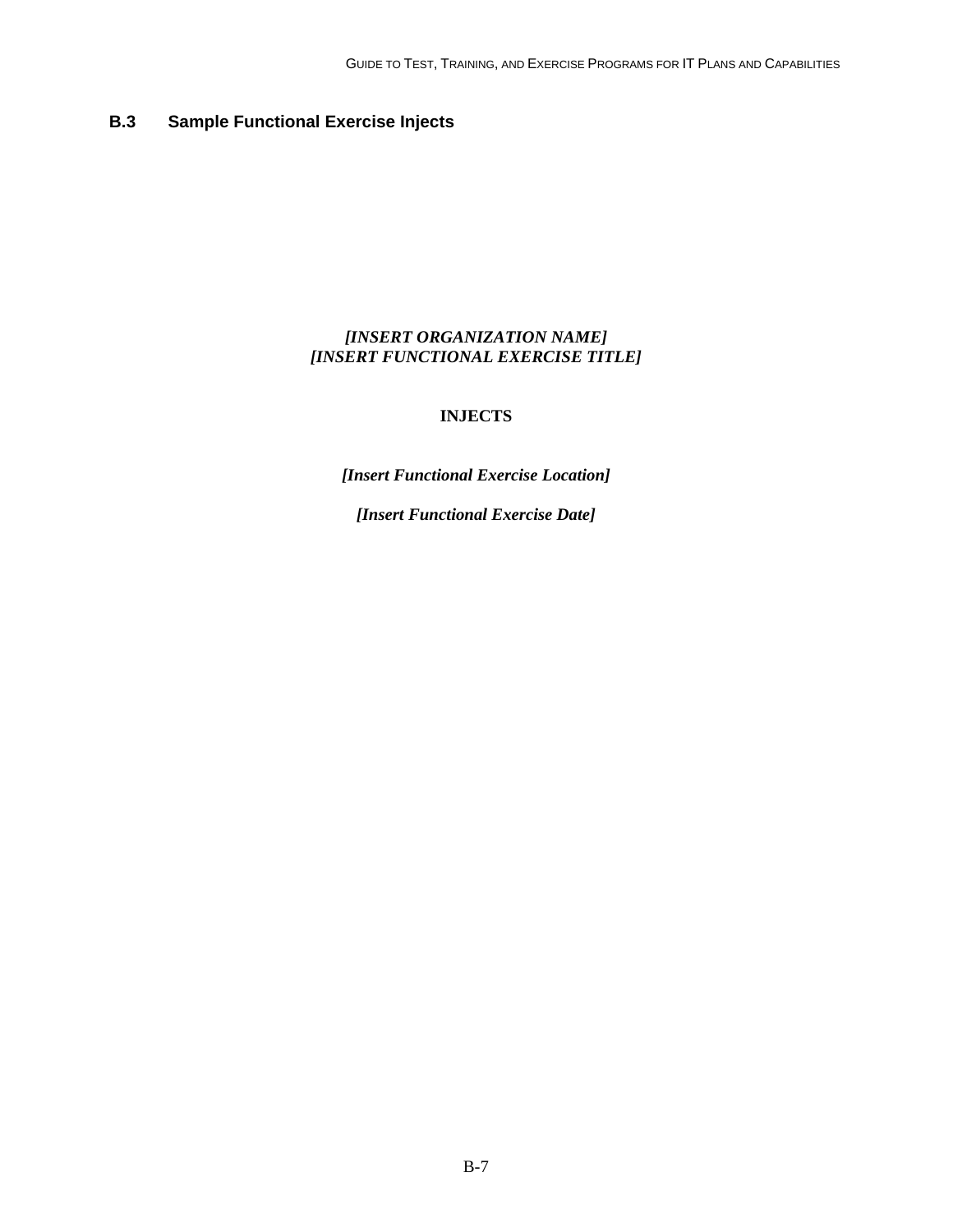## B.3 Sample Functional Exercise Injects

***[INSERT ORGANIZATION NAME]***
***[INSERT FUNCTIONAL EXERCISE TITLE]***

**INJECTS**

***[Insert Functional Exercise Location]***

***[Insert Functional Exercise Date]***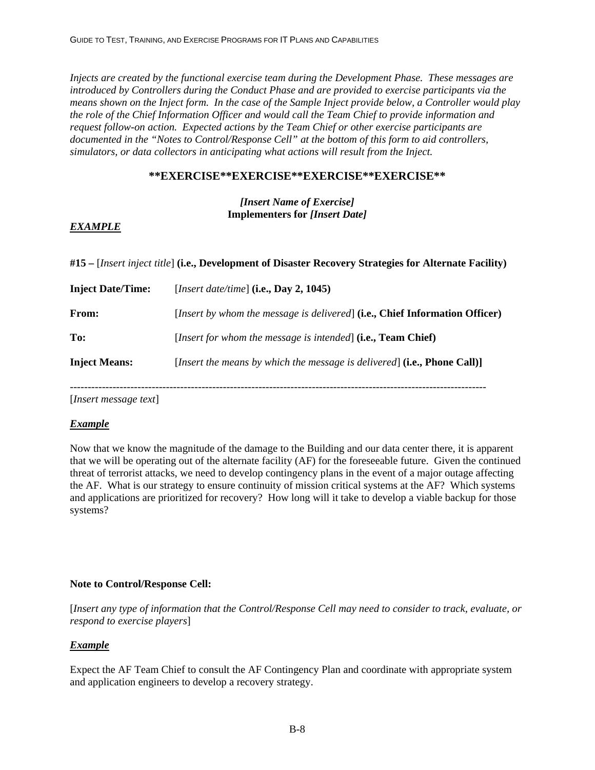*Injects are created by the functional exercise team during the Development Phase. These messages are introduced by Controllers during the Conduct Phase and are provided to exercise participants via the means shown on the Inject form. In the case of the Sample Inject provide below, a Controller would play the role of the Chief Information Officer and would call the Team Chief to provide information and request follow-on action. Expected actions by the Team Chief or other exercise participants are documented in the "Notes to Control/Response Cell" at the bottom of this form to aid controllers, simulators, or data collectors in anticipating what actions will result from the Inject.*

**\*\*EXERCISE\*\*EXERCISE\*\*EXERCISE\*\*EXERCISE\*\***

***[Insert Name of Exercise]***
**Implementers for *[Insert Date]***

***EXAMPLE***

**#15 –** [*Insert inject title*] **(i.e., Development of Disaster Recovery Strategies for Alternate Facility)**

**Inject Date/Time:** [*Insert date/time*] **(i.e., Day 2, 1045)**

**From:** [*Insert by whom the message is delivered*] **(i.e., Chief Information Officer)**

**To:** [*Insert for whom the message is intended*] **(i.e., Team Chief)**

**Inject Means:** [*Insert the means by which the message is delivered*] **(i.e., Phone Call)]**

---

[*Insert message text*]

***Example***

Now that we know the magnitude of the damage to the Building and our data center there, it is apparent that we will be operating out of the alternate facility (AF) for the foreseeable future. Given the continued threat of terrorist attacks, we need to develop contingency plans in the event of a major outage affecting the AF. What is our strategy to ensure continuity of mission critical systems at the AF? Which systems and applications are prioritized for recovery? How long will it take to develop a viable backup for those systems?

**Note to Control/Response Cell:**

[*Insert any type of information that the Control/Response Cell may need to consider to track, evaluate, or respond to exercise players*]

***Example***

Expect the AF Team Chief to consult the AF Contingency Plan and coordinate with appropriate system and application engineers to develop a recovery strategy.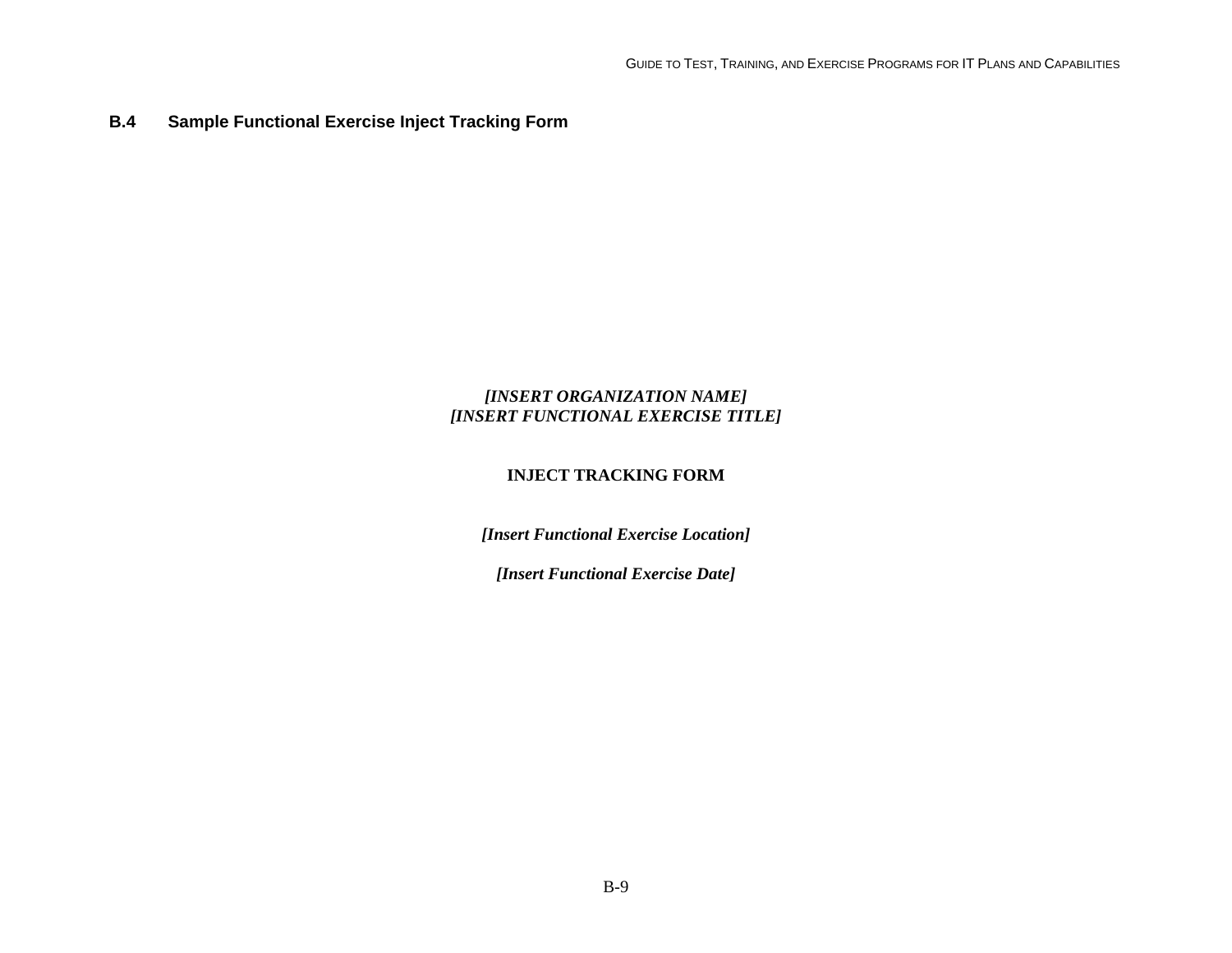### B.4 Sample Functional Exercise Inject Tracking Form

***[INSERT ORGANIZATION NAME]***
***[INSERT FUNCTIONAL EXERCISE TITLE]***

**INJECT TRACKING FORM**

***[Insert Functional Exercise Location]***

***[Insert Functional Exercise Date]***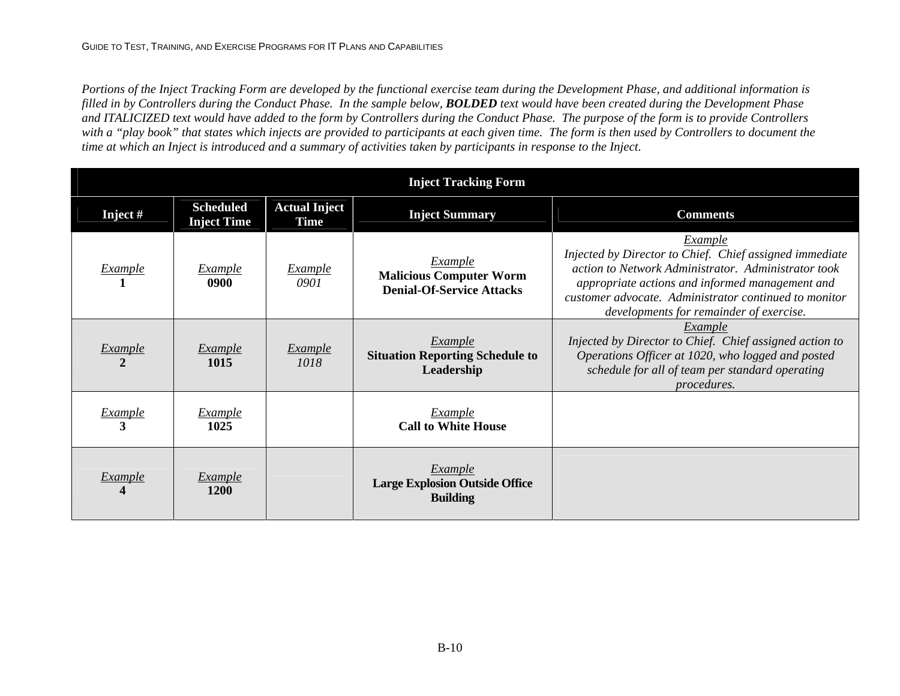*Portions of the Inject Tracking Form are developed by the functional exercise team during the Development Phase, and additional information is filled in by Controllers during the Conduct Phase. In the sample below,* ***BOLDED*** *text would have been created during the Development Phase and ITALICIZED text would have added to the form by Controllers during the Conduct Phase. The purpose of the form is to provide Controllers with a "play book" that states which injects are provided to participants at each given time. The form is then used by Controllers to document the time at which an Inject is introduced and a summary of activities taken by participants in response to the Inject.*

| Inject Tracking Form | | | | |
|---|---|---|---|---|
| **Inject #** | **Scheduled Inject Time** | **Actual Inject Time** | **Inject Summary** | **Comments** |
| *Example* **1** | *Example* **0900** | *Example* *0901* | *Example* **Malicious Computer Worm Denial-Of-Service Attacks** | *Example* *Injected by Director to Chief. Chief assigned immediate action to Network Administrator. Administrator took appropriate actions and informed management and customer advocate. Administrator continued to monitor developments for remainder of exercise.* |
| *Example* **2** | *Example* **1015** | *Example* *1018* | *Example* **Situation Reporting Schedule to Leadership** | *Example* *Injected by Director to Chief. Chief assigned action to Operations Officer at 1020, who logged and posted schedule for all of team per standard operating procedures.* |
| *Example* **3** | *Example* **1025** | | *Example* **Call to White House** | |
| *Example* **4** | *Example* **1200** | | *Example* **Large Explosion Outside Office Building** | |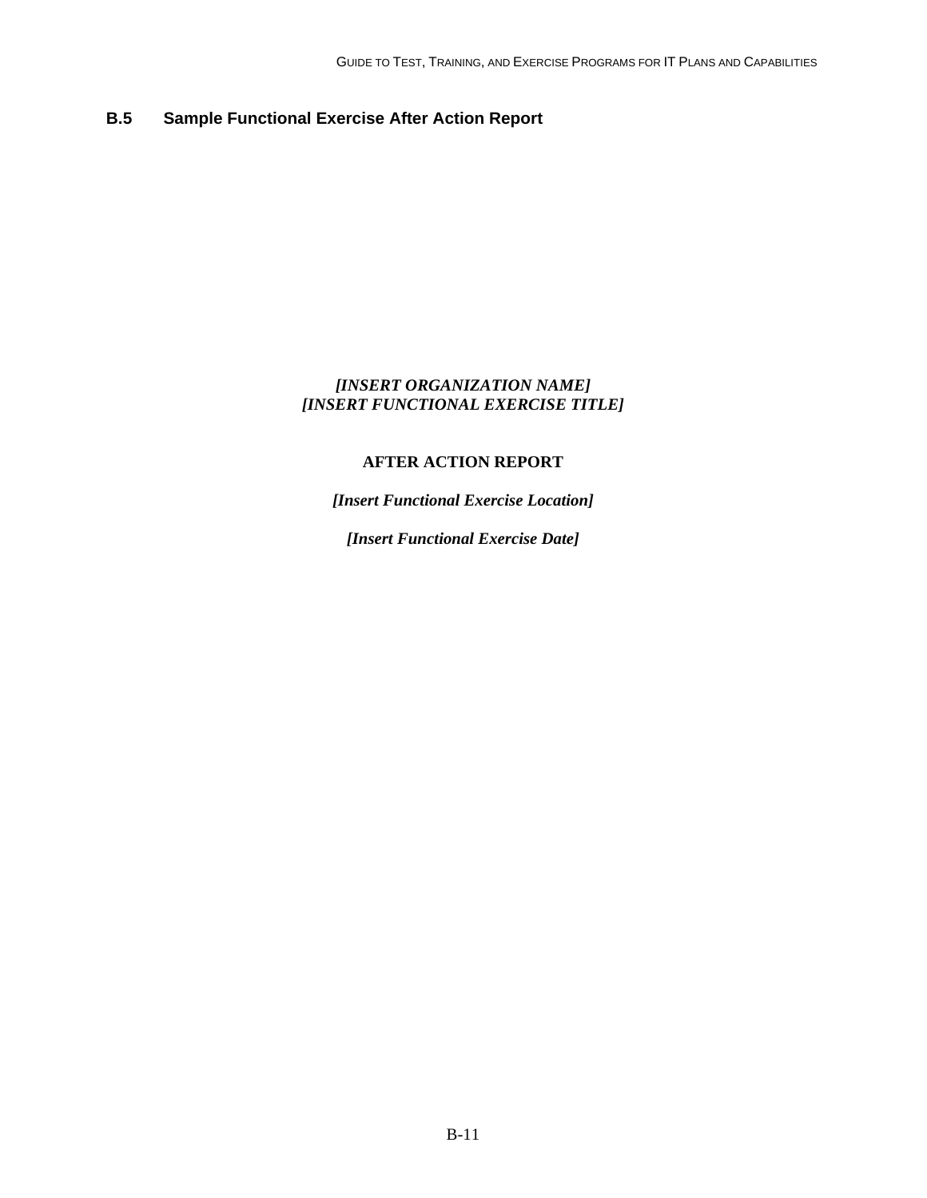## B.5 Sample Functional Exercise After Action Report

***[INSERT ORGANIZATION NAME]***
***[INSERT FUNCTIONAL EXERCISE TITLE]***

**AFTER ACTION REPORT**

***[Insert Functional Exercise Location]***

***[Insert Functional Exercise Date]***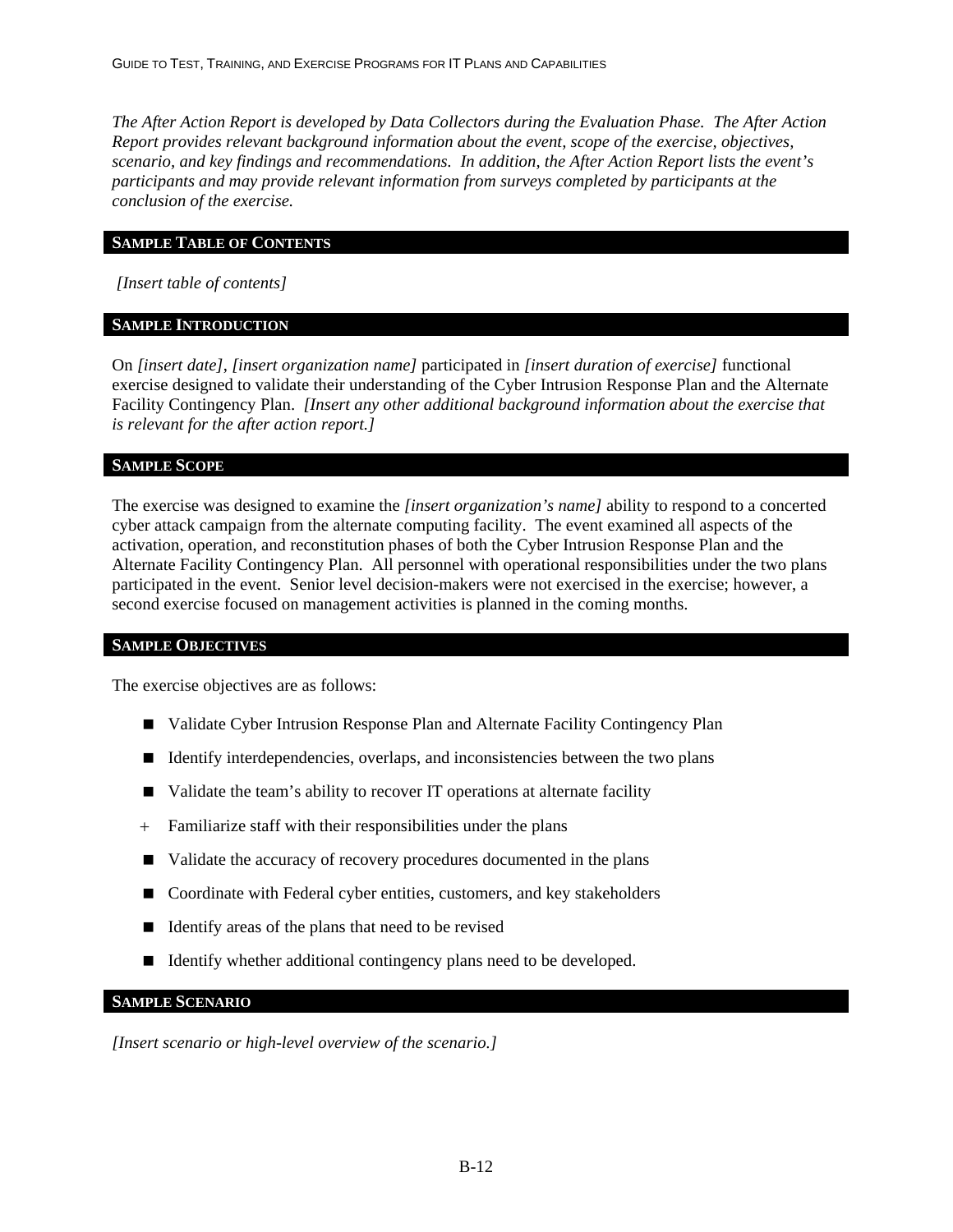*The After Action Report is developed by Data Collectors during the Evaluation Phase. The After Action Report provides relevant background information about the event, scope of the exercise, objectives, scenario, and key findings and recommendations. In addition, the After Action Report lists the event's participants and may provide relevant information from surveys completed by participants at the conclusion of the exercise.*

## SAMPLE TABLE OF CONTENTS

*[Insert table of contents]*

## SAMPLE INTRODUCTION

On *[insert date]*, *[insert organization name]* participated in *[insert duration of exercise]* functional exercise designed to validate their understanding of the Cyber Intrusion Response Plan and the Alternate Facility Contingency Plan. *[Insert any other additional background information about the exercise that is relevant for the after action report.]*

## SAMPLE SCOPE

The exercise was designed to examine the *[insert organization's name]* ability to respond to a concerted cyber attack campaign from the alternate computing facility. The event examined all aspects of the activation, operation, and reconstitution phases of both the Cyber Intrusion Response Plan and the Alternate Facility Contingency Plan. All personnel with operational responsibilities under the two plans participated in the event. Senior level decision-makers were not exercised in the exercise; however, a second exercise focused on management activities is planned in the coming months.

## SAMPLE OBJECTIVES

The exercise objectives are as follows:

- Validate Cyber Intrusion Response Plan and Alternate Facility Contingency Plan
- Identify interdependencies, overlaps, and inconsistencies between the two plans
- Validate the team's ability to recover IT operations at alternate facility
- Familiarize staff with their responsibilities under the plans
- Validate the accuracy of recovery procedures documented in the plans
- Coordinate with Federal cyber entities, customers, and key stakeholders
- Identify areas of the plans that need to be revised
- Identify whether additional contingency plans need to be developed.

## SAMPLE SCENARIO

*[Insert scenario or high-level overview of the scenario.]*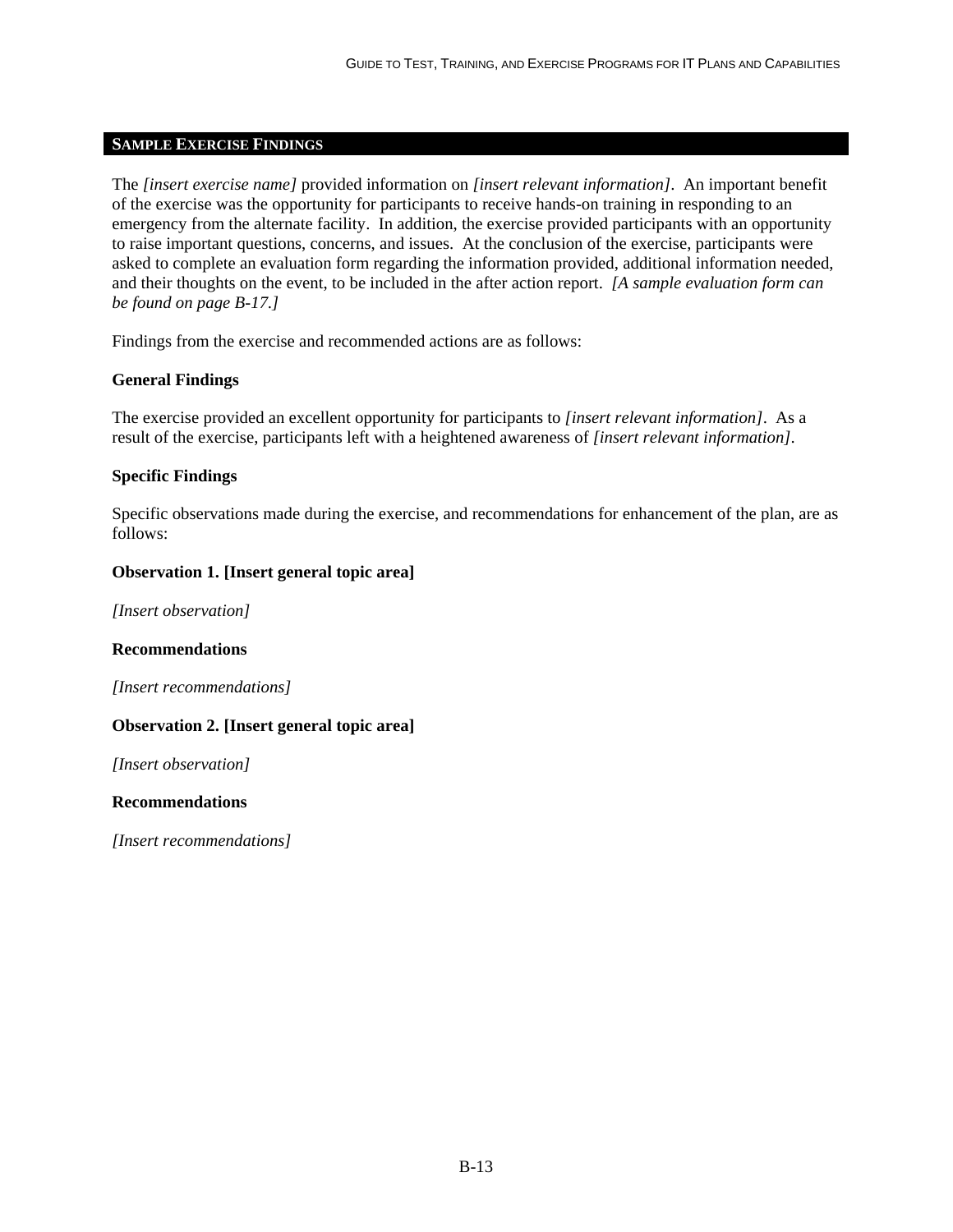## SAMPLE EXERCISE FINDINGS

The *[insert exercise name]* provided information on *[insert relevant information]*. An important benefit of the exercise was the opportunity for participants to receive hands-on training in responding to an emergency from the alternate facility. In addition, the exercise provided participants with an opportunity to raise important questions, concerns, and issues. At the conclusion of the exercise, participants were asked to complete an evaluation form regarding the information provided, additional information needed, and their thoughts on the event, to be included in the after action report. *[A sample evaluation form can be found on page B-17.]*

Findings from the exercise and recommended actions are as follows:

**General Findings**

The exercise provided an excellent opportunity for participants to *[insert relevant information]*. As a result of the exercise, participants left with a heightened awareness of *[insert relevant information]*.

**Specific Findings**

Specific observations made during the exercise, and recommendations for enhancement of the plan, are as follows:

**Observation 1. [Insert general topic area]**

*[Insert observation]*

**Recommendations**

*[Insert recommendations]*

**Observation 2. [Insert general topic area]**

*[Insert observation]*

**Recommendations**

*[Insert recommendations]*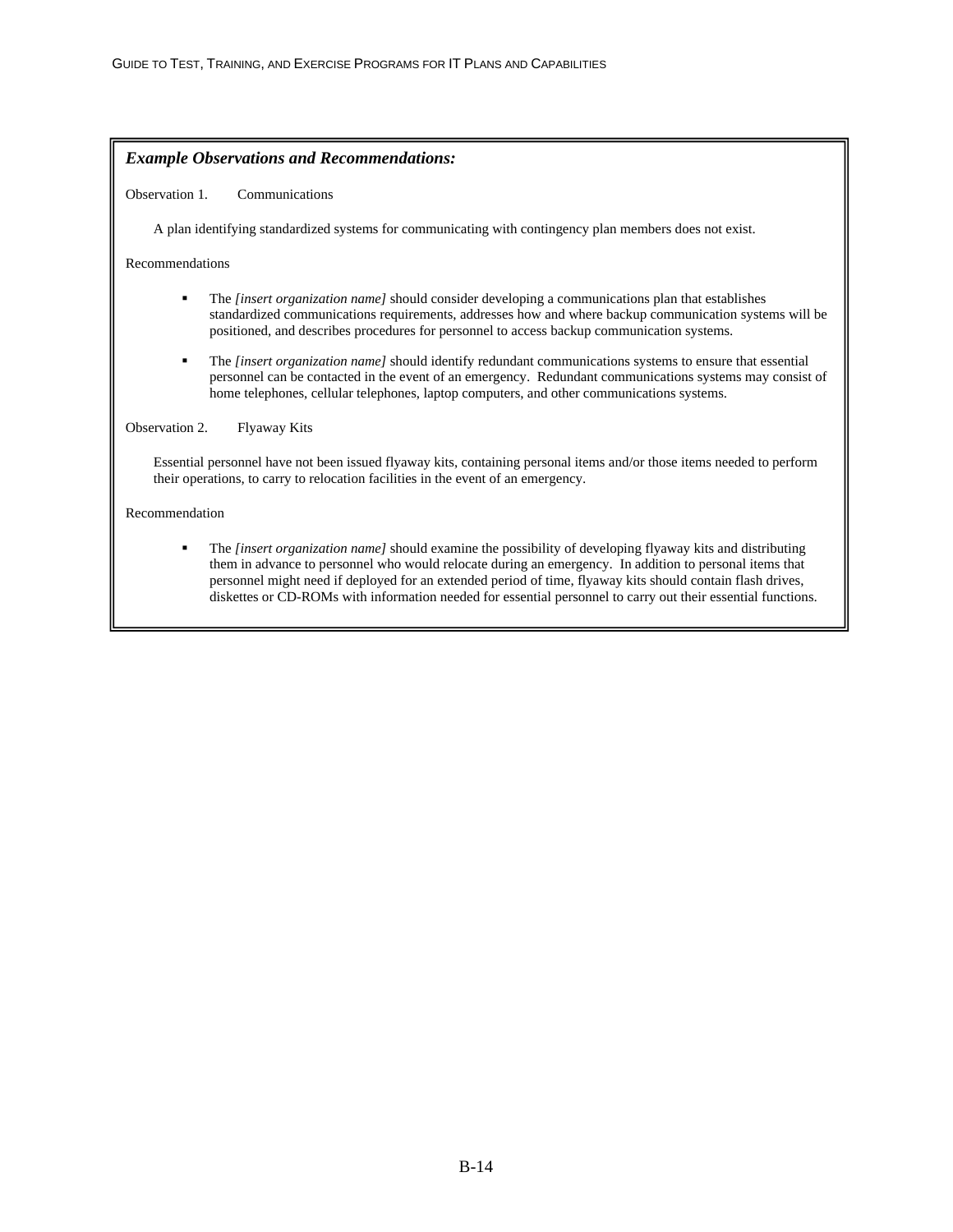***Example Observations and Recommendations:***

Observation 1. Communications

A plan identifying standardized systems for communicating with contingency plan members does not exist.

Recommendations

- The *[insert organization name]* should consider developing a communications plan that establishes standardized communications requirements, addresses how and where backup communication systems will be positioned, and describes procedures for personnel to access backup communication systems.
- The *[insert organization name]* should identify redundant communications systems to ensure that essential personnel can be contacted in the event of an emergency. Redundant communications systems may consist of home telephones, cellular telephones, laptop computers, and other communications systems.

Observation 2. Flyaway Kits

Essential personnel have not been issued flyaway kits, containing personal items and/or those items needed to perform their operations, to carry to relocation facilities in the event of an emergency.

Recommendation

- The *[insert organization name]* should examine the possibility of developing flyaway kits and distributing them in advance to personnel who would relocate during an emergency. In addition to personal items that personnel might need if deployed for an extended period of time, flyaway kits should contain flash drives, diskettes or CD-ROMs with information needed for essential personnel to carry out their essential functions.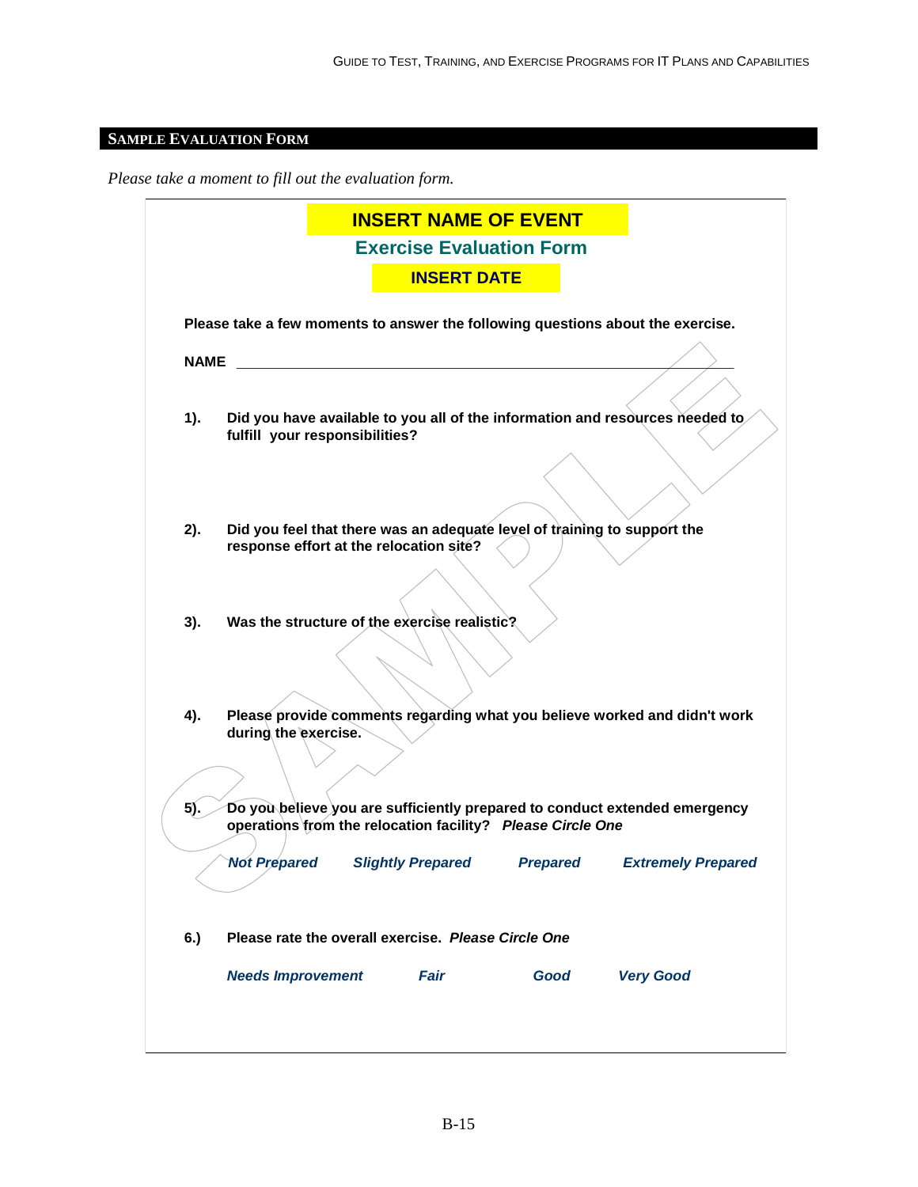## SAMPLE EVALUATION FORM

*Please take a moment to fill out the evaluation form.*

**INSERT NAME OF EVENT**

**Exercise Evaluation Form**

**INSERT DATE**

**Please take a few moments to answer the following questions about the exercise.**

**NAME** ______________________________________________

**1).** **Did you have available to you all of the information and resources needed to fulfill your responsibilities?**

**2).** **Did you feel that there was an adequate level of training to support the response effort at the relocation site?**

**3).** **Was the structure of the exercise realistic?**

**4).** **Please provide comments regarding what you believe worked and didn't work during the exercise.**

**5).** **Do you believe you are sufficiently prepared to conduct extended emergency operations from the relocation facility?** ***Please Circle One***

***Not Prepared*** ***Slightly Prepared*** ***Prepared*** ***Extremely Prepared***

**6.)** **Please rate the overall exercise.** ***Please Circle One***

***Needs Improvement*** ***Fair*** ***Good*** ***Very Good***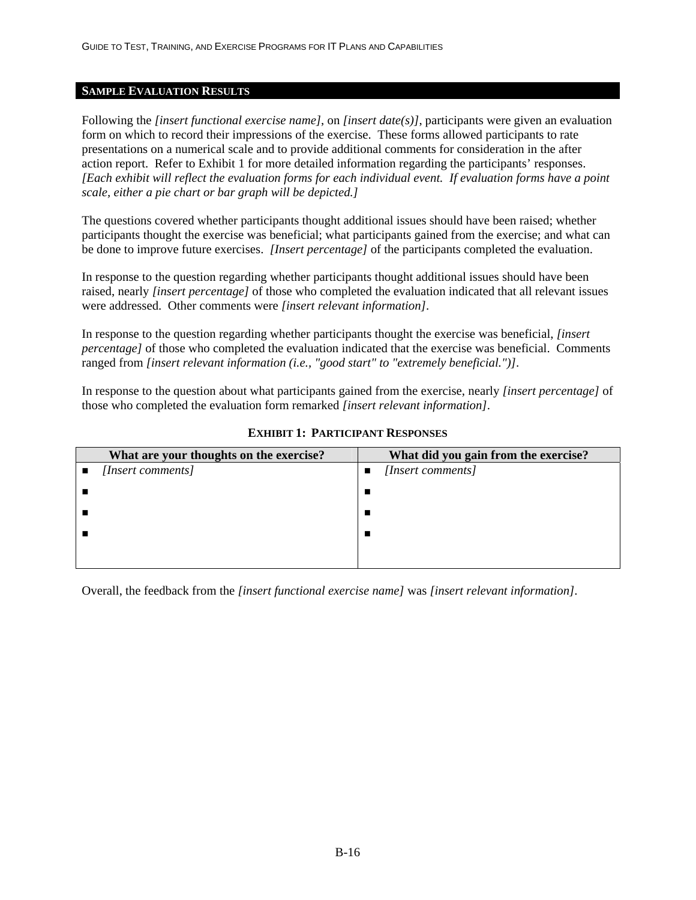## SAMPLE EVALUATION RESULTS

Following the *[insert functional exercise name]*, on *[insert date(s)]*, participants were given an evaluation form on which to record their impressions of the exercise. These forms allowed participants to rate presentations on a numerical scale and to provide additional comments for consideration in the after action report. Refer to Exhibit 1 for more detailed information regarding the participants' responses. *[Each exhibit will reflect the evaluation forms for each individual event. If evaluation forms have a point scale, either a pie chart or bar graph will be depicted.]*

The questions covered whether participants thought additional issues should have been raised; whether participants thought the exercise was beneficial; what participants gained from the exercise; and what can be done to improve future exercises. *[Insert percentage]* of the participants completed the evaluation.

In response to the question regarding whether participants thought additional issues should have been raised, nearly *[insert percentage]* of those who completed the evaluation indicated that all relevant issues were addressed. Other comments were *[insert relevant information]*.

In response to the question regarding whether participants thought the exercise was beneficial, *[insert percentage]* of those who completed the evaluation indicated that the exercise was beneficial. Comments ranged from *[insert relevant information (i.e., "good start" to "extremely beneficial.")]*.

In response to the question about what participants gained from the exercise, nearly *[insert percentage]* of those who completed the evaluation form remarked *[insert relevant information]*.

**EXHIBIT 1: PARTICIPANT RESPONSES**

| What are your thoughts on the exercise? | What did you gain from the exercise? |
|---|---|
| ■ *[Insert comments]* | ■ *[Insert comments]* |
| ■ | ■ |
| ■ | ■ |
| ■ | ■ |

Overall, the feedback from the *[insert functional exercise name]* was *[insert relevant information]*.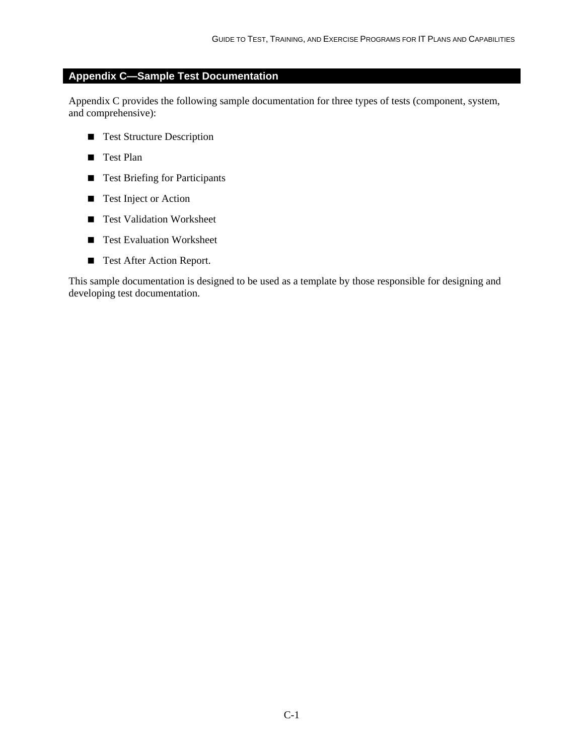## Appendix C—Sample Test Documentation

Appendix C provides the following sample documentation for three types of tests (component, system, and comprehensive):

- Test Structure Description
- Test Plan
- Test Briefing for Participants
- Test Inject or Action
- Test Validation Worksheet
- Test Evaluation Worksheet
- Test After Action Report.

This sample documentation is designed to be used as a template by those responsible for designing and developing test documentation.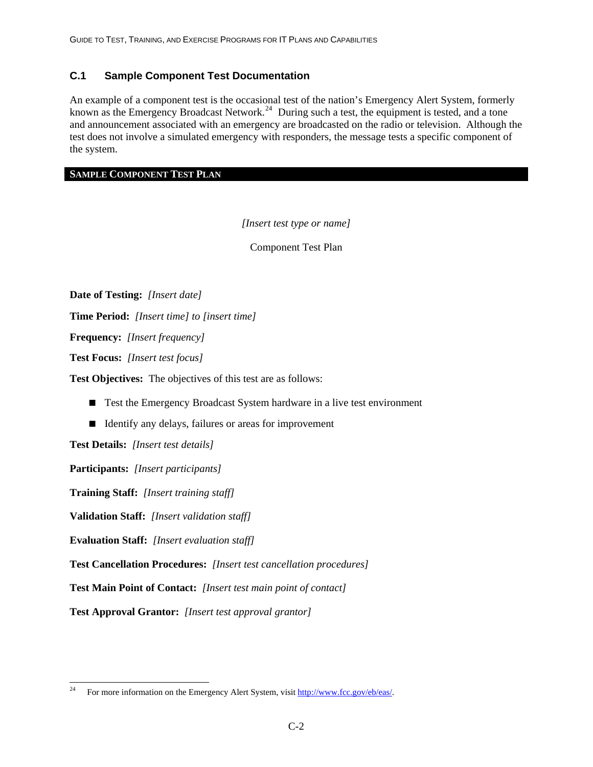## C.1 Sample Component Test Documentation

An example of a component test is the occasional test of the nation's Emergency Alert System, formerly known as the Emergency Broadcast Network.[24] During such a test, the equipment is tested, and a tone and announcement associated with an emergency are broadcasted on the radio or television. Although the test does not involve a simulated emergency with responders, the message tests a specific component of the system.

**SAMPLE COMPONENT TEST PLAN**

*[Insert test type or name]*

Component Test Plan

**Date of Testing:** *[Insert date]*

**Time Period:** *[Insert time] to [insert time]*

**Frequency:** *[Insert frequency]*

**Test Focus:** *[Insert test focus]*

**Test Objectives:** The objectives of this test are as follows:

- Test the Emergency Broadcast System hardware in a live test environment
- Identify any delays, failures or areas for improvement

**Test Details:** *[Insert test details]*

**Participants:** *[Insert participants]*

**Training Staff:** *[Insert training staff]*

**Validation Staff:** *[Insert validation staff]*

**Evaluation Staff:** *[Insert evaluation staff]*

**Test Cancellation Procedures:** *[Insert test cancellation procedures]*

**Test Main Point of Contact:** *[Insert test main point of contact]*

**Test Approval Grantor:** *[Insert test approval grantor]*

---

[24] For more information on the Emergency Alert System, visit http://www.fcc.gov/eb/eas/.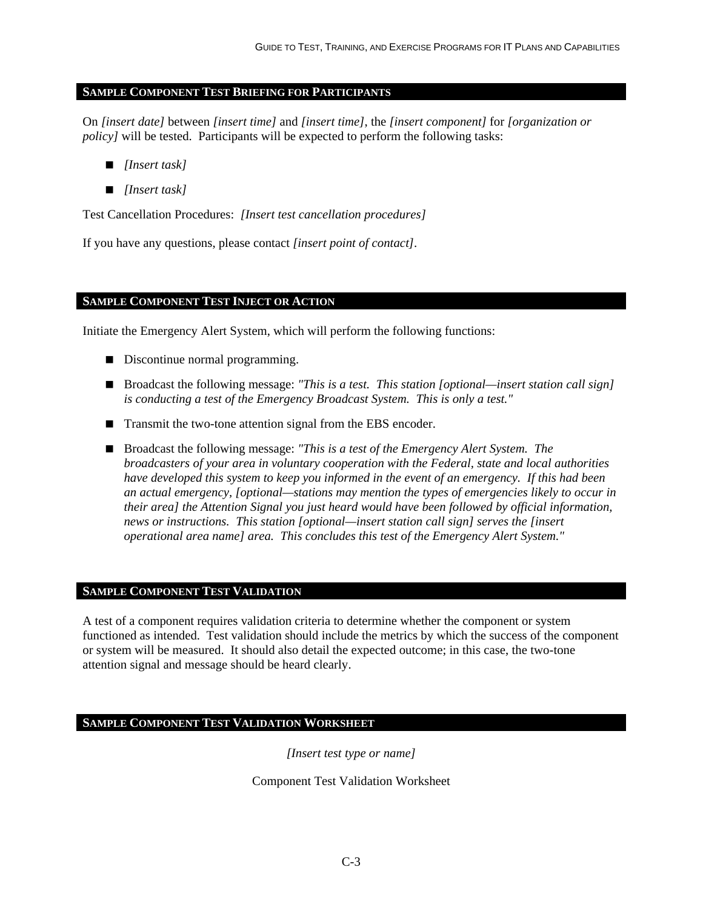## SAMPLE COMPONENT TEST BRIEFING FOR PARTICIPANTS

On *[insert date]* between *[insert time]* and *[insert time]*, the *[insert component]* for *[organization or policy]* will be tested. Participants will be expected to perform the following tasks:

- *[Insert task]*
- *[Insert task]*

Test Cancellation Procedures: *[Insert test cancellation procedures]*

If you have any questions, please contact *[insert point of contact]*.

## SAMPLE COMPONENT TEST INJECT OR ACTION

Initiate the Emergency Alert System, which will perform the following functions:

- Discontinue normal programming.
- Broadcast the following message: *"This is a test. This station [optional—insert station call sign] is conducting a test of the Emergency Broadcast System. This is only a test."*
- Transmit the two-tone attention signal from the EBS encoder.
- Broadcast the following message: *"This is a test of the Emergency Alert System. The broadcasters of your area in voluntary cooperation with the Federal, state and local authorities have developed this system to keep you informed in the event of an emergency. If this had been an actual emergency, [optional—stations may mention the types of emergencies likely to occur in their area] the Attention Signal you just heard would have been followed by official information, news or instructions. This station [optional—insert station call sign] serves the [insert operational area name] area. This concludes this test of the Emergency Alert System."*

## SAMPLE COMPONENT TEST VALIDATION

A test of a component requires validation criteria to determine whether the component or system functioned as intended. Test validation should include the metrics by which the success of the component or system will be measured. It should also detail the expected outcome; in this case, the two-tone attention signal and message should be heard clearly.

## SAMPLE COMPONENT TEST VALIDATION WORKSHEET

*[Insert test type or name]*

Component Test Validation Worksheet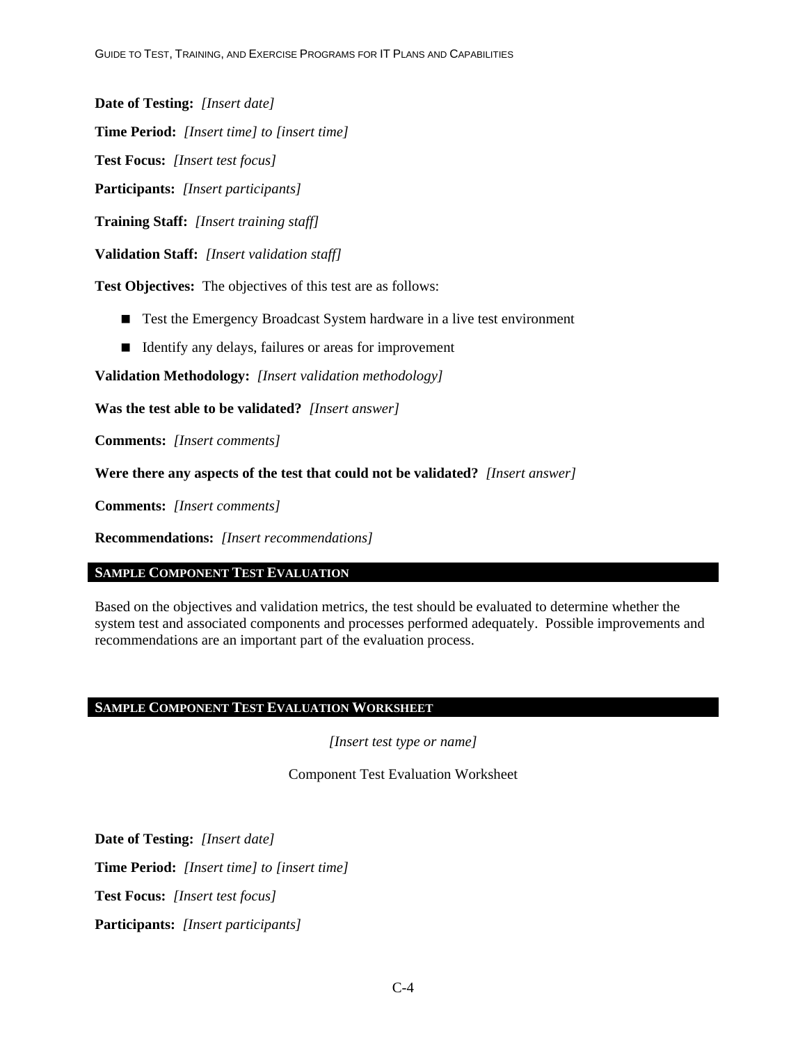**Date of Testing:** *[Insert date]*

**Time Period:** *[Insert time] to [insert time]*

**Test Focus:** *[Insert test focus]*

**Participants:** *[Insert participants]*

**Training Staff:** *[Insert training staff]*

**Validation Staff:** *[Insert validation staff]*

**Test Objectives:** The objectives of this test are as follows:

- Test the Emergency Broadcast System hardware in a live test environment
- Identify any delays, failures or areas for improvement

**Validation Methodology:** *[Insert validation methodology]*

**Was the test able to be validated?** *[Insert answer]*

**Comments:** *[Insert comments]*

**Were there any aspects of the test that could not be validated?** *[Insert answer]*

**Comments:** *[Insert comments]*

**Recommendations:** *[Insert recommendations]*

## SAMPLE COMPONENT TEST EVALUATION

Based on the objectives and validation metrics, the test should be evaluated to determine whether the system test and associated components and processes performed adequately. Possible improvements and recommendations are an important part of the evaluation process.

## SAMPLE COMPONENT TEST EVALUATION WORKSHEET

*[Insert test type or name]*

Component Test Evaluation Worksheet

**Date of Testing:** *[Insert date]*

**Time Period:** *[Insert time] to [insert time]*

**Test Focus:** *[Insert test focus]*

**Participants:** *[Insert participants]*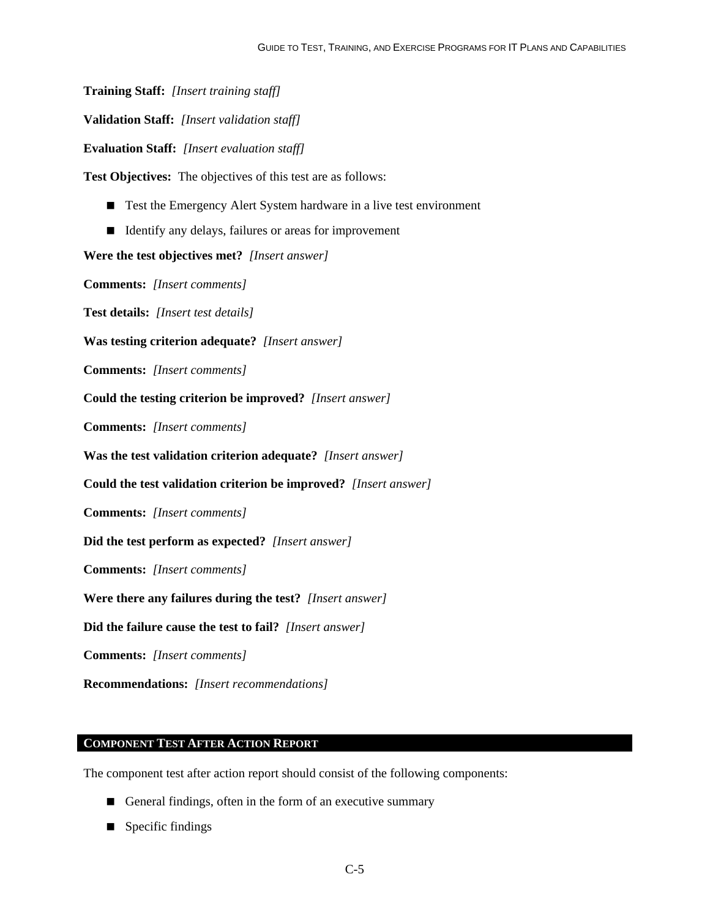**Training Staff:** *[Insert training staff]*

**Validation Staff:** *[Insert validation staff]*

**Evaluation Staff:** *[Insert evaluation staff]*

**Test Objectives:** The objectives of this test are as follows:

- Test the Emergency Alert System hardware in a live test environment
- Identify any delays, failures or areas for improvement

**Were the test objectives met?** *[Insert answer]*

**Comments:** *[Insert comments]*

**Test details:** *[Insert test details]*

**Was testing criterion adequate?** *[Insert answer]*

**Comments:** *[Insert comments]*

**Could the testing criterion be improved?** *[Insert answer]*

**Comments:** *[Insert comments]*

**Was the test validation criterion adequate?** *[Insert answer]*

**Could the test validation criterion be improved?** *[Insert answer]*

**Comments:** *[Insert comments]*

**Did the test perform as expected?** *[Insert answer]*

**Comments:** *[Insert comments]*

**Were there any failures during the test?** *[Insert answer]*

**Did the failure cause the test to fail?** *[Insert answer]*

**Comments:** *[Insert comments]*

**Recommendations:** *[Insert recommendations]*

## COMPONENT TEST AFTER ACTION REPORT

The component test after action report should consist of the following components:

- General findings, often in the form of an executive summary
- Specific findings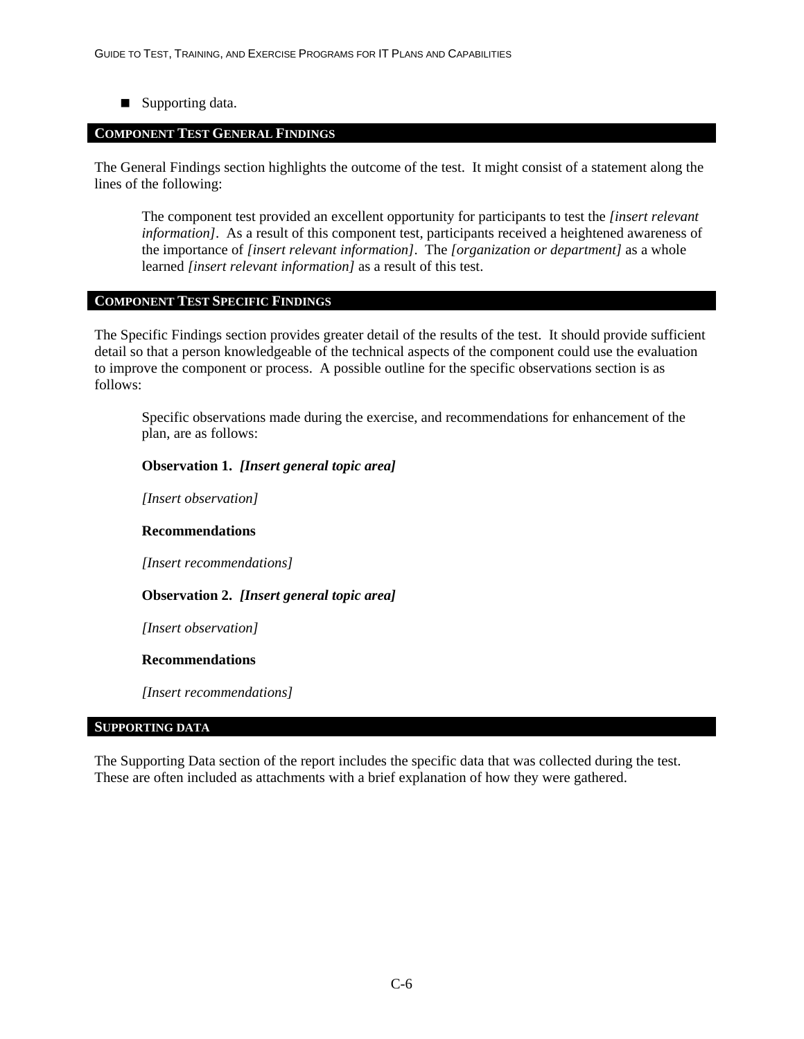- Supporting data.

## COMPONENT TEST GENERAL FINDINGS

The General Findings section highlights the outcome of the test. It might consist of a statement along the lines of the following:

> The component test provided an excellent opportunity for participants to test the *[insert relevant information]*. As a result of this component test, participants received a heightened awareness of the importance of *[insert relevant information]*. The *[organization or department]* as a whole learned *[insert relevant information]* as a result of this test.

## COMPONENT TEST SPECIFIC FINDINGS

The Specific Findings section provides greater detail of the results of the test. It should provide sufficient detail so that a person knowledgeable of the technical aspects of the component could use the evaluation to improve the component or process. A possible outline for the specific observations section is as follows:

> Specific observations made during the exercise, and recommendations for enhancement of the plan, are as follows:
>
> **Observation 1. *[Insert general topic area]***
>
> *[Insert observation]*
>
> **Recommendations**
>
> *[Insert recommendations]*
>
> **Observation 2. *[Insert general topic area]***
>
> *[Insert observation]*
>
> **Recommendations**
>
> *[Insert recommendations]*

## SUPPORTING DATA

The Supporting Data section of the report includes the specific data that was collected during the test. These are often included as attachments with a brief explanation of how they were gathered.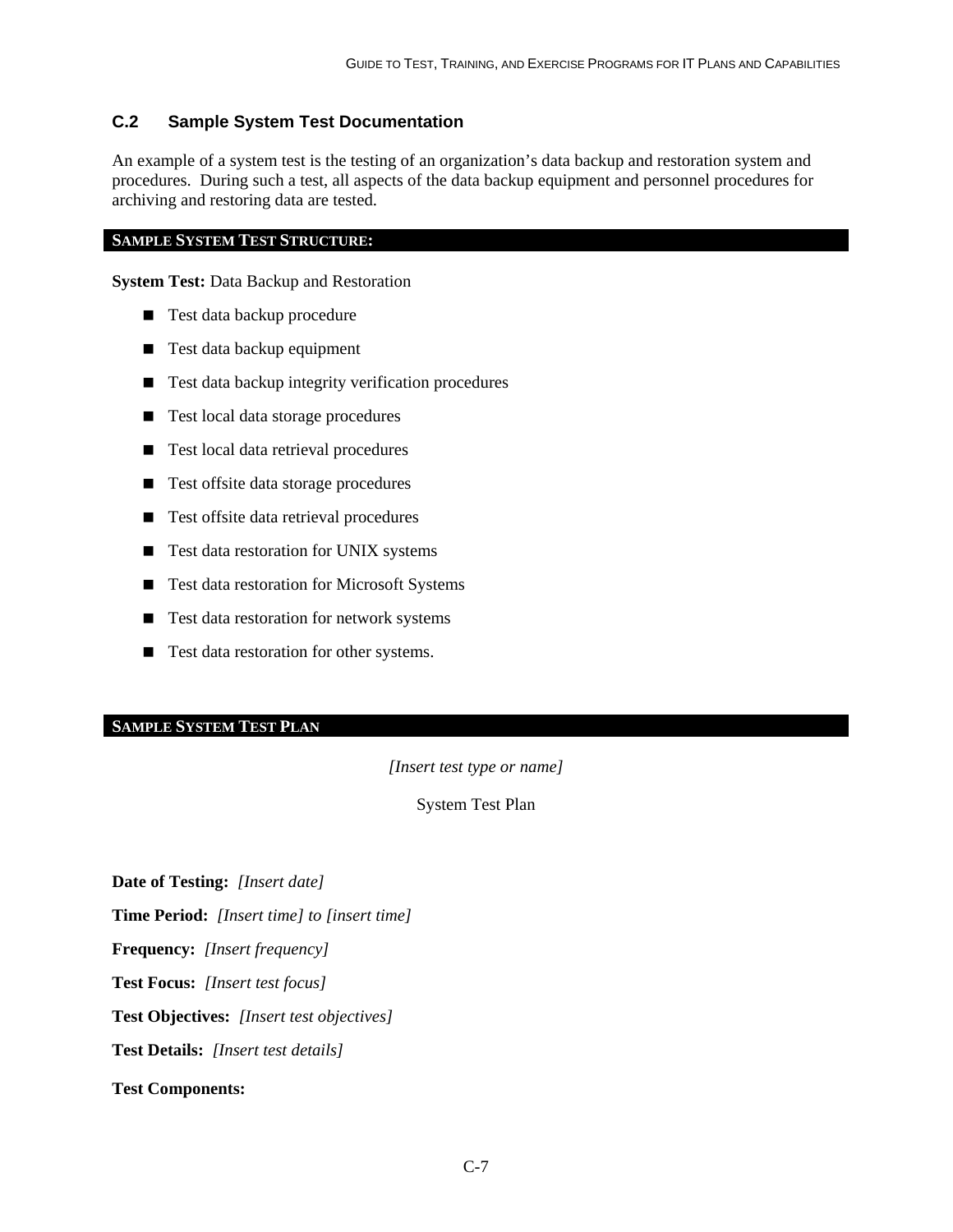## C.2 Sample System Test Documentation

An example of a system test is the testing of an organization's data backup and restoration system and procedures. During such a test, all aspects of the data backup equipment and personnel procedures for archiving and restoring data are tested.

**SAMPLE SYSTEM TEST STRUCTURE:**

**System Test:** Data Backup and Restoration

- Test data backup procedure
- Test data backup equipment
- Test data backup integrity verification procedures
- Test local data storage procedures
- Test local data retrieval procedures
- Test offsite data storage procedures
- Test offsite data retrieval procedures
- Test data restoration for UNIX systems
- Test data restoration for Microsoft Systems
- Test data restoration for network systems
- Test data restoration for other systems.

**SAMPLE SYSTEM TEST PLAN**

*[Insert test type or name]*

System Test Plan

**Date of Testing:** *[Insert date]*

**Time Period:** *[Insert time] to [insert time]*

**Frequency:** *[Insert frequency]*

**Test Focus:** *[Insert test focus]*

**Test Objectives:** *[Insert test objectives]*

**Test Details:** *[Insert test details]*

**Test Components:**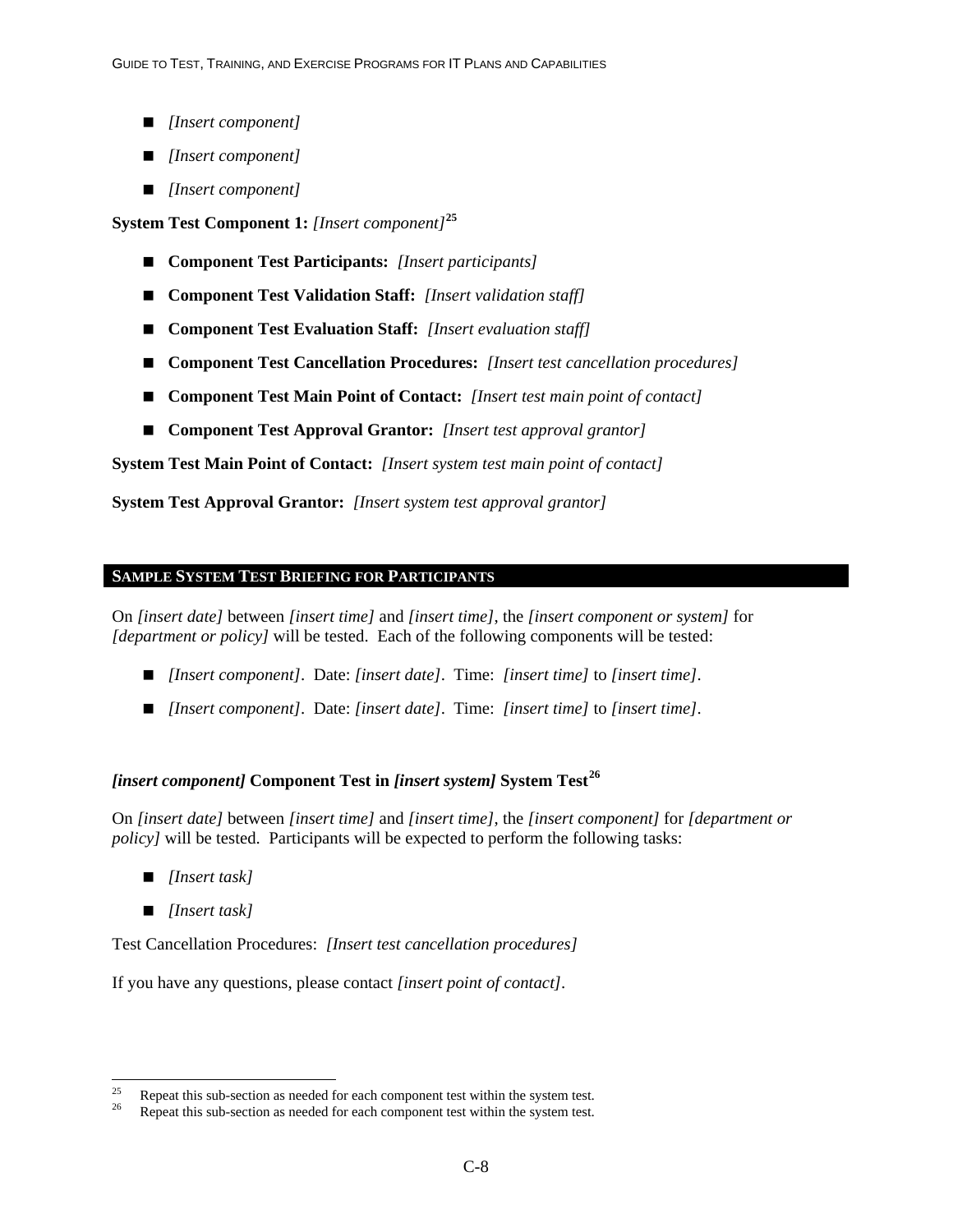- *[Insert component]*
- *[Insert component]*
- *[Insert component]*

**System Test Component 1:** *[Insert component]*[25]

- **Component Test Participants:** *[Insert participants]*
- **Component Test Validation Staff:** *[Insert validation staff]*
- **Component Test Evaluation Staff:** *[Insert evaluation staff]*
- **Component Test Cancellation Procedures:** *[Insert test cancellation procedures]*
- **Component Test Main Point of Contact:** *[Insert test main point of contact]*
- **Component Test Approval Grantor:** *[Insert test approval grantor]*

**System Test Main Point of Contact:** *[Insert system test main point of contact]*

**System Test Approval Grantor:** *[Insert system test approval grantor]*

## SAMPLE SYSTEM TEST BRIEFING FOR PARTICIPANTS

On *[insert date]* between *[insert time]* and *[insert time]*, the *[insert component or system]* for *[department or policy]* will be tested. Each of the following components will be tested:

- *[Insert component]*. Date: *[insert date]*. Time: *[insert time]* to *[insert time]*.
- *[Insert component]*. Date: *[insert date]*. Time: *[insert time]* to *[insert time]*.

### *[insert component]* Component Test in *[insert system]* System Test[26]

On *[insert date]* between *[insert time]* and *[insert time]*, the *[insert component]* for *[department or policy]* will be tested. Participants will be expected to perform the following tasks:

- *[Insert task]*
- *[Insert task]*

Test Cancellation Procedures: *[Insert test cancellation procedures]*

If you have any questions, please contact *[insert point of contact]*.

---

[25] Repeat this sub-section as needed for each component test within the system test.

[26] Repeat this sub-section as needed for each component test within the system test.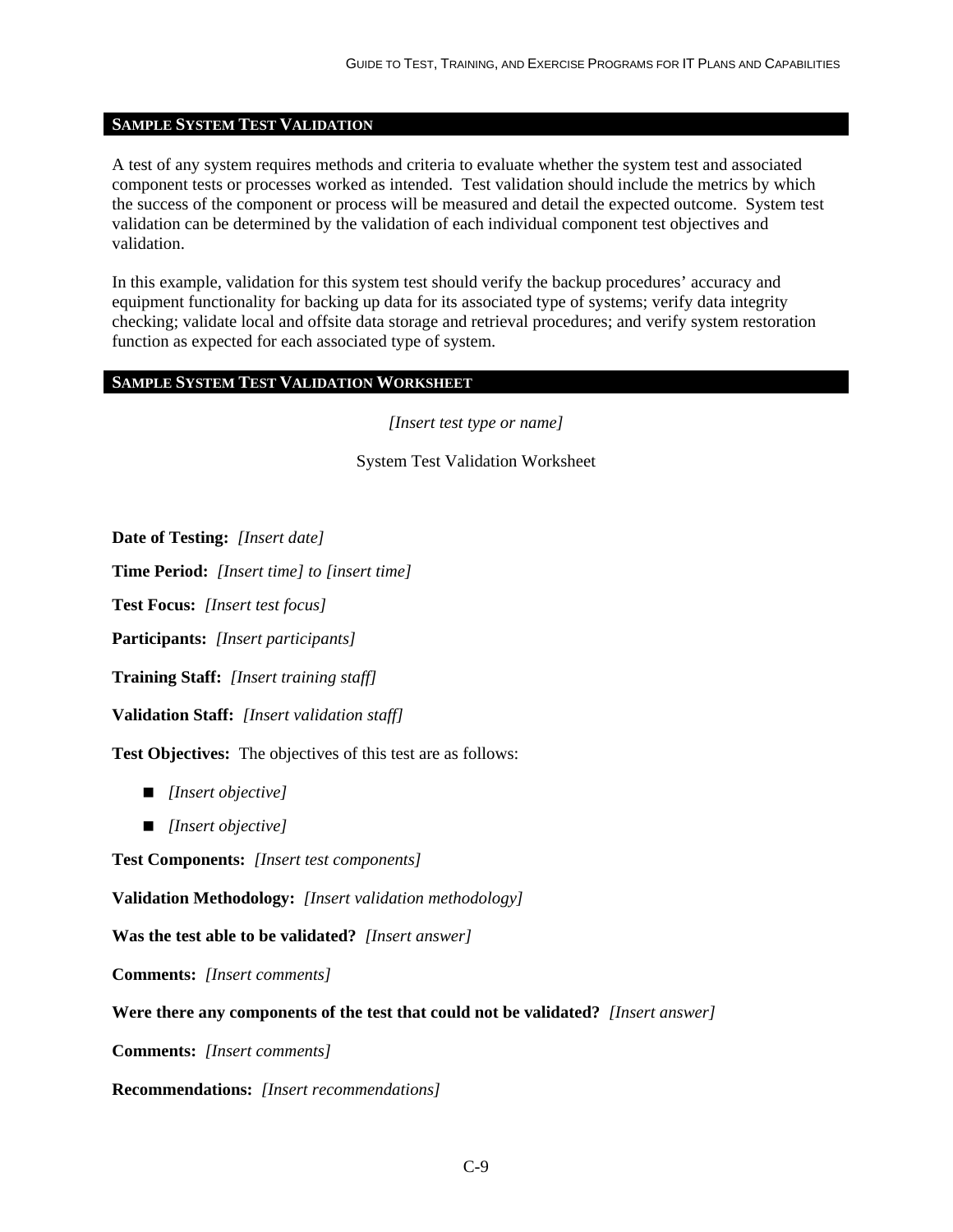## SAMPLE SYSTEM TEST VALIDATION

A test of any system requires methods and criteria to evaluate whether the system test and associated component tests or processes worked as intended. Test validation should include the metrics by which the success of the component or process will be measured and detail the expected outcome. System test validation can be determined by the validation of each individual component test objectives and validation.

In this example, validation for this system test should verify the backup procedures' accuracy and equipment functionality for backing up data for its associated type of systems; verify data integrity checking; validate local and offsite data storage and retrieval procedures; and verify system restoration function as expected for each associated type of system.

## SAMPLE SYSTEM TEST VALIDATION WORKSHEET

*[Insert test type or name]*

System Test Validation Worksheet

**Date of Testing:** *[Insert date]*

**Time Period:** *[Insert time] to [insert time]*

**Test Focus:** *[Insert test focus]*

**Participants:** *[Insert participants]*

**Training Staff:** *[Insert training staff]*

**Validation Staff:** *[Insert validation staff]*

**Test Objectives:** The objectives of this test are as follows:

- *[Insert objective]*
- *[Insert objective]*

**Test Components:** *[Insert test components]*

**Validation Methodology:** *[Insert validation methodology]*

**Was the test able to be validated?** *[Insert answer]*

**Comments:** *[Insert comments]*

**Were there any components of the test that could not be validated?** *[Insert answer]*

**Comments:** *[Insert comments]*

**Recommendations:** *[Insert recommendations]*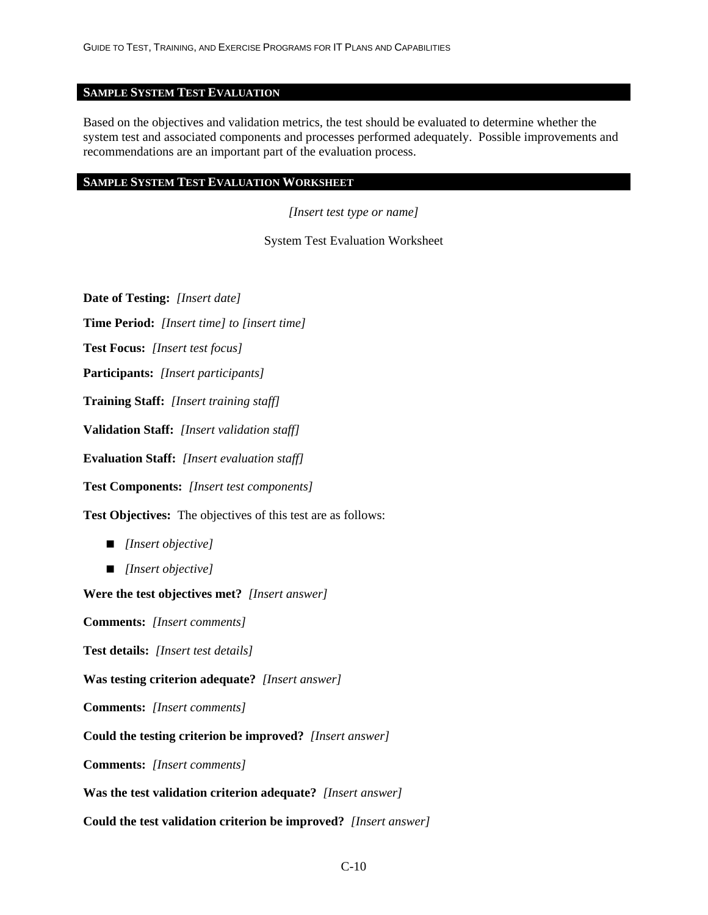## SAMPLE SYSTEM TEST EVALUATION

Based on the objectives and validation metrics, the test should be evaluated to determine whether the system test and associated components and processes performed adequately. Possible improvements and recommendations are an important part of the evaluation process.

## SAMPLE SYSTEM TEST EVALUATION WORKSHEET

*[Insert test type or name]*

System Test Evaluation Worksheet

**Date of Testing:** *[Insert date]*

**Time Period:** *[Insert time] to [insert time]*

**Test Focus:** *[Insert test focus]*

**Participants:** *[Insert participants]*

**Training Staff:** *[Insert training staff]*

**Validation Staff:** *[Insert validation staff]*

**Evaluation Staff:** *[Insert evaluation staff]*

**Test Components:** *[Insert test components]*

**Test Objectives:** The objectives of this test are as follows:

- *[Insert objective]*
- *[Insert objective]*

**Were the test objectives met?** *[Insert answer]*

**Comments:** *[Insert comments]*

**Test details:** *[Insert test details]*

**Was testing criterion adequate?** *[Insert answer]*

**Comments:** *[Insert comments]*

**Could the testing criterion be improved?** *[Insert answer]*

**Comments:** *[Insert comments]*

**Was the test validation criterion adequate?** *[Insert answer]*

**Could the test validation criterion be improved?** *[Insert answer]*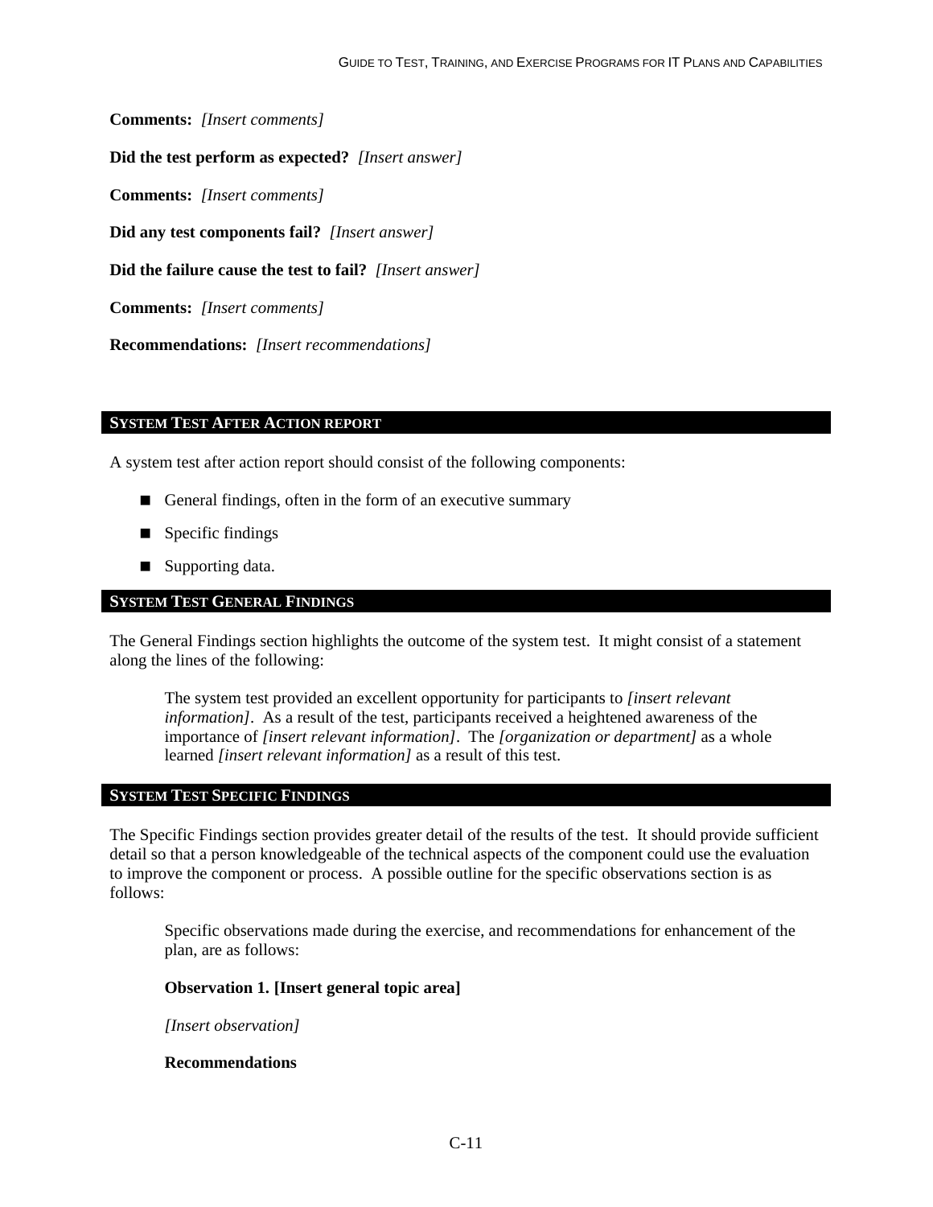**Comments:** *[Insert comments]*

**Did the test perform as expected?** *[Insert answer]*

**Comments:** *[Insert comments]*

**Did any test components fail?** *[Insert answer]*

**Did the failure cause the test to fail?** *[Insert answer]*

**Comments:** *[Insert comments]*

**Recommendations:** *[Insert recommendations]*

## SYSTEM TEST AFTER ACTION REPORT

A system test after action report should consist of the following components:

- General findings, often in the form of an executive summary
- Specific findings
- Supporting data.

## SYSTEM TEST GENERAL FINDINGS

The General Findings section highlights the outcome of the system test. It might consist of a statement along the lines of the following:

> The system test provided an excellent opportunity for participants to *[insert relevant information]*. As a result of the test, participants received a heightened awareness of the importance of *[insert relevant information]*. The *[organization or department]* as a whole learned *[insert relevant information]* as a result of this test.

## SYSTEM TEST SPECIFIC FINDINGS

The Specific Findings section provides greater detail of the results of the test. It should provide sufficient detail so that a person knowledgeable of the technical aspects of the component could use the evaluation to improve the component or process. A possible outline for the specific observations section is as follows:

> Specific observations made during the exercise, and recommendations for enhancement of the plan, are as follows:
>
> **Observation 1. [Insert general topic area]**
>
> *[Insert observation]*
>
> **Recommendations**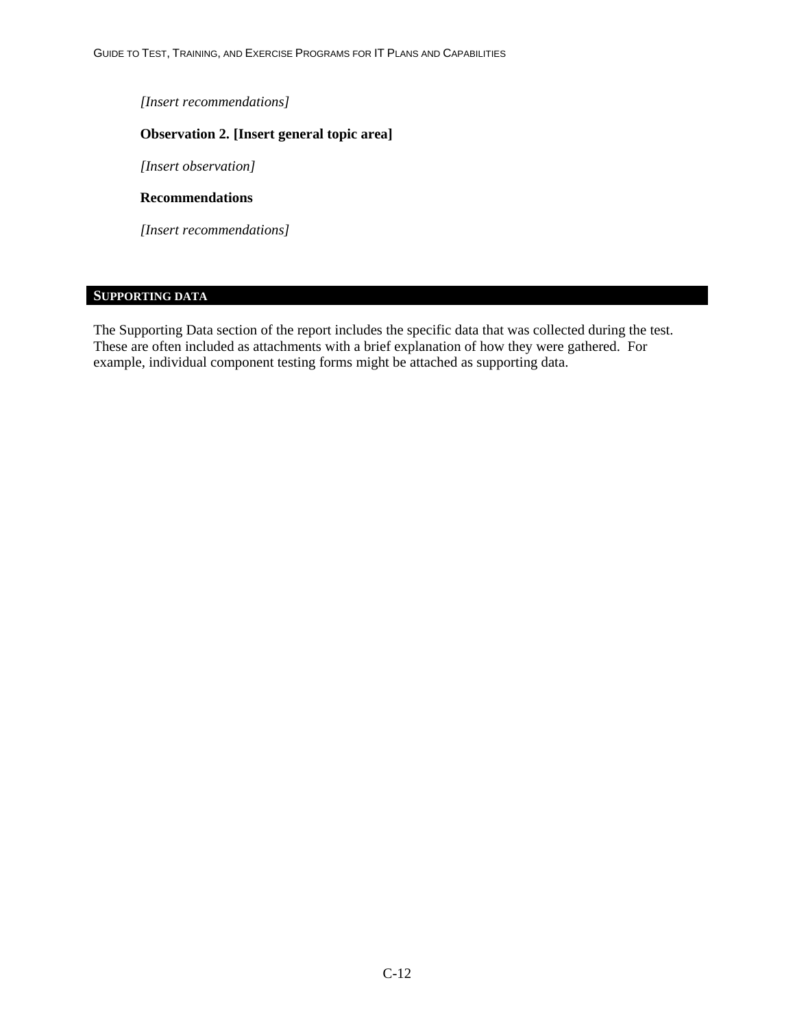*[Insert recommendations]*

**Observation 2. [Insert general topic area]**

*[Insert observation]*

**Recommendations**

*[Insert recommendations]*

## SUPPORTING DATA

The Supporting Data section of the report includes the specific data that was collected during the test. These are often included as attachments with a brief explanation of how they were gathered. For example, individual component testing forms might be attached as supporting data.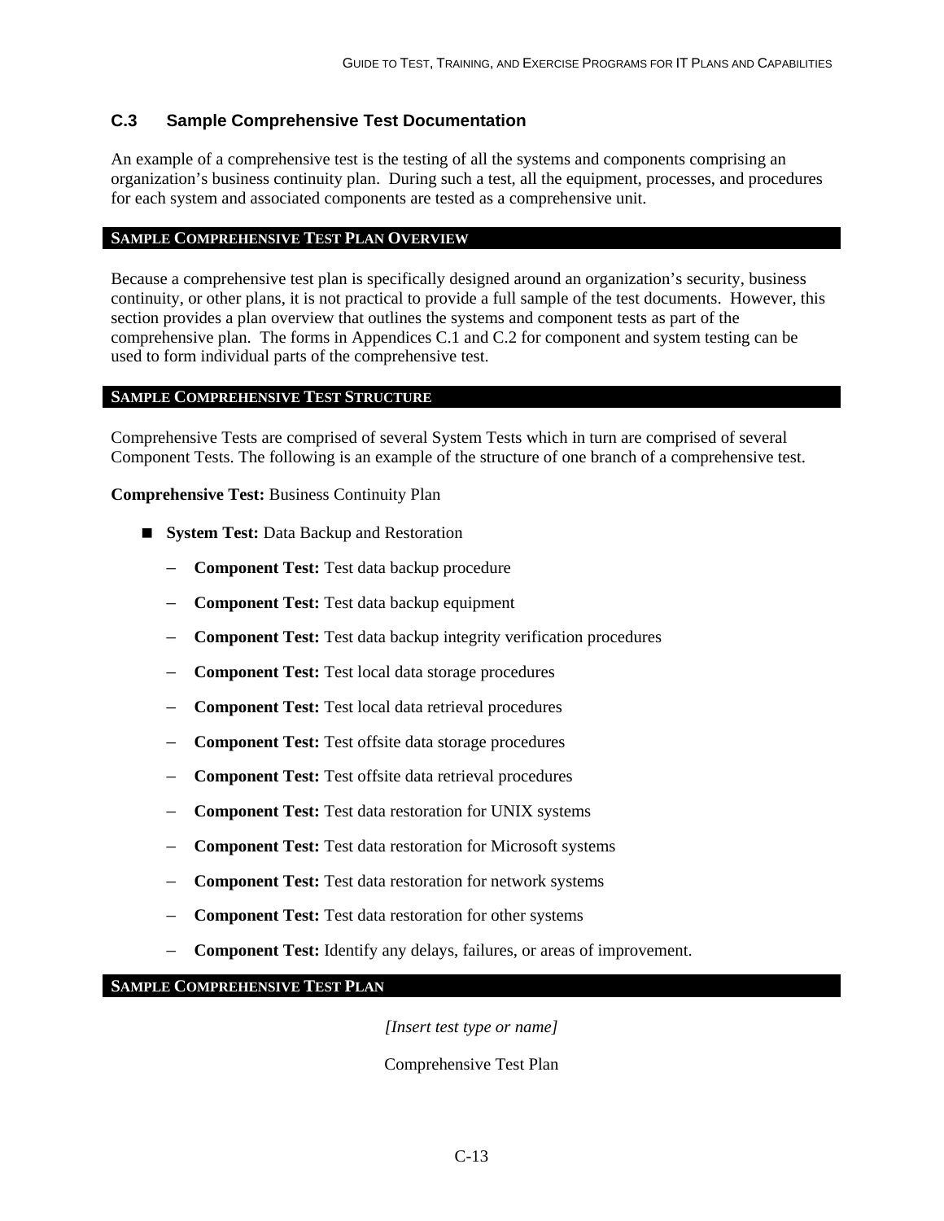### C.3 Sample Comprehensive Test Documentation

An example of a comprehensive test is the testing of all the systems and components comprising an organization's business continuity plan. During such a test, all the equipment, processes, and procedures for each system and associated components are tested as a comprehensive unit.

#### SAMPLE COMPREHENSIVE TEST PLAN OVERVIEW

Because a comprehensive test plan is specifically designed around an organization's security, business continuity, or other plans, it is not practical to provide a full sample of the test documents. However, this section provides a plan overview that outlines the systems and component tests as part of the comprehensive plan. The forms in Appendices C.1 and C.2 for component and system testing can be used to form individual parts of the comprehensive test.

#### SAMPLE COMPREHENSIVE TEST STRUCTURE

Comprehensive Tests are comprised of several System Tests which in turn are comprised of several Component Tests. The following is an example of the structure of one branch of a comprehensive test.

**Comprehensive Test:** Business Continuity Plan

- **System Test:** Data Backup and Restoration
  - **Component Test:** Test data backup procedure
  - **Component Test:** Test data backup equipment
  - **Component Test:** Test data backup integrity verification procedures
  - **Component Test:** Test local data storage procedures
  - **Component Test:** Test local data retrieval procedures
  - **Component Test:** Test offsite data storage procedures
  - **Component Test:** Test offsite data retrieval procedures
  - **Component Test:** Test data restoration for UNIX systems
  - **Component Test:** Test data restoration for Microsoft systems
  - **Component Test:** Test data restoration for network systems
  - **Component Test:** Test data restoration for other systems
  - **Component Test:** Identify any delays, failures, or areas of improvement.

#### SAMPLE COMPREHENSIVE TEST PLAN

*[Insert test type or name]*

Comprehensive Test Plan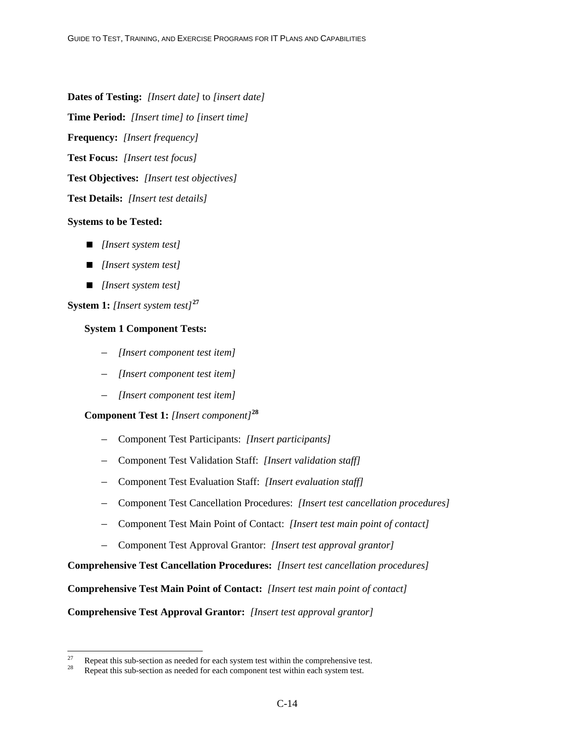**Dates of Testing:** *[Insert date]* to *[insert date]*

**Time Period:** *[Insert time] to [insert time]*

**Frequency:** *[Insert frequency]*

**Test Focus:** *[Insert test focus]*

**Test Objectives:** *[Insert test objectives]*

**Test Details:** *[Insert test details]*

**Systems to be Tested:**

- *[Insert system test]*
- *[Insert system test]*
- *[Insert system test]*

**System 1:** *[Insert system test]*[27]

**System 1 Component Tests:**

- *[Insert component test item]*
- *[Insert component test item]*
- *[Insert component test item]*

**Component Test 1:** *[Insert component]*[28]

- Component Test Participants: *[Insert participants]*
- Component Test Validation Staff: *[Insert validation staff]*
- Component Test Evaluation Staff: *[Insert evaluation staff]*
- Component Test Cancellation Procedures: *[Insert test cancellation procedures]*
- Component Test Main Point of Contact: *[Insert test main point of contact]*
- Component Test Approval Grantor: *[Insert test approval grantor]*

**Comprehensive Test Cancellation Procedures:** *[Insert test cancellation procedures]*

**Comprehensive Test Main Point of Contact:** *[Insert test main point of contact]*

**Comprehensive Test Approval Grantor:** *[Insert test approval grantor]*

---

[27] Repeat this sub-section as needed for each system test within the comprehensive test.

[28] Repeat this sub-section as needed for each component test within each system test.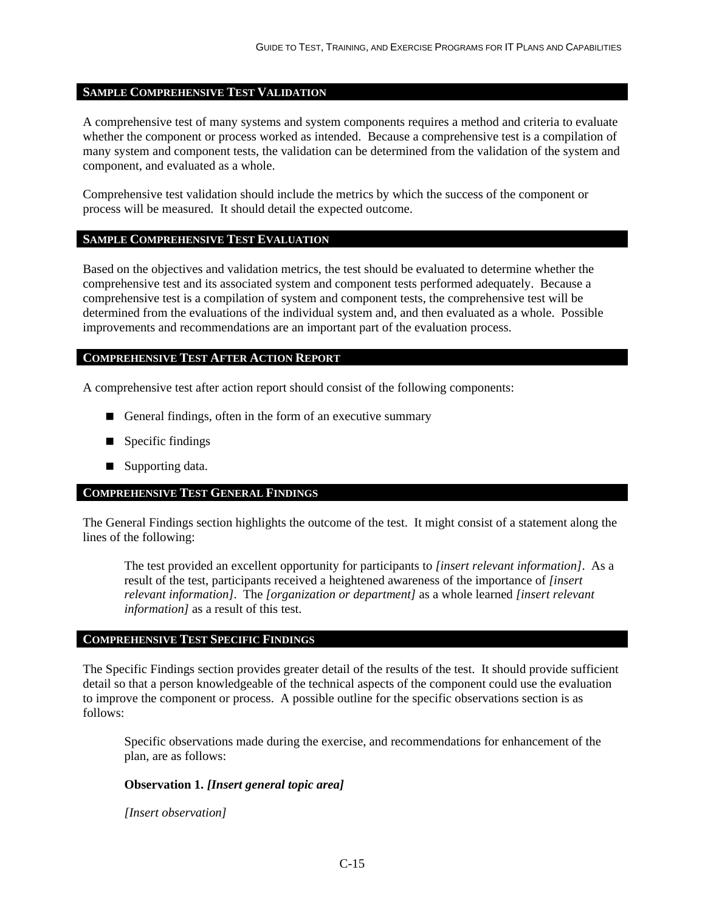## SAMPLE COMPREHENSIVE TEST VALIDATION

A comprehensive test of many systems and system components requires a method and criteria to evaluate whether the component or process worked as intended. Because a comprehensive test is a compilation of many system and component tests, the validation can be determined from the validation of the system and component, and evaluated as a whole.

Comprehensive test validation should include the metrics by which the success of the component or process will be measured. It should detail the expected outcome.

## SAMPLE COMPREHENSIVE TEST EVALUATION

Based on the objectives and validation metrics, the test should be evaluated to determine whether the comprehensive test and its associated system and component tests performed adequately. Because a comprehensive test is a compilation of system and component tests, the comprehensive test will be determined from the evaluations of the individual system and, and then evaluated as a whole. Possible improvements and recommendations are an important part of the evaluation process.

## COMPREHENSIVE TEST AFTER ACTION REPORT

A comprehensive test after action report should consist of the following components:

- General findings, often in the form of an executive summary
- Specific findings
- Supporting data.

## COMPREHENSIVE TEST GENERAL FINDINGS

The General Findings section highlights the outcome of the test. It might consist of a statement along the lines of the following:

> The test provided an excellent opportunity for participants to *[insert relevant information]*. As a result of the test, participants received a heightened awareness of the importance of *[insert relevant information]*. The *[organization or department]* as a whole learned *[insert relevant information]* as a result of this test.

## COMPREHENSIVE TEST SPECIFIC FINDINGS

The Specific Findings section provides greater detail of the results of the test. It should provide sufficient detail so that a person knowledgeable of the technical aspects of the component could use the evaluation to improve the component or process. A possible outline for the specific observations section is as follows:

> Specific observations made during the exercise, and recommendations for enhancement of the plan, are as follows:
>
> **Observation 1. *[Insert general topic area]***
>
> *[Insert observation]*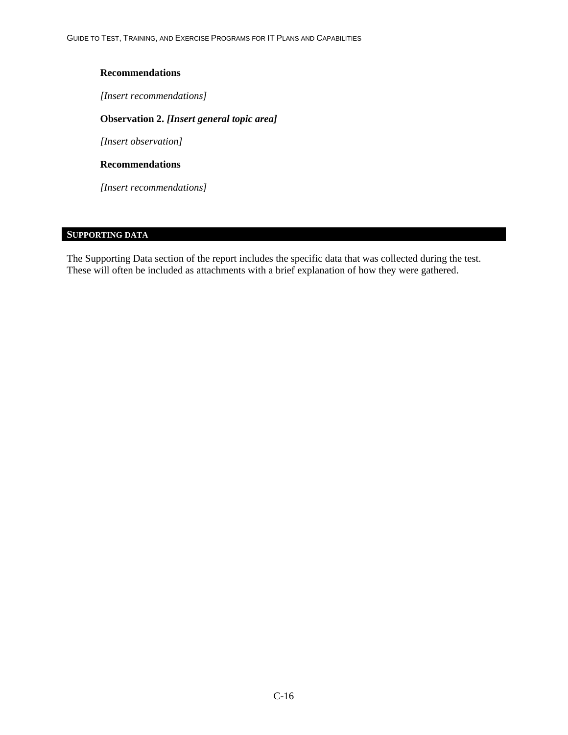**Recommendations**

*[Insert recommendations]*

**Observation 2.** ***[Insert general topic area]***

*[Insert observation]*

**Recommendations**

*[Insert recommendations]*

## SUPPORTING DATA

The Supporting Data section of the report includes the specific data that was collected during the test. These will often be included as attachments with a brief explanation of how they were gathered.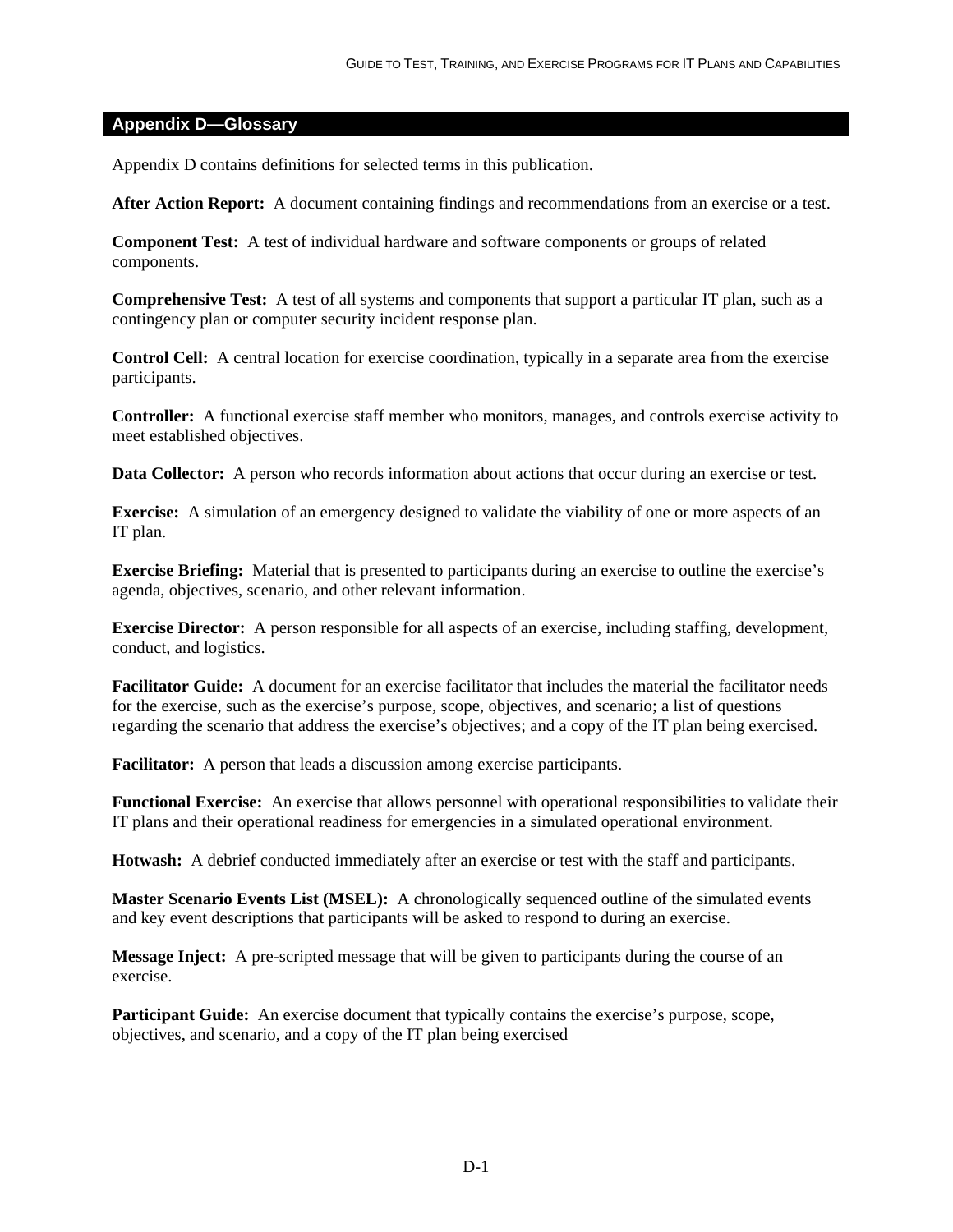## Appendix D—Glossary

Appendix D contains definitions for selected terms in this publication.

**After Action Report:** A document containing findings and recommendations from an exercise or a test.

**Component Test:** A test of individual hardware and software components or groups of related components.

**Comprehensive Test:** A test of all systems and components that support a particular IT plan, such as a contingency plan or computer security incident response plan.

**Control Cell:** A central location for exercise coordination, typically in a separate area from the exercise participants.

**Controller:** A functional exercise staff member who monitors, manages, and controls exercise activity to meet established objectives.

**Data Collector:** A person who records information about actions that occur during an exercise or test.

**Exercise:** A simulation of an emergency designed to validate the viability of one or more aspects of an IT plan.

**Exercise Briefing:** Material that is presented to participants during an exercise to outline the exercise's agenda, objectives, scenario, and other relevant information.

**Exercise Director:** A person responsible for all aspects of an exercise, including staffing, development, conduct, and logistics.

**Facilitator Guide:** A document for an exercise facilitator that includes the material the facilitator needs for the exercise, such as the exercise's purpose, scope, objectives, and scenario; a list of questions regarding the scenario that address the exercise's objectives; and a copy of the IT plan being exercised.

**Facilitator:** A person that leads a discussion among exercise participants.

**Functional Exercise:** An exercise that allows personnel with operational responsibilities to validate their IT plans and their operational readiness for emergencies in a simulated operational environment.

**Hotwash:** A debrief conducted immediately after an exercise or test with the staff and participants.

**Master Scenario Events List (MSEL):** A chronologically sequenced outline of the simulated events and key event descriptions that participants will be asked to respond to during an exercise.

**Message Inject:** A pre-scripted message that will be given to participants during the course of an exercise.

**Participant Guide:** An exercise document that typically contains the exercise's purpose, scope, objectives, and scenario, and a copy of the IT plan being exercised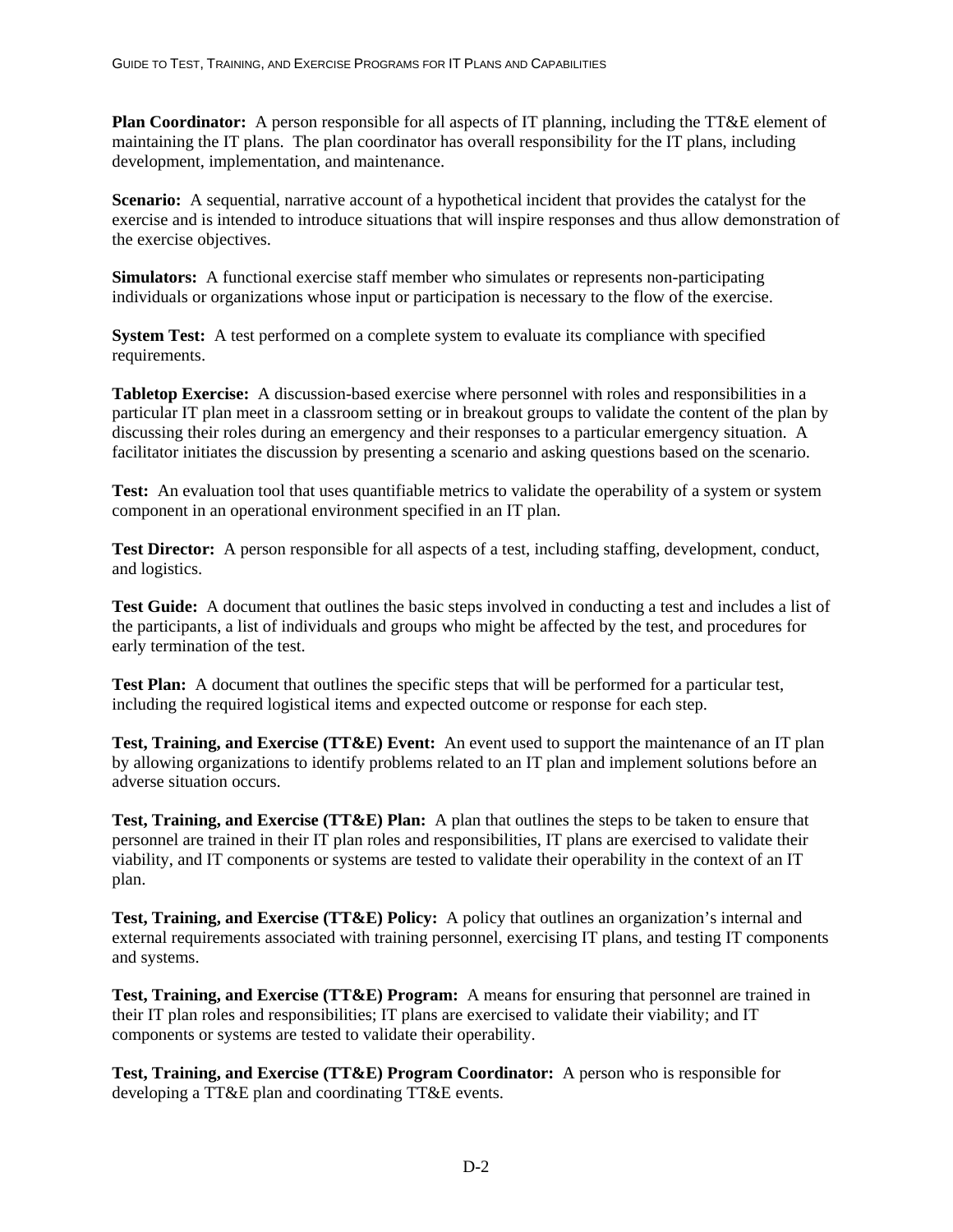**Plan Coordinator:** A person responsible for all aspects of IT planning, including the TT&E element of maintaining the IT plans. The plan coordinator has overall responsibility for the IT plans, including development, implementation, and maintenance.

**Scenario:** A sequential, narrative account of a hypothetical incident that provides the catalyst for the exercise and is intended to introduce situations that will inspire responses and thus allow demonstration of the exercise objectives.

**Simulators:** A functional exercise staff member who simulates or represents non-participating individuals or organizations whose input or participation is necessary to the flow of the exercise.

**System Test:** A test performed on a complete system to evaluate its compliance with specified requirements.

**Tabletop Exercise:** A discussion-based exercise where personnel with roles and responsibilities in a particular IT plan meet in a classroom setting or in breakout groups to validate the content of the plan by discussing their roles during an emergency and their responses to a particular emergency situation. A facilitator initiates the discussion by presenting a scenario and asking questions based on the scenario.

**Test:** An evaluation tool that uses quantifiable metrics to validate the operability of a system or system component in an operational environment specified in an IT plan.

**Test Director:** A person responsible for all aspects of a test, including staffing, development, conduct, and logistics.

**Test Guide:** A document that outlines the basic steps involved in conducting a test and includes a list of the participants, a list of individuals and groups who might be affected by the test, and procedures for early termination of the test.

**Test Plan:** A document that outlines the specific steps that will be performed for a particular test, including the required logistical items and expected outcome or response for each step.

**Test, Training, and Exercise (TT&E) Event:** An event used to support the maintenance of an IT plan by allowing organizations to identify problems related to an IT plan and implement solutions before an adverse situation occurs.

**Test, Training, and Exercise (TT&E) Plan:** A plan that outlines the steps to be taken to ensure that personnel are trained in their IT plan roles and responsibilities, IT plans are exercised to validate their viability, and IT components or systems are tested to validate their operability in the context of an IT plan.

**Test, Training, and Exercise (TT&E) Policy:** A policy that outlines an organization's internal and external requirements associated with training personnel, exercising IT plans, and testing IT components and systems.

**Test, Training, and Exercise (TT&E) Program:** A means for ensuring that personnel are trained in their IT plan roles and responsibilities; IT plans are exercised to validate their viability; and IT components or systems are tested to validate their operability.

**Test, Training, and Exercise (TT&E) Program Coordinator:** A person who is responsible for developing a TT&E plan and coordinating TT&E events.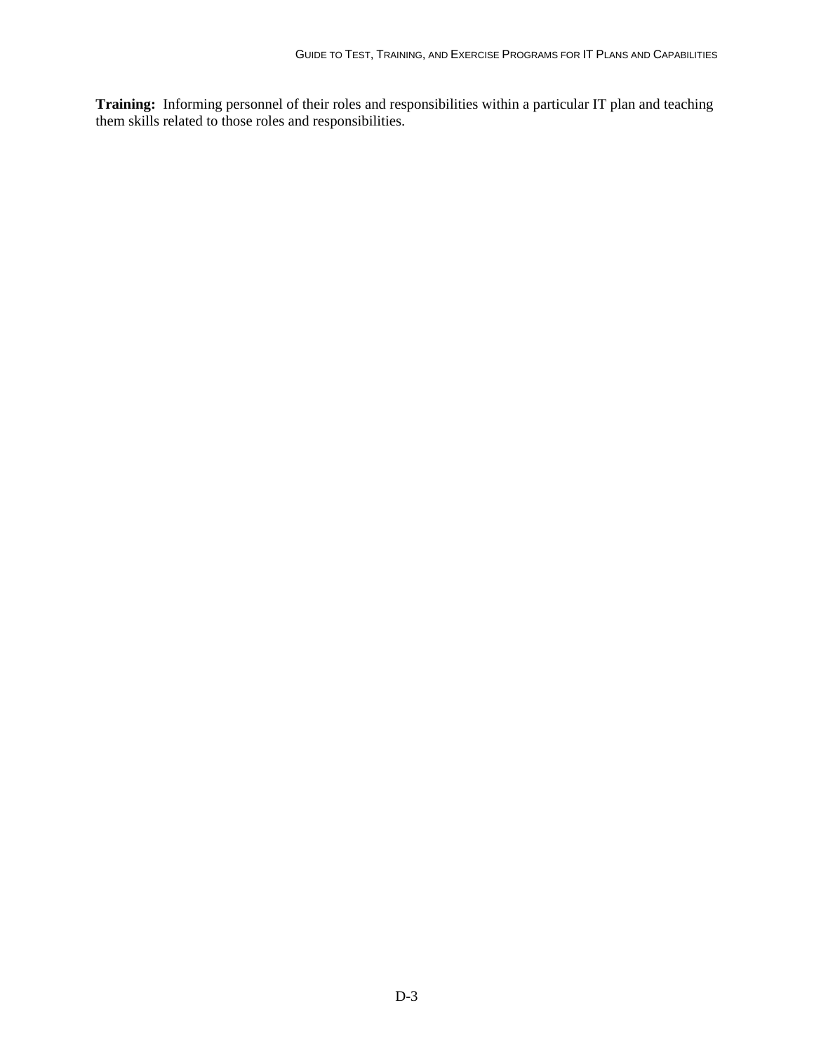**Training:** Informing personnel of their roles and responsibilities within a particular IT plan and teaching them skills related to those roles and responsibilities.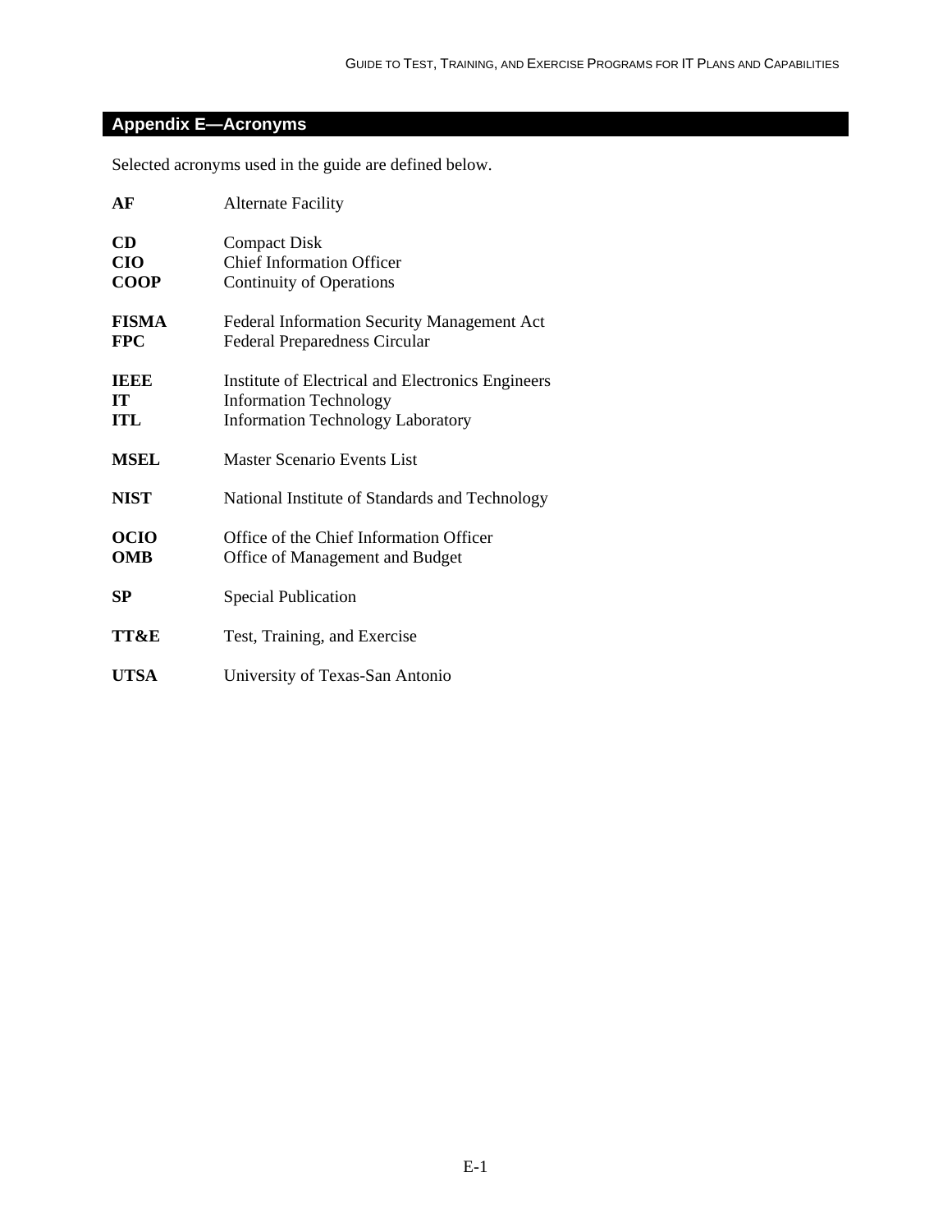## Appendix E—Acronyms

Selected acronyms used in the guide are defined below.

| | |
|---|---|
| **AF** | Alternate Facility |
| **CD** | Compact Disk |
| **CIO** | Chief Information Officer |
| **COOP** | Continuity of Operations |
| **FISMA** | Federal Information Security Management Act |
| **FPC** | Federal Preparedness Circular |
| **IEEE** | Institute of Electrical and Electronics Engineers |
| **IT** | Information Technology |
| **ITL** | Information Technology Laboratory |
| **MSEL** | Master Scenario Events List |
| **NIST** | National Institute of Standards and Technology |
| **OCIO** | Office of the Chief Information Officer |
| **OMB** | Office of Management and Budget |
| **SP** | Special Publication |
| **TT&E** | Test, Training, and Exercise |
| **UTSA** | University of Texas-San Antonio |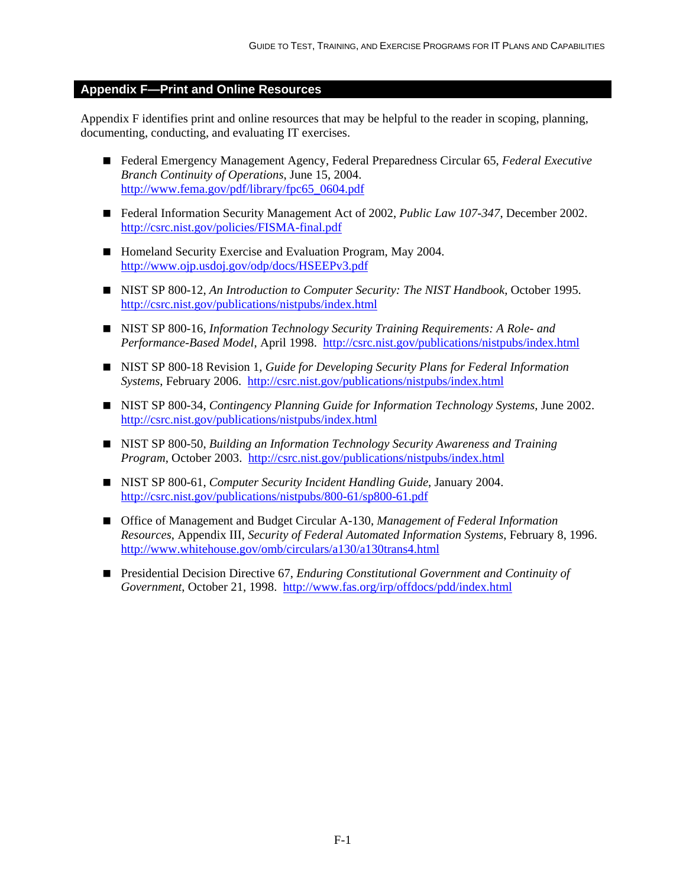## Appendix F—Print and Online Resources

Appendix F identifies print and online resources that may be helpful to the reader in scoping, planning, documenting, conducting, and evaluating IT exercises.

- Federal Emergency Management Agency, Federal Preparedness Circular 65, *Federal Executive Branch Continuity of Operations*, June 15, 2004. http://www.fema.gov/pdf/library/fpc65_0604.pdf
- Federal Information Security Management Act of 2002, *Public Law 107-347*, December 2002. http://csrc.nist.gov/policies/FISMA-final.pdf
- Homeland Security Exercise and Evaluation Program, May 2004. http://www.ojp.usdoj.gov/odp/docs/HSEEPv3.pdf
- NIST SP 800-12, *An Introduction to Computer Security: The NIST Handbook*, October 1995. http://csrc.nist.gov/publications/nistpubs/index.html
- NIST SP 800-16, *Information Technology Security Training Requirements: A Role- and Performance-Based Model*, April 1998. http://csrc.nist.gov/publications/nistpubs/index.html
- NIST SP 800-18 Revision 1, *Guide for Developing Security Plans for Federal Information Systems*, February 2006. http://csrc.nist.gov/publications/nistpubs/index.html
- NIST SP 800-34, *Contingency Planning Guide for Information Technology Systems*, June 2002. http://csrc.nist.gov/publications/nistpubs/index.html
- NIST SP 800-50, *Building an Information Technology Security Awareness and Training Program*, October 2003. http://csrc.nist.gov/publications/nistpubs/index.html
- NIST SP 800-61, *Computer Security Incident Handling Guide*, January 2004. http://csrc.nist.gov/publications/nistpubs/800-61/sp800-61.pdf
- Office of Management and Budget Circular A-130, *Management of Federal Information Resources*, Appendix III, *Security of Federal Automated Information Systems*, February 8, 1996. http://www.whitehouse.gov/omb/circulars/a130/a130trans4.html
- Presidential Decision Directive 67, *Enduring Constitutional Government and Continuity of Government*, October 21, 1998. http://www.fas.org/irp/offdocs/pdd/index.html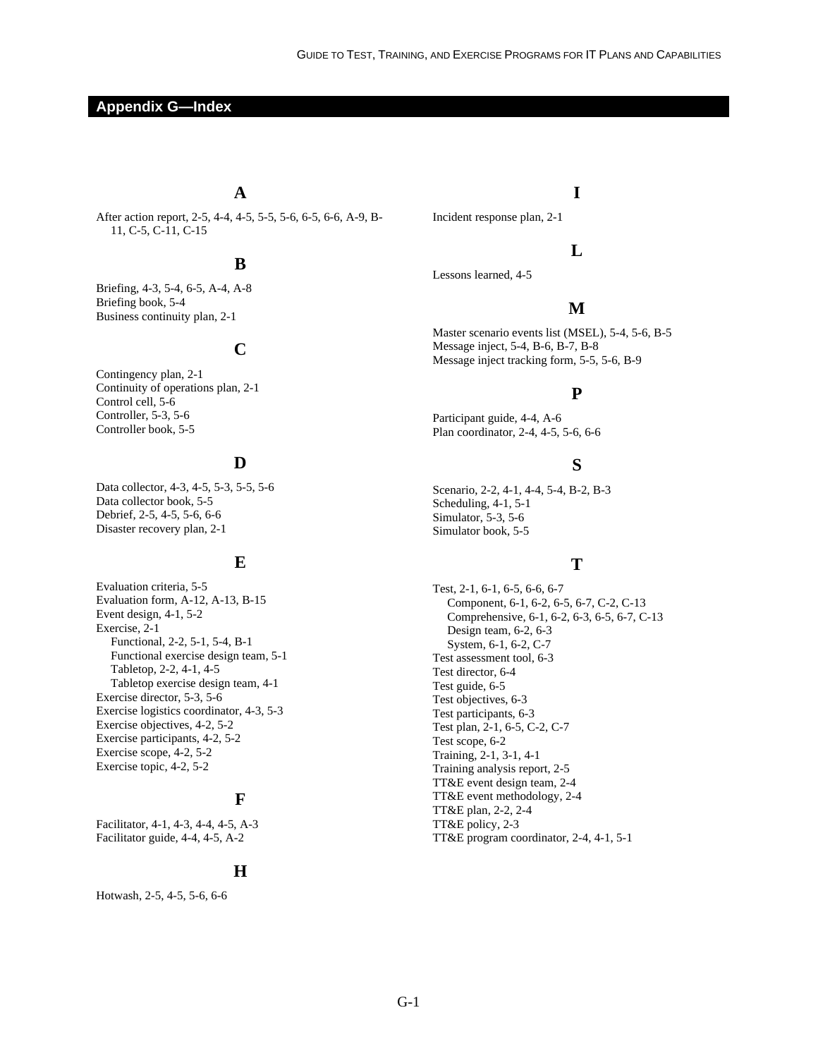## Appendix G—Index

### A

After action report, 2-5, 4-4, 4-5, 5-5, 5-6, 6-5, 6-6, A-9, B-11, C-5, C-11, C-15

### B

Briefing, 4-3, 5-4, 6-5, A-4, A-8
Briefing book, 5-4
Business continuity plan, 2-1

### C

Contingency plan, 2-1
Continuity of operations plan, 2-1
Control cell, 5-6
Controller, 5-3, 5-6
Controller book, 5-5

### D

Data collector, 4-3, 4-5, 5-3, 5-5, 5-6
Data collector book, 5-5
Debrief, 2-5, 4-5, 5-6, 6-6
Disaster recovery plan, 2-1

### E

Evaluation criteria, 5-5
Evaluation form, A-12, A-13, B-15
Event design, 4-1, 5-2
Exercise, 2-1
- Functional, 2-2, 5-1, 5-4, B-1
- Functional exercise design team, 5-1
- Tabletop, 2-2, 4-1, 4-5
- Tabletop exercise design team, 4-1

Exercise director, 5-3, 5-6
Exercise logistics coordinator, 4-3, 5-3
Exercise objectives, 4-2, 5-2
Exercise participants, 4-2, 5-2
Exercise scope, 4-2, 5-2
Exercise topic, 4-2, 5-2

### F

Facilitator, 4-1, 4-3, 4-4, 4-5, A-3
Facilitator guide, 4-4, 4-5, A-2

### H

Hotwash, 2-5, 4-5, 5-6, 6-6

### I

Incident response plan, 2-1

### L

Lessons learned, 4-5

### M

Master scenario events list (MSEL), 5-4, 5-6, B-5
Message inject, 5-4, B-6, B-7, B-8
Message inject tracking form, 5-5, 5-6, B-9

### P

Participant guide, 4-4, A-6
Plan coordinator, 2-4, 4-5, 5-6, 6-6

### S

Scenario, 2-2, 4-1, 4-4, 5-4, B-2, B-3
Scheduling, 4-1, 5-1
Simulator, 5-3, 5-6
Simulator book, 5-5

### T

Test, 2-1, 6-1, 6-5, 6-6, 6-7
- Component, 6-1, 6-2, 6-5, 6-7, C-2, C-13
- Comprehensive, 6-1, 6-2, 6-3, 6-5, 6-7, C-13
- Design team, 6-2, 6-3
- System, 6-1, 6-2, C-7

Test assessment tool, 6-3
Test director, 6-4
Test guide, 6-5
Test objectives, 6-3
Test participants, 6-3
Test plan, 2-1, 6-5, C-2, C-7
Test scope, 6-2
Training, 2-1, 3-1, 4-1
Training analysis report, 2-5
TT&E event design team, 2-4
TT&E event methodology, 2-4
TT&E plan, 2-2, 2-4
TT&E policy, 2-3
TT&E program coordinator, 2-4, 4-1, 5-1